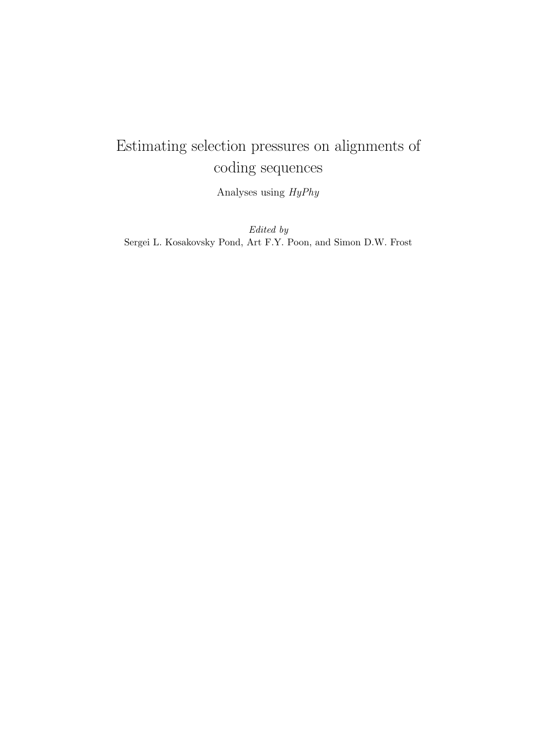# Estimating selection pressures on alignments of coding sequences

Analyses using *HyPhy*

*Edited by*
Sergei L. Kosakovsky Pond, Art F.Y. Poon, and Simon D.W. Frost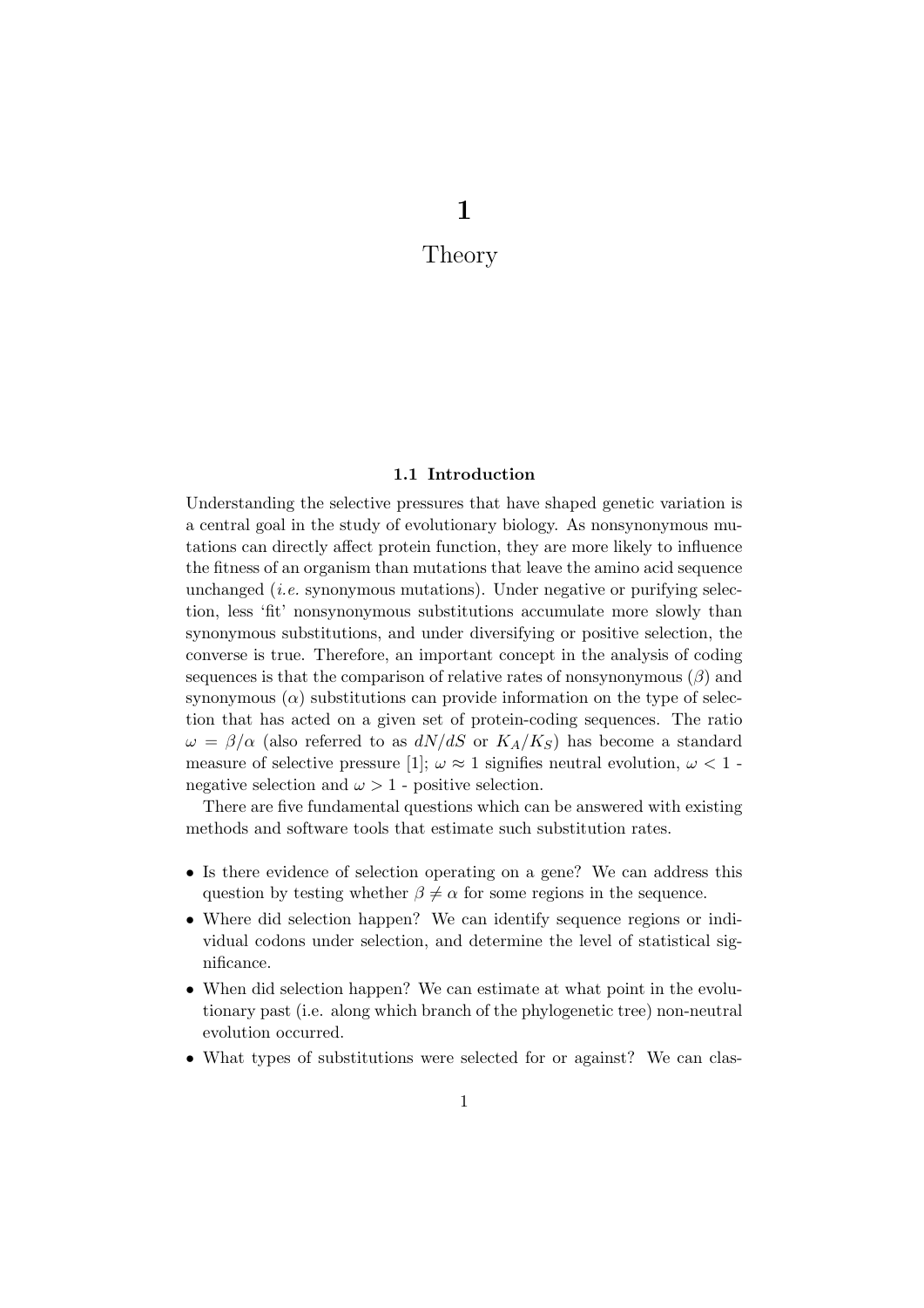# 1

# Theory

### 1.1 Introduction

Understanding the selective pressures that have shaped genetic variation is a central goal in the study of evolutionary biology. As nonsynonymous mutations can directly affect protein function, they are more likely to influence the fitness of an organism than mutations that leave the amino acid sequence unchanged (*i.e.* synonymous mutations). Under negative or purifying selection, less 'fit' nonsynonymous substitutions accumulate more slowly than synonymous substitutions, and under diversifying or positive selection, the converse is true. Therefore, an important concept in the analysis of coding sequences is that the comparison of relative rates of nonsynonymous ($\beta$) and synonymous ($\alpha$) substitutions can provide information on the type of selection that has acted on a given set of protein-coding sequences. The ratio $\omega = \beta/\alpha$ (also referred to as $dN/dS$ or $K_A/K_S$) has become a standard measure of selective pressure [1]; $\omega \approx 1$ signifies neutral evolution, $\omega < 1$ - negative selection and $\omega > 1$ - positive selection.

There are five fundamental questions which can be answered with existing methods and software tools that estimate such substitution rates.

- Is there evidence of selection operating on a gene? We can address this question by testing whether $\beta \neq \alpha$ for some regions in the sequence.
- Where did selection happen? We can identify sequence regions or individual codons under selection, and determine the level of statistical significance.
- When did selection happen? We can estimate at what point in the evolutionary past (i.e. along which branch of the phylogenetic tree) non-neutral evolution occurred.
- What types of substitutions were selected for or against? We can clas-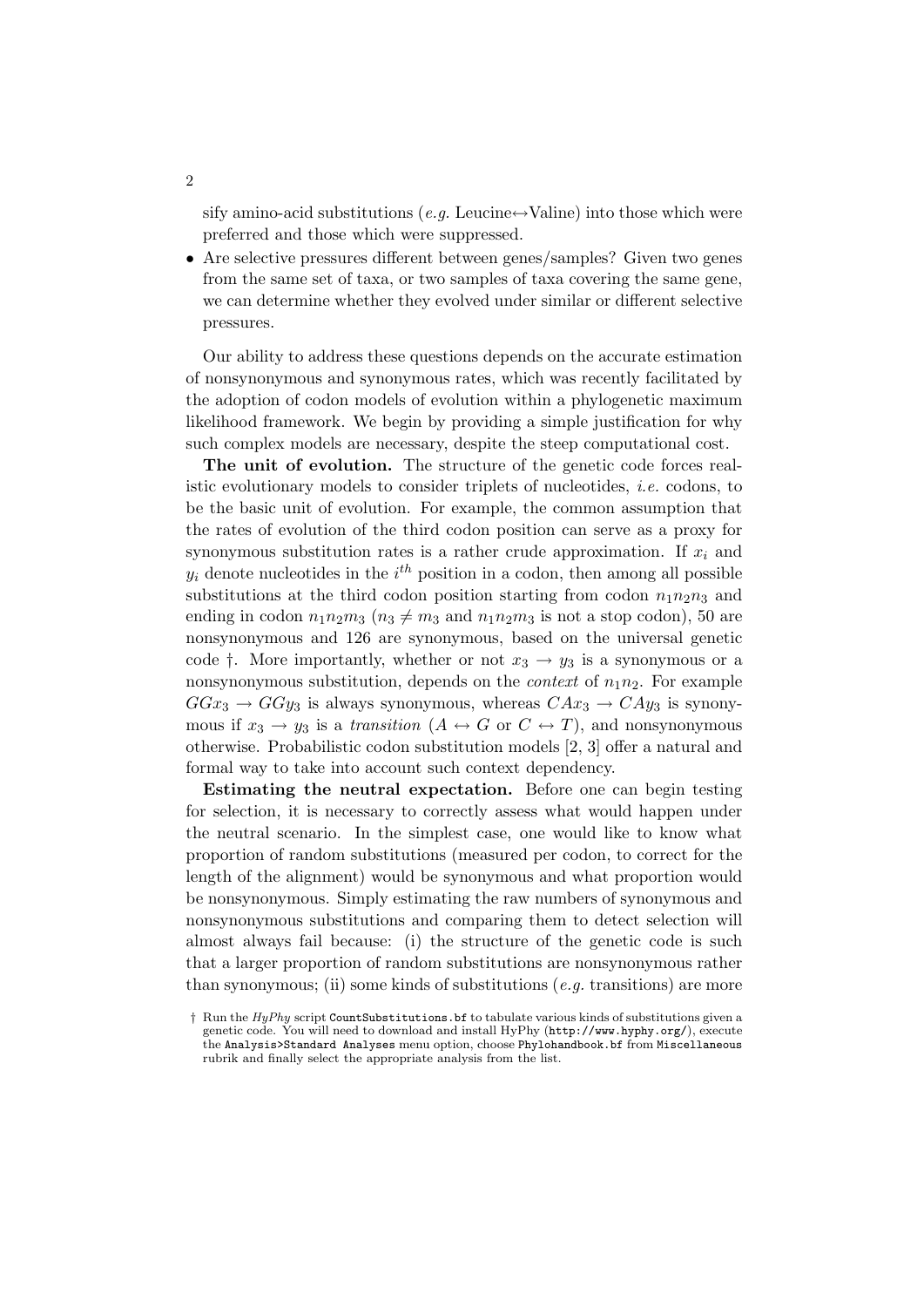sify amino-acid substitutions (*e.g.* Leucine↔Valine) into those which were preferred and those which were suppressed.

- Are selective pressures different between genes/samples? Given two genes from the same set of taxa, or two samples of taxa covering the same gene, we can determine whether they evolved under similar or different selective pressures.

Our ability to address these questions depends on the accurate estimation of nonsynonymous and synonymous rates, which was recently facilitated by the adoption of codon models of evolution within a phylogenetic maximum likelihood framework. We begin by providing a simple justification for why such complex models are necessary, despite the steep computational cost.

**The unit of evolution.** The structure of the genetic code forces realistic evolutionary models to consider triplets of nucleotides, *i.e.* codons, to be the basic unit of evolution. For example, the common assumption that the rates of evolution of the third codon position can serve as a proxy for synonymous substitution rates is a rather crude approximation. If $x_i$ and $y_i$ denote nucleotides in the $i^{th}$ position in a codon, then among all possible substitutions at the third codon position starting from codon $n_1n_2n_3$ and ending in codon $n_1n_2m_3$ ($n_3 \neq m_3$ and $n_1n_2m_3$ is not a stop codon), 50 are nonsynonymous and 126 are synonymous, based on the universal genetic code †. More importantly, whether or not $x_3 \to y_3$ is a synonymous or a nonsynonymous substitution, depends on the *context* of $n_1n_2$. For example $GGx_3 \to GGy_3$ is always synonymous, whereas $CAx_3 \to CAy_3$ is synonymous if $x_3 \to y_3$ is a *transition* ($A \leftrightarrow G$ or $C \leftrightarrow T$), and nonsynonymous otherwise. Probabilistic codon substitution models [2, 3] offer a natural and formal way to take into account such context dependency.

**Estimating the neutral expectation.** Before one can begin testing for selection, it is necessary to correctly assess what would happen under the neutral scenario. In the simplest case, one would like to know what proportion of random substitutions (measured per codon, to correct for the length of the alignment) would be synonymous and what proportion would be nonsynonymous. Simply estimating the raw numbers of synonymous and nonsynonymous substitutions and comparing them to detect selection will almost always fail because: (i) the structure of the genetic code is such that a larger proportion of random substitutions are nonsynonymous rather than synonymous; (ii) some kinds of substitutions (*e.g.* transitions) are more

† Run the *HyPhy* script `CountSubstitutions.bf` to tabulate various kinds of substitutions given a genetic code. You will need to download and install HyPhy (`http://www.hyphy.org/`), execute the `Analysis>Standard Analyses` menu option, choose `Phylohandbook.bf` from `Miscellaneous` rubrik and finally select the appropriate analysis from the list.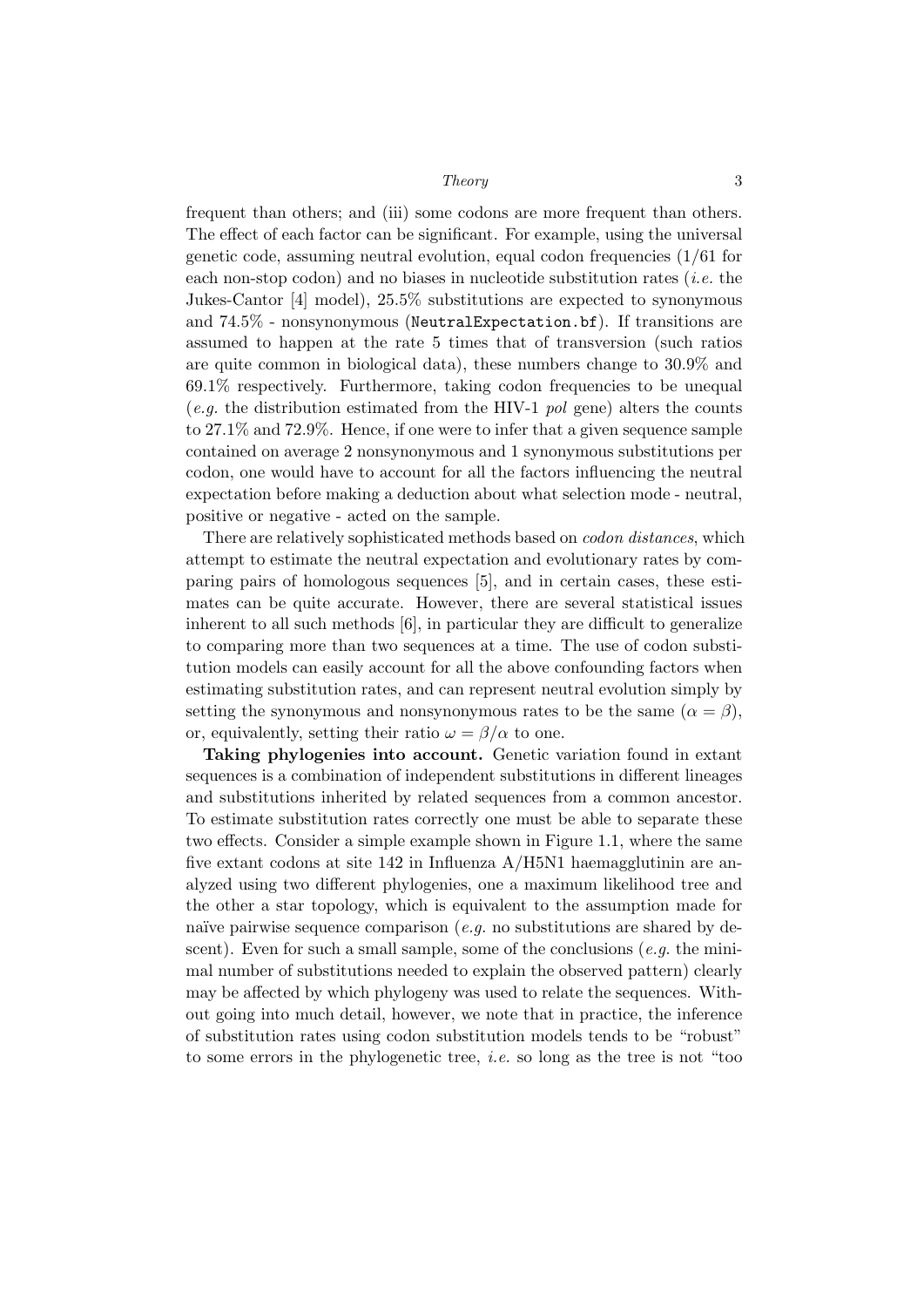frequent than others; and (iii) some codons are more frequent than others. The effect of each factor can be significant. For example, using the universal genetic code, assuming neutral evolution, equal codon frequencies (1/61 for each non-stop codon) and no biases in nucleotide substitution rates (*i.e.* the Jukes-Cantor [4] model), 25.5% substitutions are expected to synonymous and 74.5% - nonsynonymous (`NeutralExpectation.bf`). If transitions are assumed to happen at the rate 5 times that of transversion (such ratios are quite common in biological data), these numbers change to 30.9% and 69.1% respectively. Furthermore, taking codon frequencies to be unequal (*e.g.* the distribution estimated from the HIV-1 *pol* gene) alters the counts to 27.1% and 72.9%. Hence, if one were to infer that a given sequence sample contained on average 2 nonsynonymous and 1 synonymous substitutions per codon, one would have to account for all the factors influencing the neutral expectation before making a deduction about what selection mode - neutral, positive or negative - acted on the sample.

There are relatively sophisticated methods based on *codon distances*, which attempt to estimate the neutral expectation and evolutionary rates by comparing pairs of homologous sequences [5], and in certain cases, these estimates can be quite accurate. However, there are several statistical issues inherent to all such methods [6], in particular they are difficult to generalize to comparing more than two sequences at a time. The use of codon substitution models can easily account for all the above confounding factors when estimating substitution rates, and can represent neutral evolution simply by setting the synonymous and nonsynonymous rates to be the same ($\alpha = \beta$), or, equivalently, setting their ratio $\omega = \beta/\alpha$ to one.

**Taking phylogenies into account.** Genetic variation found in extant sequences is a combination of independent substitutions in different lineages and substitutions inherited by related sequences from a common ancestor. To estimate substitution rates correctly one must be able to separate these two effects. Consider a simple example shown in Figure 1.1, where the same five extant codons at site 142 in Influenza A/H5N1 haemagglutinin are analyzed using two different phylogenies, one a maximum likelihood tree and the other a star topology, which is equivalent to the assumption made for naïve pairwise sequence comparison (*e.g.* no substitutions are shared by descent). Even for such a small sample, some of the conclusions (*e.g.* the minimal number of substitutions needed to explain the observed pattern) clearly may be affected by which phylogeny was used to relate the sequences. Without going into much detail, however, we note that in practice, the inference of substitution rates using codon substitution models tends to be "robust" to some errors in the phylogenetic tree, *i.e.* so long as the tree is not "too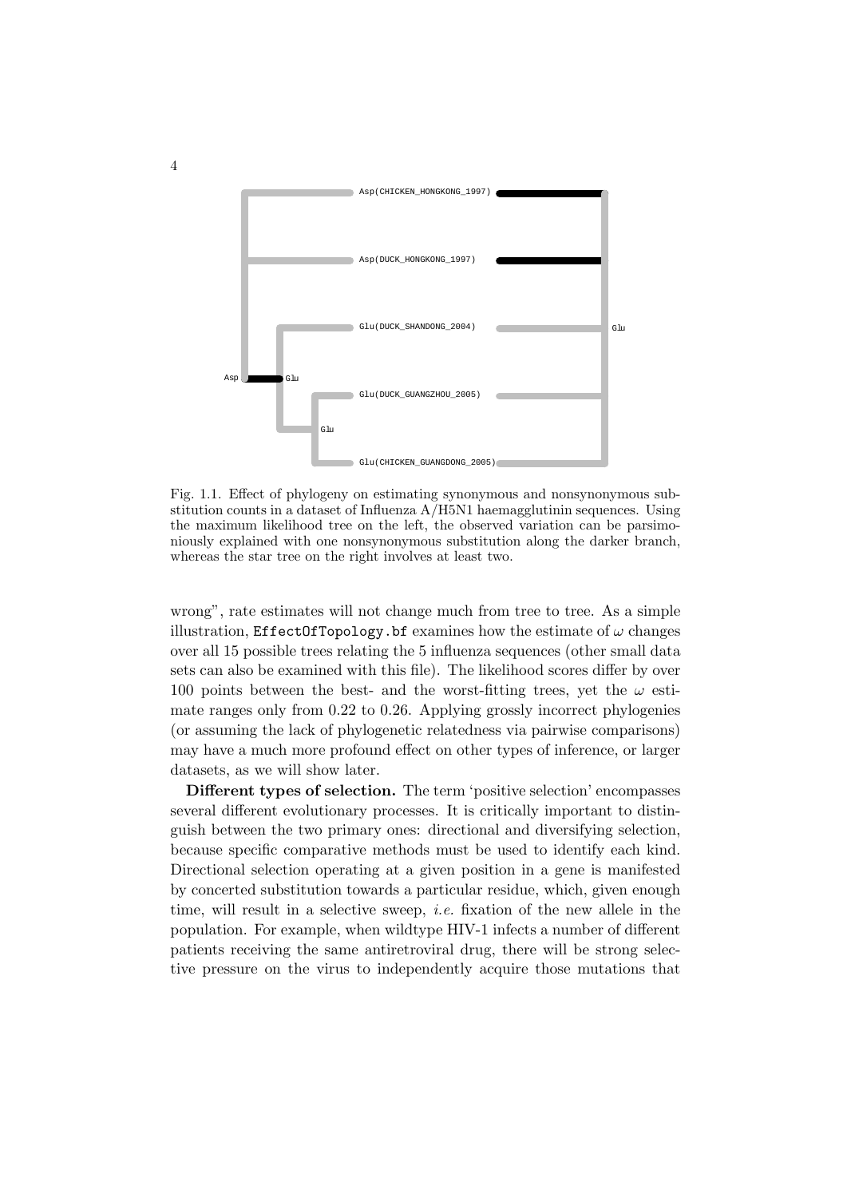Fig. 1.1. Effect of phylogeny on estimating synonymous and nonsynonymous substitution counts in a dataset of Influenza A/H5N1 haemagglutinin sequences. Using the maximum likelihood tree on the left, the observed variation can be parsimoniously explained with one nonsynonymous substitution along the darker branch, whereas the star tree on the right involves at least two.

wrong", rate estimates will not change much from tree to tree. As a simple illustration, `EffectOfTopology.bf` examines how the estimate of $\omega$ changes over all 15 possible trees relating the 5 influenza sequences (other small data sets can also be examined with this file). The likelihood scores differ by over 100 points between the best- and the worst-fitting trees, yet the $\omega$ estimate ranges only from 0.22 to 0.26. Applying grossly incorrect phylogenies (or assuming the lack of phylogenetic relatedness via pairwise comparisons) may have a much more profound effect on other types of inference, or larger datasets, as we will show later.

**Different types of selection.** The term 'positive selection' encompasses several different evolutionary processes. It is critically important to distinguish between the two primary ones: directional and diversifying selection, because specific comparative methods must be used to identify each kind. Directional selection operating at a given position in a gene is manifested by concerted substitution towards a particular residue, which, given enough time, will result in a selective sweep, *i.e.* fixation of the new allele in the population. For example, when wildtype HIV-1 infects a number of different patients receiving the same antiretroviral drug, there will be strong selective pressure on the virus to independently acquire those mutations that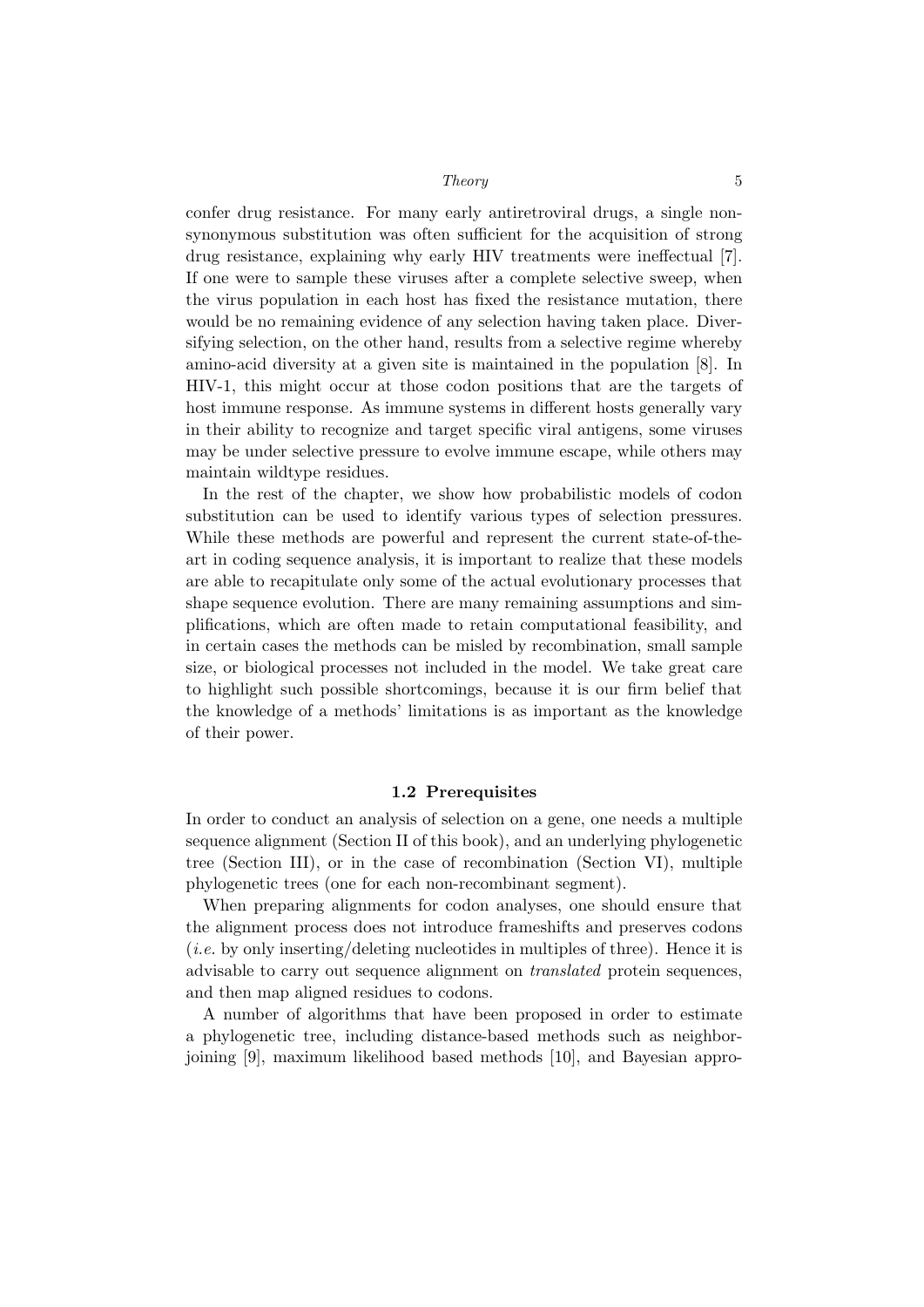confer drug resistance. For many early antiretroviral drugs, a single non-synonymous substitution was often sufficient for the acquisition of strong drug resistance, explaining why early HIV treatments were ineffectual [7]. If one were to sample these viruses after a complete selective sweep, when the virus population in each host has fixed the resistance mutation, there would be no remaining evidence of any selection having taken place. Diversifying selection, on the other hand, results from a selective regime whereby amino-acid diversity at a given site is maintained in the population [8]. In HIV-1, this might occur at those codon positions that are the targets of host immune response. As immune systems in different hosts generally vary in their ability to recognize and target specific viral antigens, some viruses may be under selective pressure to evolve immune escape, while others may maintain wildtype residues.

In the rest of the chapter, we show how probabilistic models of codon substitution can be used to identify various types of selection pressures. While these methods are powerful and represent the current state-of-the-art in coding sequence analysis, it is important to realize that these models are able to recapitulate only some of the actual evolutionary processes that shape sequence evolution. There are many remaining assumptions and simplifications, which are often made to retain computational feasibility, and in certain cases the methods can be misled by recombination, small sample size, or biological processes not included in the model. We take great care to highlight such possible shortcomings, because it is our firm belief that the knowledge of a methods' limitations is as important as the knowledge of their power.

## 1.2 Prerequisites

In order to conduct an analysis of selection on a gene, one needs a multiple sequence alignment (Section II of this book), and an underlying phylogenetic tree (Section III), or in the case of recombination (Section VI), multiple phylogenetic trees (one for each non-recombinant segment).

When preparing alignments for codon analyses, one should ensure that the alignment process does not introduce frameshifts and preserves codons (*i.e.* by only inserting/deleting nucleotides in multiples of three). Hence it is advisable to carry out sequence alignment on *translated* protein sequences, and then map aligned residues to codons.

A number of algorithms that have been proposed in order to estimate a phylogenetic tree, including distance-based methods such as neighbor-joining [9], maximum likelihood based methods [10], and Bayesian appro-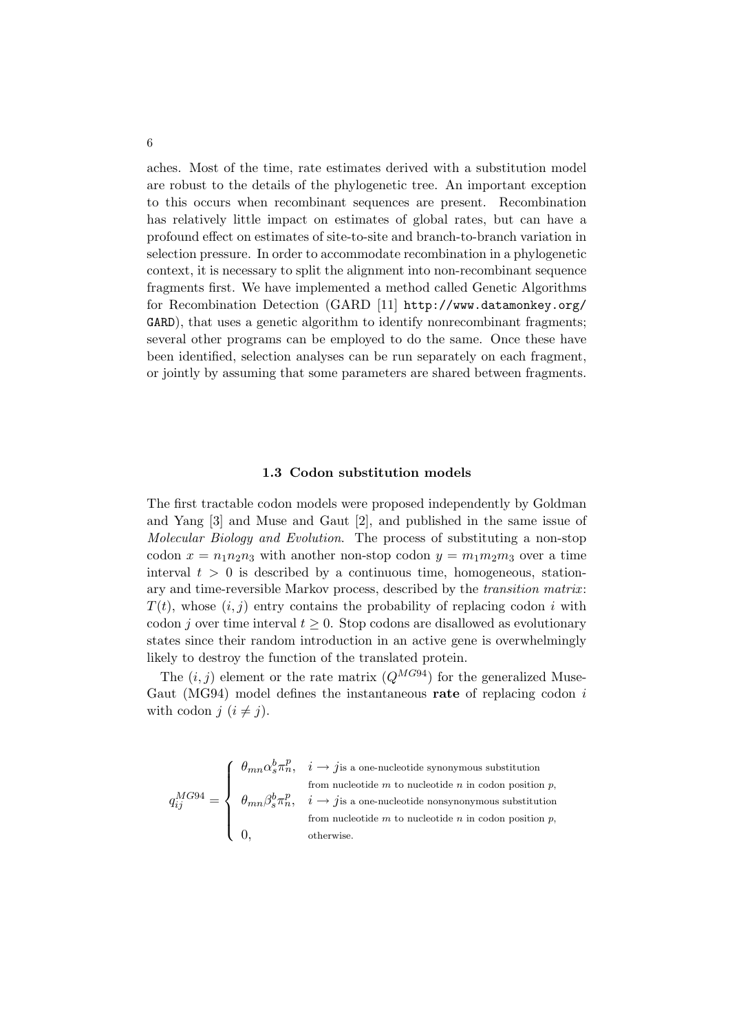aches. Most of the time, rate estimates derived with a substitution model are robust to the details of the phylogenetic tree. An important exception to this occurs when recombinant sequences are present. Recombination has relatively little impact on estimates of global rates, but can have a profound effect on estimates of site-to-site and branch-to-branch variation in selection pressure. In order to accommodate recombination in a phylogenetic context, it is necessary to split the alignment into non-recombinant sequence fragments first. We have implemented a method called Genetic Algorithms for Recombination Detection (GARD [11] `http://www.datamonkey.org/GARD`), that uses a genetic algorithm to identify nonrecombinant fragments; several other programs can be employed to do the same. Once these have been identified, selection analyses can be run separately on each fragment, or jointly by assuming that some parameters are shared between fragments.

### 1.3 Codon substitution models

The first tractable codon models were proposed independently by Goldman and Yang [3] and Muse and Gaut [2], and published in the same issue of *Molecular Biology and Evolution*. The process of substituting a non-stop codon $x = n_1n_2n_3$ with another non-stop codon $y = m_1m_2m_3$ over a time interval $t > 0$ is described by a continuous time, homogeneous, stationary and time-reversible Markov process, described by the *transition matrix*: $T(t)$, whose $(i, j)$ entry contains the probability of replacing codon $i$ with codon $j$ over time interval $t \geq 0$. Stop codons are disallowed as evolutionary states since their random introduction in an active gene is overwhelmingly likely to destroy the function of the translated protein.

The $(i, j)$ element or the rate matrix ($Q^{MG94}$) for the generalized Muse-Gaut (MG94) model defines the instantaneous **rate** of replacing codon $i$ with codon $j$ $(i \neq j)$.

$$
q_{ij}^{MG94} = \begin{cases} \theta_{mn}\alpha_s^b\pi_n^p, & i \longrightarrow j \text{ is a one-nucleotide synonymous substitution} \\ & \text{from nucleotide } m \text{ to nucleotide } n \text{ in codon position } p, \\ \theta_{mn}\beta_s^b\pi_n^p, & i \longrightarrow j \text{ is a one-nucleotide nonsynonymous substitution} \\ & \text{from nucleotide } m \text{ to nucleotide } n \text{ in codon position } p, \\ 0, & \text{otherwise.} \end{cases}
$$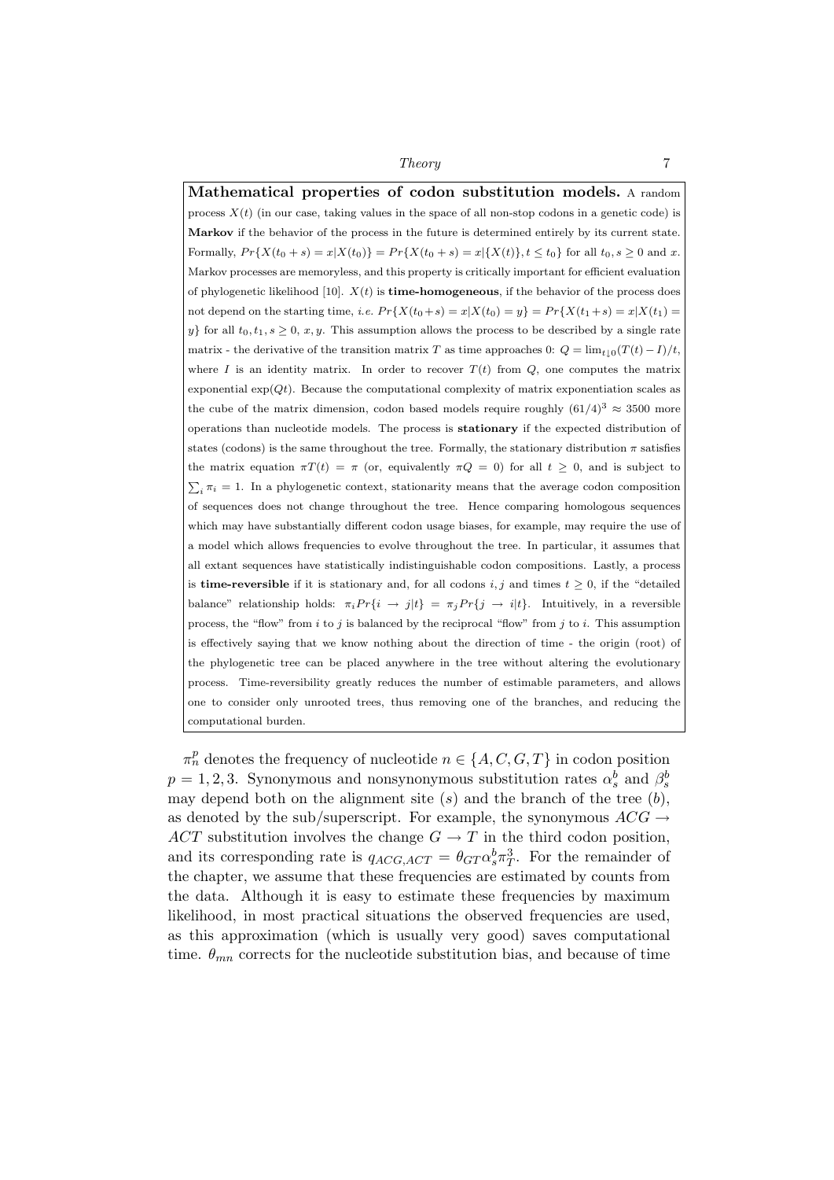**Mathematical properties of codon substitution models.** A random process $X(t)$ (in our case, taking values in the space of all non-stop codons in a genetic code) is **Markov** if the behavior of the process in the future is determined entirely by its current state. Formally, $Pr\{X(t_0+s) = x | X(t_0)\} = Pr\{X(t_0+s) = x | \{X(t)\}, t \leq t_0\}$ for all $t_0, s \geq 0$ and $x$. Markov processes are memoryless, and this property is critically important for efficient evaluation of phylogenetic likelihood [10]. $X(t)$ is **time-homogeneous**, if the behavior of the process does not depend on the starting time, *i.e.* $Pr\{X(t_0+s) = x | X(t_0) = y\} = Pr\{X(t_1+s) = x | X(t_1) = y\}$ for all $t_0, t_1, s \geq 0$, $x, y$. This assumption allows the process to be described by a single rate matrix - the derivative of the transition matrix $T$ as time approaches 0: $Q = \lim_{t \downarrow 0}(T(t) - I)/t$, where $I$ is an identity matrix. In order to recover $T(t)$ from $Q$, one computes the matrix exponential $\exp(Qt)$. Because the computational complexity of matrix exponentiation scales as the cube of the matrix dimension, codon based models require roughly $(61/4)^3 \approx 3500$ more operations than nucleotide models. The process is **stationary** if the expected distribution of states (codons) is the same throughout the tree. Formally, the stationary distribution $\pi$ satisfies the matrix equation $\pi T(t) = \pi$ (or, equivalently $\pi Q = 0$) for all $t \geq 0$, and is subject to $\sum_i \pi_i = 1$. In a phylogenetic context, stationarity means that the average codon composition of sequences does not change throughout the tree. Hence comparing homologous sequences which may have substantially different codon usage biases, for example, may require the use of a model which allows frequencies to evolve throughout the tree. In particular, it assumes that all extant sequences have statistically indistinguishable codon compositions. Lastly, a process is **time-reversible** if it is stationary and, for all codons $i, j$ and times $t \geq 0$, if the "detailed balance" relationship holds: $\pi_i Pr\{i \to j | t\} = \pi_j Pr\{j \to i | t\}$. Intuitively, in a reversible process, the "flow" from $i$ to $j$ is balanced by the reciprocal "flow" from $j$ to $i$. This assumption is effectively saying that we know nothing about the direction of time - the origin (root) of the phylogenetic tree can be placed anywhere in the tree without altering the evolutionary process. Time-reversibility greatly reduces the number of estimable parameters, and allows one to consider only unrooted trees, thus removing one of the branches, and reducing the computational burden.

$\pi^p_n$ denotes the frequency of nucleotide $n \in \{A, C, G, T\}$ in codon position $p = 1, 2, 3$. Synonymous and nonsynonymous substitution rates $\alpha^b_s$ and $\beta^b_s$ may depend both on the alignment site ($s$) and the branch of the tree ($b$), as denoted by the sub/superscript. For example, the synonymous $ACG \to ACT$ substitution involves the change $G \to T$ in the third codon position, and its corresponding rate is $q_{ACG,ACT} = \theta_{GT} \alpha^b_s \pi^3_T$. For the remainder of the chapter, we assume that these frequencies are estimated by counts from the data. Although it is easy to estimate these frequencies by maximum likelihood, in most practical situations the observed frequencies are used, as this approximation (which is usually very good) saves computational time. $\theta_{mn}$ corrects for the nucleotide substitution bias, and because of time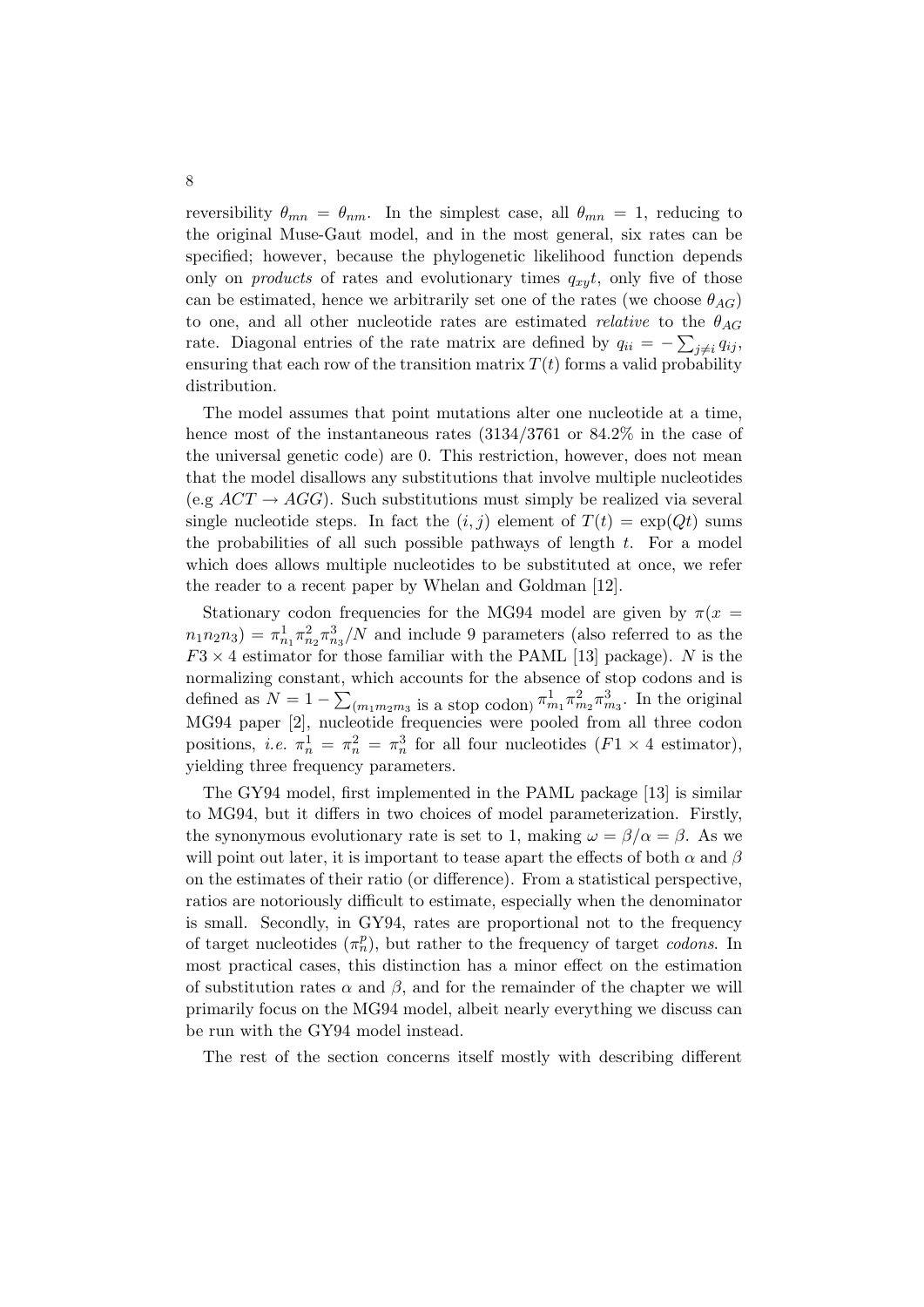reversibility $\theta_{mn} = \theta_{nm}$. In the simplest case, all $\theta_{mn} = 1$, reducing to the original Muse-Gaut model, and in the most general, six rates can be specified; however, because the phylogenetic likelihood function depends only on *products* of rates and evolutionary times $q_{xy}t$, only five of those can be estimated, hence we arbitrarily set one of the rates (we choose $\theta_{AG}$) to one, and all other nucleotide rates are estimated *relative* to the $\theta_{AG}$ rate. Diagonal entries of the rate matrix are defined by $q_{ii} = -\sum_{j \neq i} q_{ij}$, ensuring that each row of the transition matrix $T(t)$ forms a valid probability distribution.

The model assumes that point mutations alter one nucleotide at a time, hence most of the instantaneous rates (3134/3761 or 84.2% in the case of the universal genetic code) are 0. This restriction, however, does not mean that the model disallows any substitutions that involve multiple nucleotides (e.g $ACT \to AGG$). Such substitutions must simply be realized via several single nucleotide steps. In fact the $(i, j)$ element of $T(t) = \exp(Qt)$ sums the probabilities of all such possible pathways of length $t$. For a model which does allows multiple nucleotides to be substituted at once, we refer the reader to a recent paper by Whelan and Goldman [12].

Stationary codon frequencies for the MG94 model are given by $\pi(x = n_1 n_2 n_3) = \pi^1_{n_1} \pi^2_{n_2} \pi^3_{n_3} / N$ and include 9 parameters (also referred to as the $F3 \times 4$ estimator for those familiar with the PAML [13] package). $N$ is the normalizing constant, which accounts for the absence of stop codons and is defined as $N = 1 - \sum_{(m_1 m_2 m_3 \text{ is a stop codon})} \pi^1_{m_1} \pi^2_{m_2} \pi^3_{m_3}$. In the original MG94 paper [2], nucleotide frequencies were pooled from all three codon positions, *i.e.* $\pi^1_n = \pi^2_n = \pi^3_n$ for all four nucleotides ($F1 \times 4$ estimator), yielding three frequency parameters.

The GY94 model, first implemented in the PAML package [13] is similar to MG94, but it differs in two choices of model parameterization. Firstly, the synonymous evolutionary rate is set to 1, making $\omega = \beta/\alpha = \beta$. As we will point out later, it is important to tease apart the effects of both $\alpha$ and $\beta$ on the estimates of their ratio (or difference). From a statistical perspective, ratios are notoriously difficult to estimate, especially when the denominator is small. Secondly, in GY94, rates are proportional not to the frequency of target nucleotides ($\pi^p_n$), but rather to the frequency of target *codons*. In most practical cases, this distinction has a minor effect on the estimation of substitution rates $\alpha$ and $\beta$, and for the remainder of the chapter we will primarily focus on the MG94 model, albeit nearly everything we discuss can be run with the GY94 model instead.

The rest of the section concerns itself mostly with describing different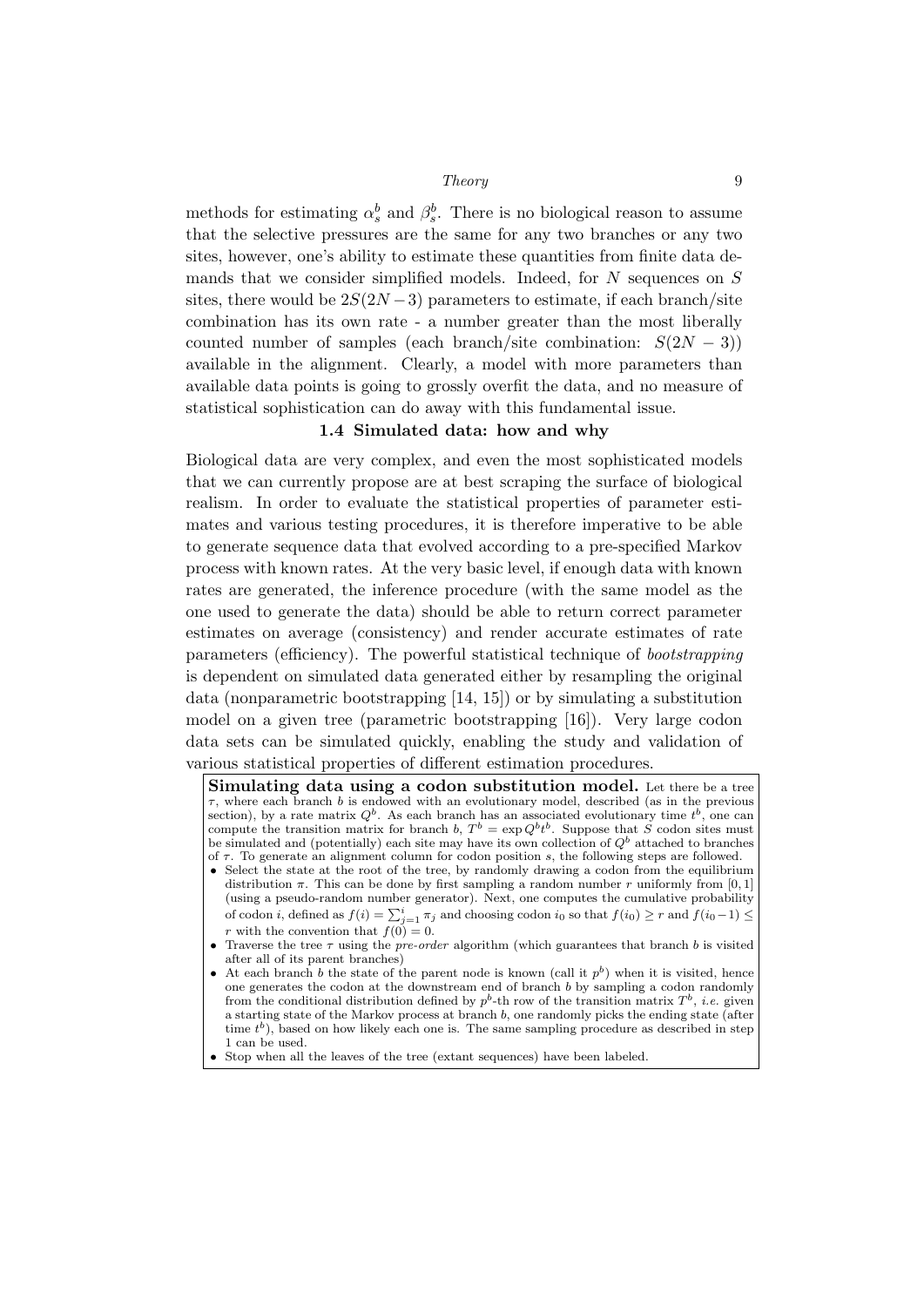methods for estimating $\alpha_s^b$ and $\beta_s^b$. There is no biological reason to assume that the selective pressures are the same for any two branches or any two sites, however, one's ability to estimate these quantities from finite data demands that we consider simplified models. Indeed, for $N$ sequences on $S$ sites, there would be $2S(2N-3)$ parameters to estimate, if each branch/site combination has its own rate - a number greater than the most liberally counted number of samples (each branch/site combination: $S(2N-3)$) available in the alignment. Clearly, a model with more parameters than available data points is going to grossly overfit the data, and no measure of statistical sophistication can do away with this fundamental issue.

### 1.4 Simulated data: how and why

Biological data are very complex, and even the most sophisticated models that we can currently propose are at best scraping the surface of biological realism. In order to evaluate the statistical properties of parameter estimates and various testing procedures, it is therefore imperative to be able to generate sequence data that evolved according to a pre-specified Markov process with known rates. At the very basic level, if enough data with known rates are generated, the inference procedure (with the same model as the one used to generate the data) should be able to return correct parameter estimates on average (consistency) and render accurate estimates of rate parameters (efficiency). The powerful statistical technique of *bootstrapping* is dependent on simulated data generated either by resampling the original data (nonparametric bootstrapping [14, 15]) or by simulating a substitution model on a given tree (parametric bootstrapping [16]). Very large codon data sets can be simulated quickly, enabling the study and validation of various statistical properties of different estimation procedures.

**Simulating data using a codon substitution model.** Let there be a tree $\tau$, where each branch $b$ is endowed with an evolutionary model, described (as in the previous section), by a rate matrix $Q^b$. As each branch has an associated evolutionary time $t^b$, one can compute the transition matrix for branch $b$, $T^b = \exp Q^b t^b$. Suppose that $S$ codon sites must be simulated and (potentially) each site may have its own collection of $Q^b$ attached to branches of $\tau$. To generate an alignment column for codon position $s$, the following steps are followed.

- Select the state at the root of the tree, by randomly drawing a codon from the equilibrium distribution $\pi$. This can be done by first sampling a random number $r$ uniformly from $[0,1]$ (using a pseudo-random number generator). Next, one computes the cumulative probability of codon $i$, defined as $f(i) = \sum_{j=1}^{i} \pi_j$ and choosing codon $i_0$ so that $f(i_0) \geq r$ and $f(i_0 - 1) \leq r$ with the convention that $f(0) = 0$.
- Traverse the tree $\tau$ using the *pre-order* algorithm (which guarantees that branch $b$ is visited after all of its parent branches)
- At each branch $b$ the state of the parent node is known (call it $p^b$) when it is visited, hence one generates the codon at the downstream end of branch $b$ by sampling a codon randomly from the conditional distribution defined by $p^b$-th row of the transition matrix $T^b$, *i.e.* given a starting state of the Markov process at branch $b$, one randomly picks the ending state (after time $t^b$), based on how likely each one is. The same sampling procedure as described in step 1 can be used.
- Stop when all the leaves of the tree (extant sequences) have been labeled.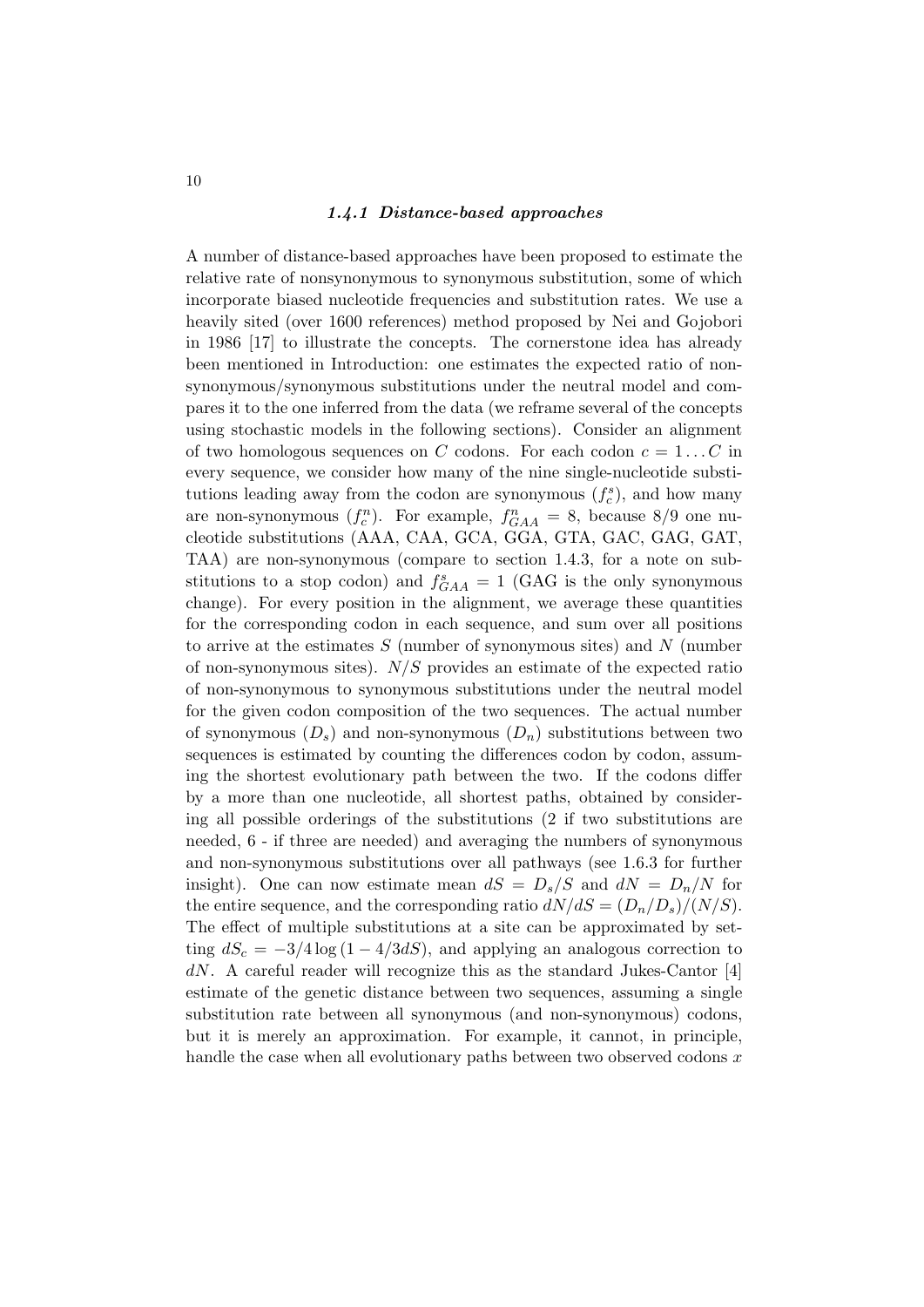### 1.4.1 *Distance-based approaches*

A number of distance-based approaches have been proposed to estimate the relative rate of nonsynonymous to synonymous substitution, some of which incorporate biased nucleotide frequencies and substitution rates. We use a heavily sited (over 1600 references) method proposed by Nei and Gojobori in 1986 [17] to illustrate the concepts. The cornerstone idea has already been mentioned in Introduction: one estimates the expected ratio of non-synonymous/synonymous substitutions under the neutral model and compares it to the one inferred from the data (we reframe several of the concepts using stochastic models in the following sections). Consider an alignment of two homologous sequences on $C$ codons. For each codon $c = 1 \ldots C$ in every sequence, we consider how many of the nine single-nucleotide substitutions leading away from the codon are synonymous ($f_c^s$), and how many are non-synonymous ($f_c^n$). For example, $f_{GAA}^n = 8$, because 8/9 one nucleotide substitutions (AAA, CAA, GCA, GGA, GTA, GAC, GAG, GAT, TAA) are non-synonymous (compare to section 1.4.3, for a note on substitutions to a stop codon) and $f_{GAA}^s = 1$ (GAG is the only synonymous change). For every position in the alignment, we average these quantities for the corresponding codon in each sequence, and sum over all positions to arrive at the estimates $S$ (number of synonymous sites) and $N$ (number of non-synonymous sites). $N/S$ provides an estimate of the expected ratio of non-synonymous to synonymous substitutions under the neutral model for the given codon composition of the two sequences. The actual number of synonymous ($D_s$) and non-synonymous ($D_n$) substitutions between two sequences is estimated by counting the differences codon by codon, assuming the shortest evolutionary path between the two. If the codons differ by a more than one nucleotide, all shortest paths, obtained by considering all possible orderings of the substitutions (2 if two substitutions are needed, 6 - if three are needed) and averaging the numbers of synonymous and non-synonymous substitutions over all pathways (see 1.6.3 for further insight). One can now estimate mean $dS = D_s/S$ and $dN = D_n/N$ for the entire sequence, and the corresponding ratio $dN/dS = (D_n/D_s)/(N/S)$. The effect of multiple substitutions at a site can be approximated by setting $dS_c = -3/4 \log(1 - 4/3dS)$, and applying an analogous correction to $dN$. A careful reader will recognize this as the standard Jukes-Cantor [4] estimate of the genetic distance between two sequences, assuming a single substitution rate between all synonymous (and non-synonymous) codons, but it is merely an approximation. For example, it cannot, in principle, handle the case when all evolutionary paths between two observed codons $x$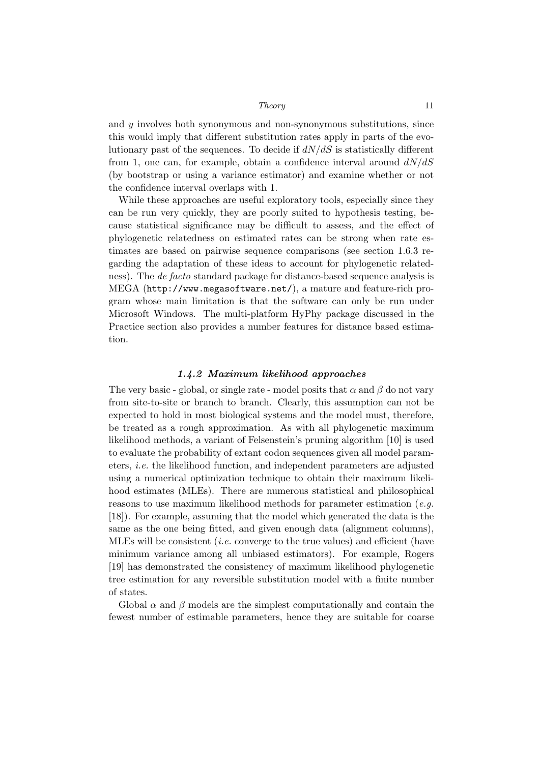and $y$ involves both synonymous and non-synonymous substitutions, since this would imply that different substitution rates apply in parts of the evolutionary past of the sequences. To decide if $dN/dS$ is statistically different from 1, one can, for example, obtain a confidence interval around $dN/dS$ (by bootstrap or using a variance estimator) and examine whether or not the confidence interval overlaps with 1.

While these approaches are useful exploratory tools, especially since they can be run very quickly, they are poorly suited to hypothesis testing, because statistical significance may be difficult to assess, and the effect of phylogenetic relatedness on estimated rates can be strong when rate estimates are based on pairwise sequence comparisons (see section 1.6.3 regarding the adaptation of these ideas to account for phylogenetic relatedness). The *de facto* standard package for distance-based sequence analysis is MEGA (`http://www.megasoftware.net/`), a mature and feature-rich program whose main limitation is that the software can only be run under Microsoft Windows. The multi-platform HyPhy package discussed in the Practice section also provides a number features for distance based estimation.

### *1.4.2 Maximum likelihood approaches*

The very basic - global, or single rate - model posits that $\alpha$ and $\beta$ do not vary from site-to-site or branch to branch. Clearly, this assumption can not be expected to hold in most biological systems and the model must, therefore, be treated as a rough approximation. As with all phylogenetic maximum likelihood methods, a variant of Felsenstein's pruning algorithm [10] is used to evaluate the probability of extant codon sequences given all model parameters, *i.e.* the likelihood function, and independent parameters are adjusted using a numerical optimization technique to obtain their maximum likelihood estimates (MLEs). There are numerous statistical and philosophical reasons to use maximum likelihood methods for parameter estimation (*e.g.* [18]). For example, assuming that the model which generated the data is the same as the one being fitted, and given enough data (alignment columns), MLEs will be consistent (*i.e.* converge to the true values) and efficient (have minimum variance among all unbiased estimators). For example, Rogers [19] has demonstrated the consistency of maximum likelihood phylogenetic tree estimation for any reversible substitution model with a finite number of states.

Global $\alpha$ and $\beta$ models are the simplest computationally and contain the fewest number of estimable parameters, hence they are suitable for coarse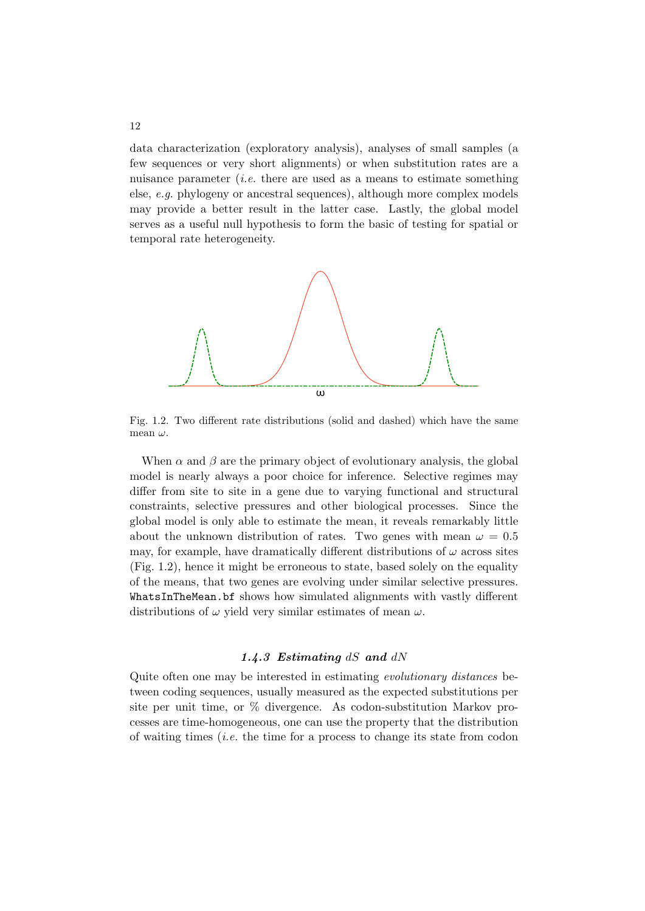data characterization (exploratory analysis), analyses of small samples (a few sequences or very short alignments) or when substitution rates are a nuisance parameter (*i.e.* there are used as a means to estimate something else, *e.g.* phylogeny or ancestral sequences), although more complex models may provide a better result in the latter case. Lastly, the global model serves as a useful null hypothesis to form the basic of testing for spatial or temporal rate heterogeneity.

Fig. 1.2. Two different rate distributions (solid and dashed) which have the same mean $\omega$.

When $\alpha$ and $\beta$ are the primary object of evolutionary analysis, the global model is nearly always a poor choice for inference. Selective regimes may differ from site to site in a gene due to varying functional and structural constraints, selective pressures and other biological processes. Since the global model is only able to estimate the mean, it reveals remarkably little about the unknown distribution of rates. Two genes with mean $\omega = 0.5$ may, for example, have dramatically different distributions of $\omega$ across sites (Fig. 1.2), hence it might be erroneous to state, based solely on the equality of the means, that two genes are evolving under similar selective pressures. `WhatsInTheMean.bf` shows how simulated alignments with vastly different distributions of $\omega$ yield very similar estimates of mean $\omega$.

### *1.4.3 Estimating $dS$ and $dN$*

Quite often one may be interested in estimating *evolutionary distances* between coding sequences, usually measured as the expected substitutions per site per unit time, or % divergence. As codon-substitution Markov processes are time-homogeneous, one can use the property that the distribution of waiting times (*i.e.* the time for a process to change its state from codon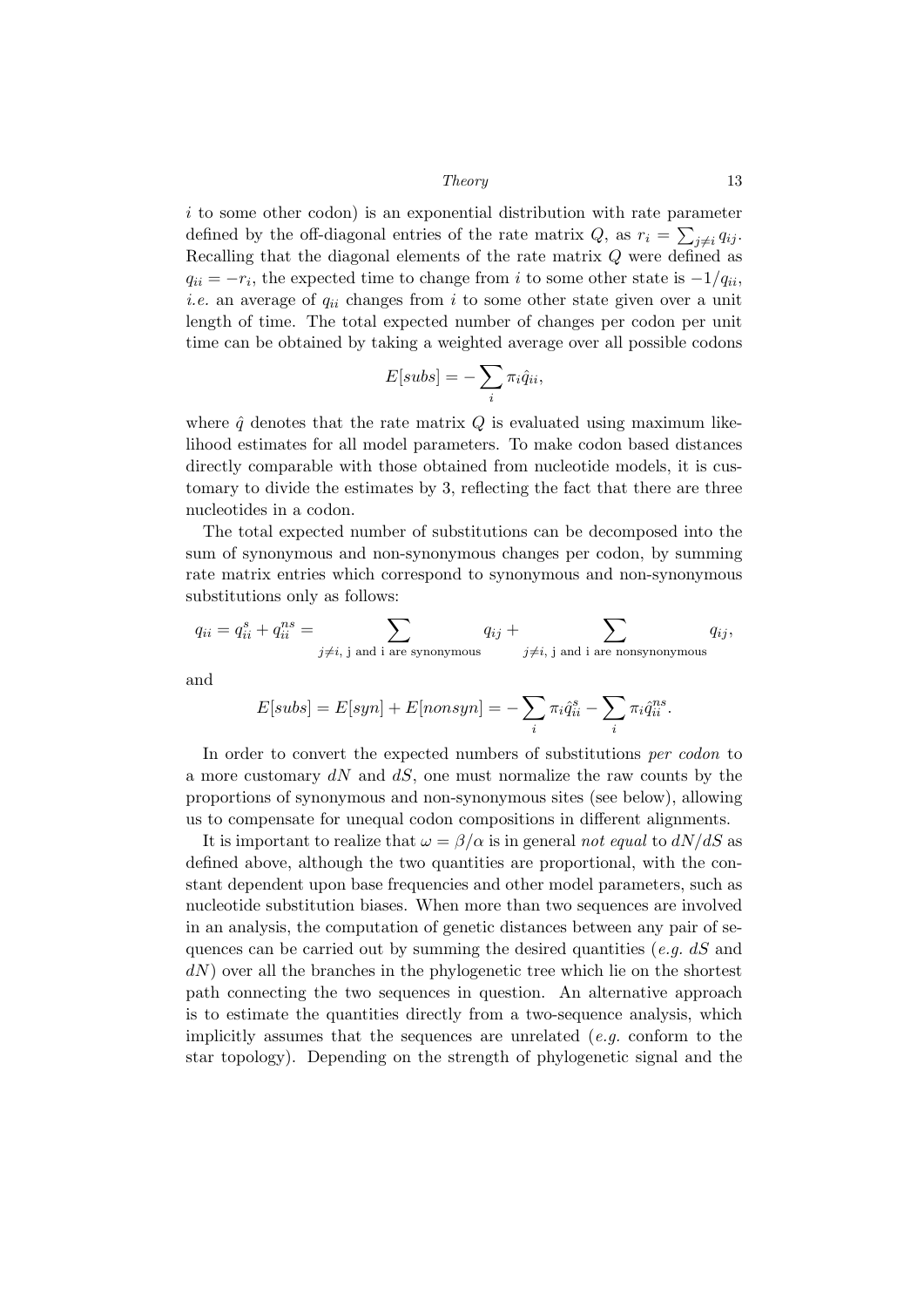$i$ to some other codon) is an exponential distribution with rate parameter defined by the off-diagonal entries of the rate matrix $Q$, as $r_i = \sum_{j \neq i} q_{ij}$. Recalling that the diagonal elements of the rate matrix $Q$ were defined as $q_{ii} = -r_i$, the expected time to change from $i$ to some other state is $-1/q_{ii}$, *i.e.* an average of $q_{ii}$ changes from $i$ to some other state given over a unit length of time. The total expected number of changes per codon per unit time can be obtained by taking a weighted average over all possible codons

$$E[subs] = -\sum_i \pi_i \hat{q}_{ii},$$

where $\hat{q}$ denotes that the rate matrix $Q$ is evaluated using maximum likelihood estimates for all model parameters. To make codon based distances directly comparable with those obtained from nucleotide models, it is customary to divide the estimates by 3, reflecting the fact that there are three nucleotides in a codon.

The total expected number of substitutions can be decomposed into the sum of synonymous and non-synonymous changes per codon, by summing rate matrix entries which correspond to synonymous and non-synonymous substitutions only as follows:

$$q_{ii} = q_{ii}^s + q_{ii}^{ns} = \sum_{j \neq i, \text{ j and i are synonymous}} q_{ij} + \sum_{j \neq i, \text{ j and i are nonsynonymous}} q_{ij},$$

and

$$E[subs] = E[syn] + E[nonsyn] = -\sum_i \pi_i \hat{q}_{ii}^s - \sum_i \pi_i \hat{q}_{ii}^{ns}.$$

In order to convert the expected numbers of substitutions *per codon* to a more customary $dN$ and $dS$, one must normalize the raw counts by the proportions of synonymous and non-synonymous sites (see below), allowing us to compensate for unequal codon compositions in different alignments.

It is important to realize that $\omega = \beta/\alpha$ is in general *not equal* to $dN/dS$ as defined above, although the two quantities are proportional, with the constant dependent upon base frequencies and other model parameters, such as nucleotide substitution biases. When more than two sequences are involved in an analysis, the computation of genetic distances between any pair of sequences can be carried out by summing the desired quantities (*e.g.* $dS$ and $dN$) over all the branches in the phylogenetic tree which lie on the shortest path connecting the two sequences in question. An alternative approach is to estimate the quantities directly from a two-sequence analysis, which implicitly assumes that the sequences are unrelated (*e.g.* conform to the star topology). Depending on the strength of phylogenetic signal and the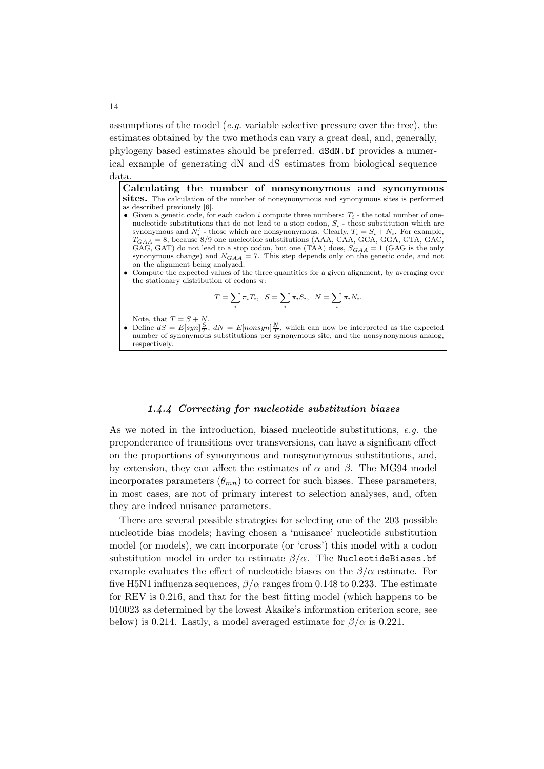assumptions of the model (*e.g.* variable selective pressure over the tree), the estimates obtained by the two methods can vary a great deal, and, generally, phylogeny based estimates should be preferred. `dSdN.bf` provides a numerical example of generating dN and dS estimates from biological sequence data.

> **Calculating the number of nonsynonymous and synonymous sites.** The calculation of the number of nonsynonymous and synonymous sites is performed as described previously [6].
>
> - Given a genetic code, for each codon $i$ compute three numbers: $T_i$ - the total number of one-nucleotide substitutions that do not lead to a stop codon, $S_i$ - those substitution which are synonymous and $N_i^t$ - those which are nonsynonymous. Clearly, $T_i = S_i + N_i$. For example, $T_{GAA} = 8$, because 8/9 one nucleotide substitutions (AAA, CAA, GCA, GGA, GTA, GAC, GAG, GAT) do not lead to a stop codon, but one (TAA) does, $S_{GAA} = 1$ (GAG is the only synonymous change) and $N_{GAA} = 7$. This step depends only on the genetic code, and not on the alignment being analyzed.
> - Compute the expected values of the three quantities for a given alignment, by averaging over the stationary distribution of codons $\pi$:
>
> $$T = \sum_i \pi_i T_i, \quad S = \sum_i \pi_i S_i, \quad N = \sum_i \pi_i N_i.$$
>
> Note, that $T = S + N$.
> - Define $dS = E[syn]\frac{S}{T}$, $dN = E[nonsyn]\frac{N}{T}$, which can now be interpreted as the expected number of synonymous substitutions per synonymous site, and the nonsynonymous analog, respectively.

### *1.4.4 Correcting for nucleotide substitution biases*

As we noted in the introduction, biased nucleotide substitutions, *e.g.* the preponderance of transitions over transversions, can have a significant effect on the proportions of synonymous and nonsynonymous substitutions, and, by extension, they can affect the estimates of $\alpha$ and $\beta$. The MG94 model incorporates parameters ($\theta_{mn}$) to correct for such biases. These parameters, in most cases, are not of primary interest to selection analyses, and, often they are indeed nuisance parameters.

There are several possible strategies for selecting one of the 203 possible nucleotide bias models; having chosen a 'nuisance' nucleotide substitution model (or models), we can incorporate (or 'cross') this model with a codon substitution model in order to estimate $\beta/\alpha$. The `NucleotideBiases.bf` example evaluates the effect of nucleotide biases on the $\beta/\alpha$ estimate. For five H5N1 influenza sequences, $\beta/\alpha$ ranges from 0.148 to 0.233. The estimate for REV is 0.216, and that for the best fitting model (which happens to be 010023 as determined by the lowest Akaike's information criterion score, see below) is 0.214. Lastly, a model averaged estimate for $\beta/\alpha$ is 0.221.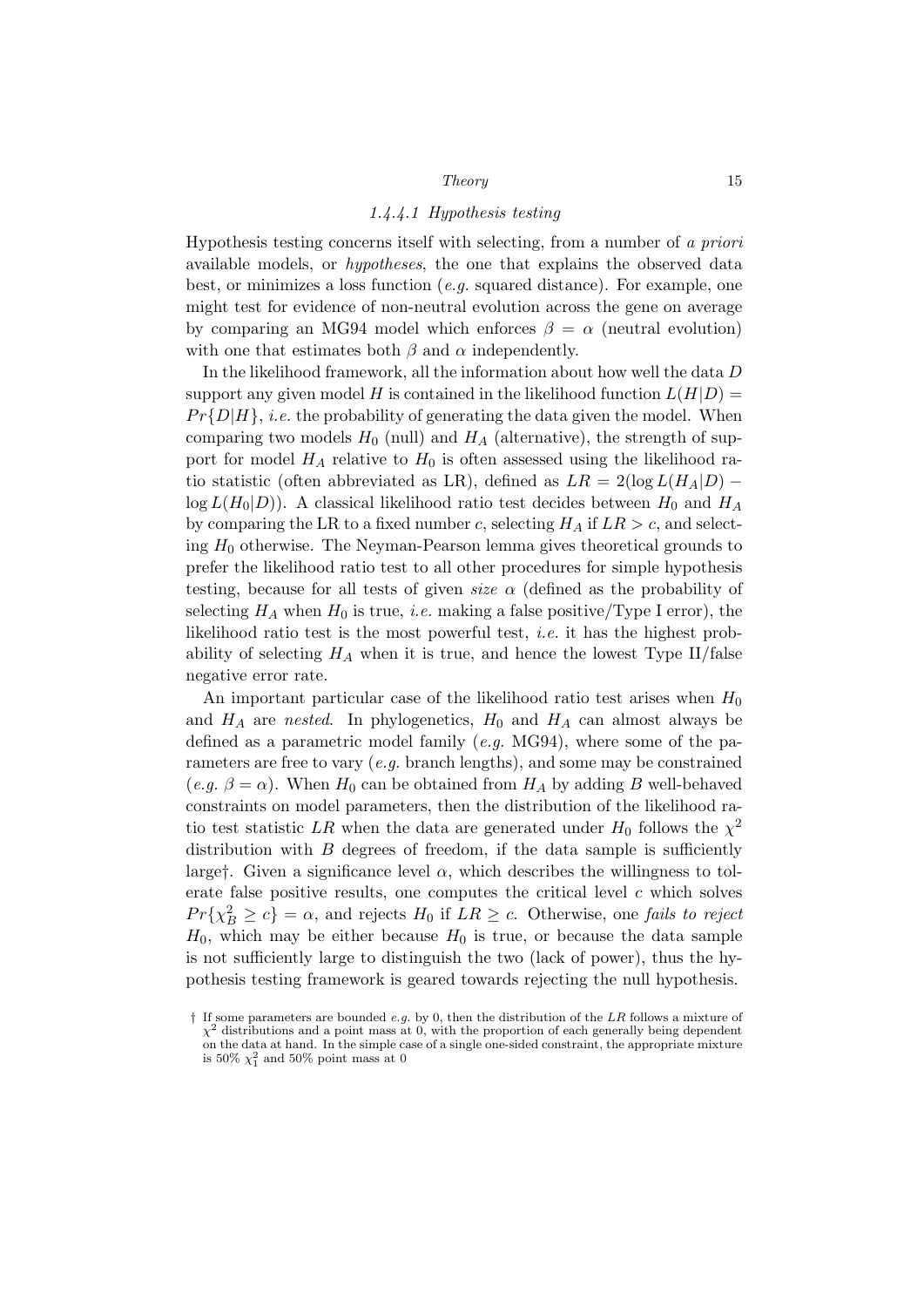#### 1.4.4.1 Hypothesis testing

Hypothesis testing concerns itself with selecting, from a number of *a priori* available models, or *hypotheses*, the one that explains the observed data best, or minimizes a loss function (*e.g.* squared distance). For example, one might test for evidence of non-neutral evolution across the gene on average by comparing an MG94 model which enforces $\beta = \alpha$ (neutral evolution) with one that estimates both $\beta$ and $\alpha$ independently.

In the likelihood framework, all the information about how well the data $D$ support any given model $H$ is contained in the likelihood function $L(H|D) = Pr\{D|H\}$, *i.e.* the probability of generating the data given the model. When comparing two models $H_0$ (null) and $H_A$ (alternative), the strength of support for model $H_A$ relative to $H_0$ is often assessed using the likelihood ratio statistic (often abbreviated as LR), defined as $LR = 2(\log L(H_A|D) - \log L(H_0|D))$. A classical likelihood ratio test decides between $H_0$ and $H_A$ by comparing the LR to a fixed number $c$, selecting $H_A$ if $LR > c$, and selecting $H_0$ otherwise. The Neyman-Pearson lemma gives theoretical grounds to prefer the likelihood ratio test to all other procedures for simple hypothesis testing, because for all tests of given *size* $\alpha$ (defined as the probability of selecting $H_A$ when $H_0$ is true, *i.e.* making a false positive/Type I error), the likelihood ratio test is the most powerful test, *i.e.* it has the highest probability of selecting $H_A$ when it is true, and hence the lowest Type II/false negative error rate.

An important particular case of the likelihood ratio test arises when $H_0$ and $H_A$ are *nested*. In phylogenetics, $H_0$ and $H_A$ can almost always be defined as a parametric model family (*e.g.* MG94), where some of the parameters are free to vary (*e.g.* branch lengths), and some may be constrained (*e.g.* $\beta = \alpha$). When $H_0$ can be obtained from $H_A$ by adding $B$ well-behaved constraints on model parameters, then the distribution of the likelihood ratio test statistic $LR$ when the data are generated under $H_0$ follows the $\chi^2$ distribution with $B$ degrees of freedom, if the data sample is sufficiently large†. Given a significance level $\alpha$, which describes the willingness to tolerate false positive results, one computes the critical level $c$ which solves $Pr\{\chi^2_B \geq c\} = \alpha$, and rejects $H_0$ if $LR \geq c$. Otherwise, one *fails to reject* $H_0$, which may be either because $H_0$ is true, or because the data sample is not sufficiently large to distinguish the two (lack of power), thus the hypothesis testing framework is geared towards rejecting the null hypothesis.

† If some parameters are bounded *e.g.* by 0, then the distribution of the $LR$ follows a mixture of $\chi^2$ distributions and a point mass at 0, with the proportion of each generally being dependent on the data at hand. In the simple case of a single one-sided constraint, the appropriate mixture is 50% $\chi^2_1$ and 50% point mass at 0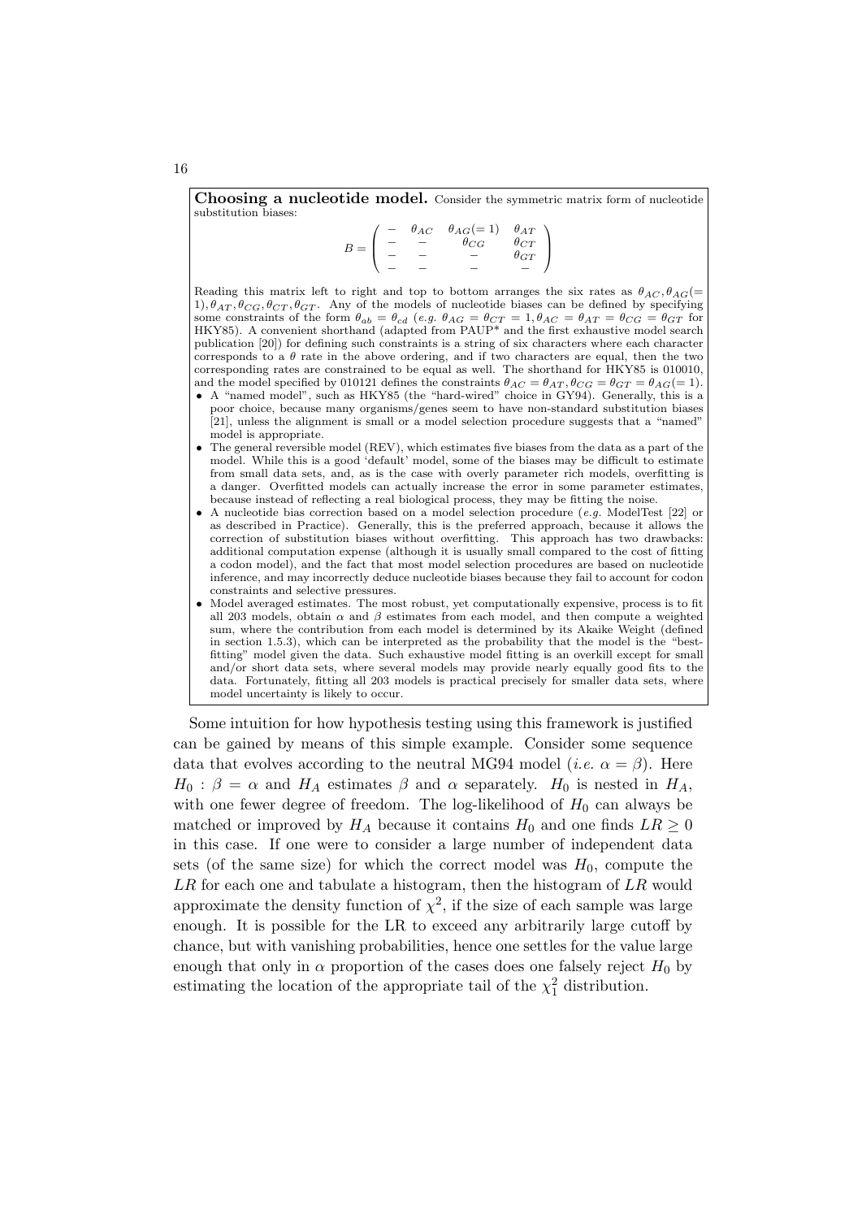**Choosing a nucleotide model.** Consider the symmetric matrix form of nucleotide substitution biases:

$$B = \begin{pmatrix} - & \theta_{AC} & \theta_{AG}(=1) & \theta_{AT} \\ - & - & \theta_{CG} & \theta_{CT} \\ - & - & - & \theta_{GT} \\ - & - & - & - \end{pmatrix}$$

Reading this matrix left to right and top to bottom arranges the six rates as $\theta_{AC}, \theta_{AG}(= 1), \theta_{AT}, \theta_{CG}, \theta_{CT}, \theta_{GT}$. Any of the models of nucleotide biases can be defined by specifying some constraints of the form $\theta_{ab} = \theta_{cd}$ (*e.g.* $\theta_{AG} = \theta_{CT} = 1, \theta_{AC} = \theta_{AT} = \theta_{CG} = \theta_{GT}$ for HKY85). A convenient shorthand (adapted from PAUP* and the first exhaustive model search publication [20]) for defining such constraints is a string of six characters where each character corresponds to a $\theta$ rate in the above ordering, and if two characters are equal, then the two corresponding rates are constrained to be equal as well. The shorthand for HKY85 is 010010, and the model specified by 010121 defines the constraints $\theta_{AC} = \theta_{AT}, \theta_{CG} = \theta_{GT} = \theta_{AG}(= 1)$.

- A "named model", such as HKY85 (the "hard-wired" choice in GY94). Generally, this is a poor choice, because many organisms/genes seem to have non-standard substitution biases [21], unless the alignment is small or a model selection procedure suggests that a "named" model is appropriate.
- The general reversible model (REV), which estimates five biases from the data as a part of the model. While this is a good 'default' model, some of the biases may be difficult to estimate from small data sets, and, as is the case with overly parameter rich models, overfitting is a danger. Overfitted models can actually increase the error in some parameter estimates, because instead of reflecting a real biological process, they may be fitting the noise.
- A nucleotide bias correction based on a model selection procedure (*e.g.* ModelTest [22] or as described in Practice). Generally, this is the preferred approach, because it allows the correction of substitution biases without overfitting. This approach has two drawbacks: additional computation expense (although it is usually small compared to the cost of fitting a codon model), and the fact that most model selection procedures are based on nucleotide inference, and may incorrectly deduce nucleotide biases because they fail to account for codon constraints and selective pressures.
- Model averaged estimates. The most robust, yet computationally expensive, process is to fit all 203 models, obtain $\alpha$ and $\beta$ estimates from each model, and then compute a weighted sum, where the contribution from each model is determined by its Akaike Weight (defined in section 1.5.3), which can be interpreted as the probability that the model is the "best-fitting" model given the data. Such exhaustive model fitting is an overkill except for small and/or short data sets, where several models may provide nearly equally good fits to the data. Fortunately, fitting all 203 models is practical precisely for smaller data sets, where model uncertainty is likely to occur.

Some intuition for how hypothesis testing using this framework is justified can be gained by means of this simple example. Consider some sequence data that evolves according to the neutral MG94 model (*i.e.* $\alpha = \beta$). Here $H_0 : \beta = \alpha$ and $H_A$ estimates $\beta$ and $\alpha$ separately. $H_0$ is nested in $H_A$, with one fewer degree of freedom. The log-likelihood of $H_0$ can always be matched or improved by $H_A$ because it contains $H_0$ and one finds $LR \geq 0$ in this case. If one were to consider a large number of independent data sets (of the same size) for which the correct model was $H_0$, compute the $LR$ for each one and tabulate a histogram, then the histogram of $LR$ would approximate the density function of $\chi^2$, if the size of each sample was large enough. It is possible for the LR to exceed any arbitrarily large cutoff by chance, but with vanishing probabilities, hence one settles for the value large enough that only in $\alpha$ proportion of the cases does one falsely reject $H_0$ by estimating the location of the appropriate tail of the $\chi^2_1$ distribution.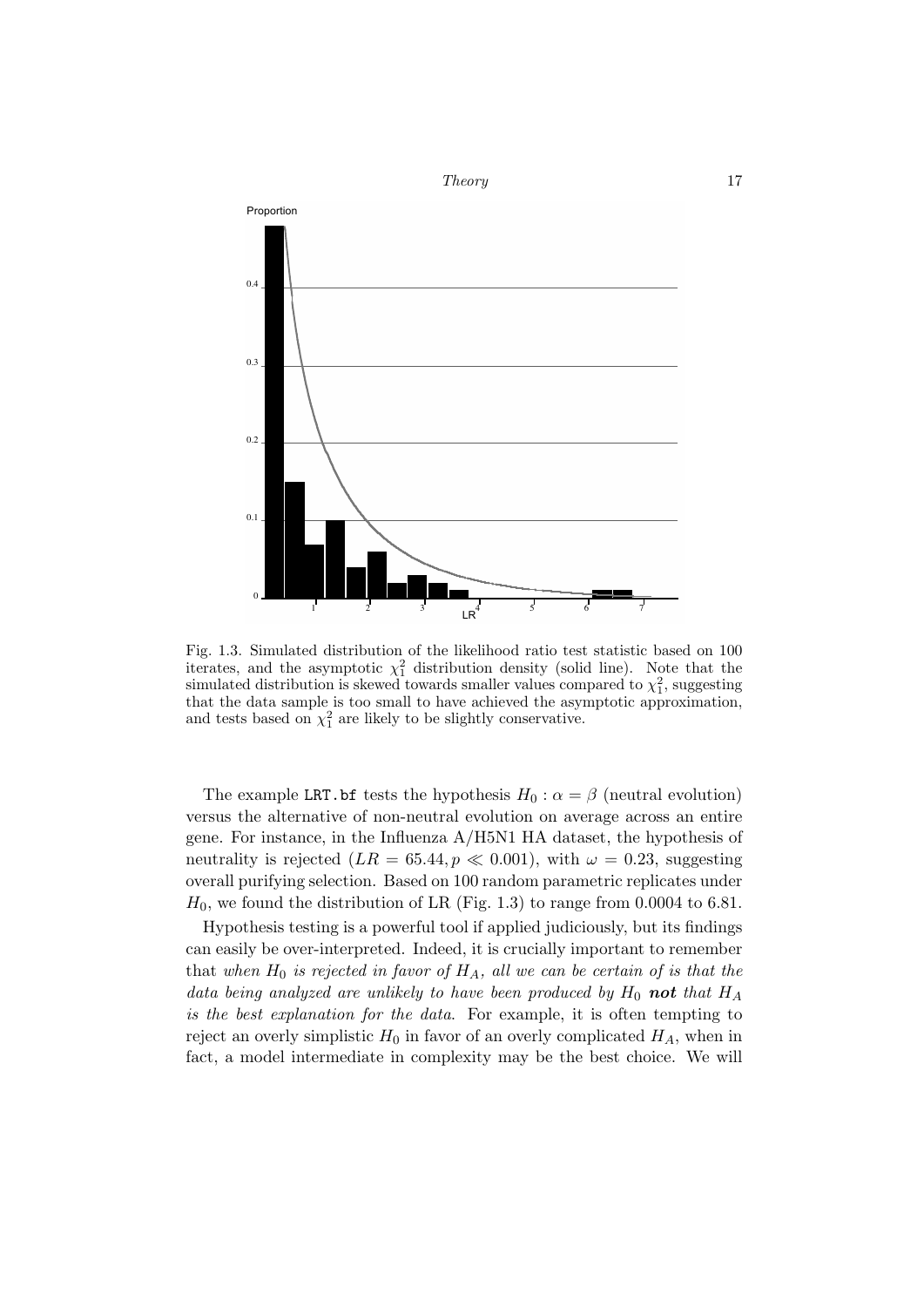Fig. 1.3. Simulated distribution of the likelihood ratio test statistic based on 100 iterates, and the asymptotic $\chi_1^2$ distribution density (solid line). Note that the simulated distribution is skewed towards smaller values compared to $\chi_1^2$, suggesting that the data sample is too small to have achieved the asymptotic approximation, and tests based on $\chi_1^2$ are likely to be slightly conservative.

The example `LRT.bf` tests the hypothesis $H_0 : \alpha = \beta$ (neutral evolution) versus the alternative of non-neutral evolution on average across an entire gene. For instance, in the Influenza A/H5N1 HA dataset, the hypothesis of neutrality is rejected ($LR = 65.44, p \ll 0.001$), with $\omega = 0.23$, suggesting overall purifying selection. Based on 100 random parametric replicates under $H_0$, we found the distribution of LR (Fig. 1.3) to range from 0.0004 to 6.81.

Hypothesis testing is a powerful tool if applied judiciously, but its findings can easily be over-interpreted. Indeed, it is crucially important to remember that *when $H_0$ is rejected in favor of $H_A$, all we can be certain of is that the data being analyzed are unlikely to have been produced by $H_0$* ***not*** *that $H_A$ is the best explanation for the data*. For example, it is often tempting to reject an overly simplistic $H_0$ in favor of an overly complicated $H_A$, when in fact, a model intermediate in complexity may be the best choice. We will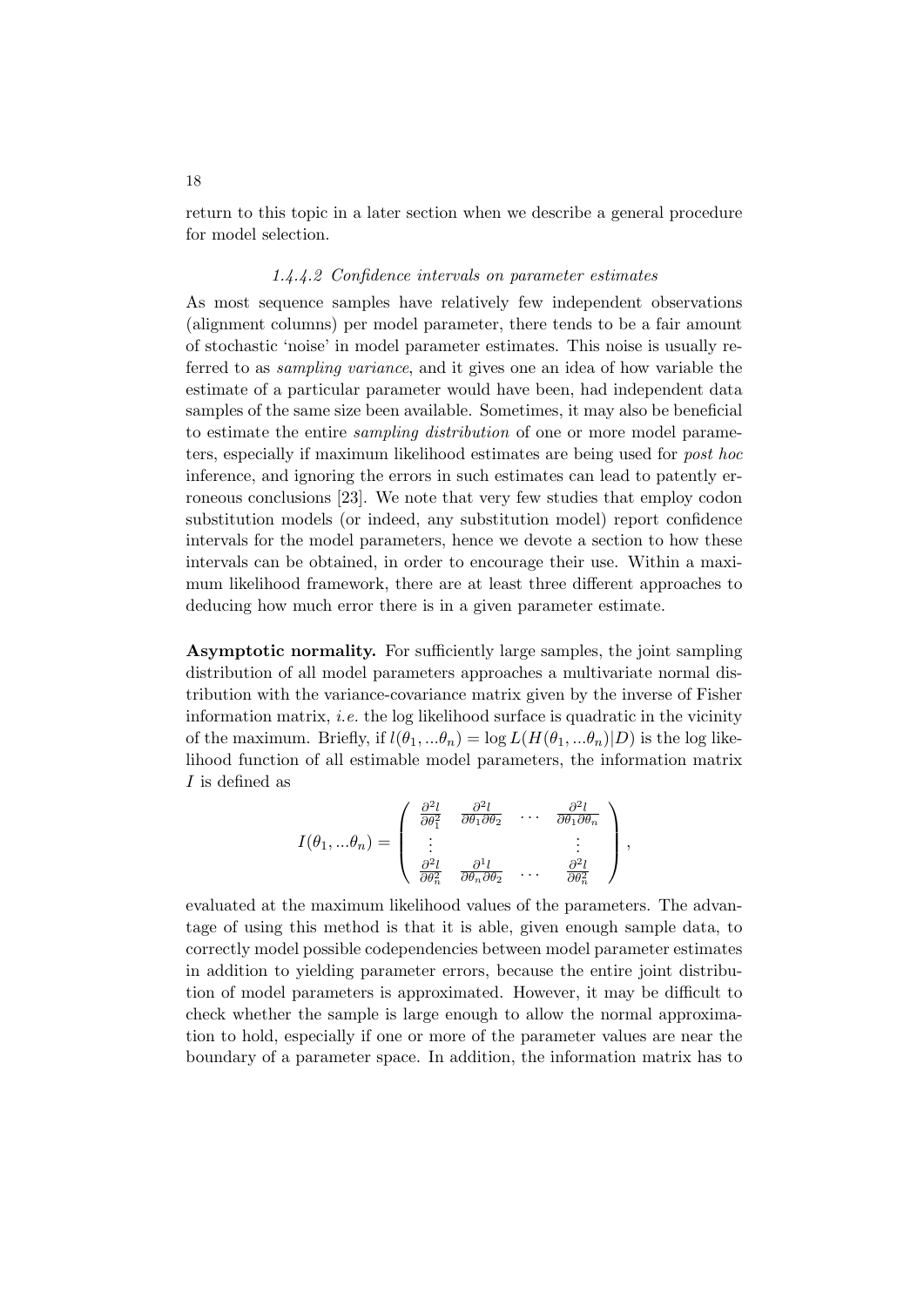return to this topic in a later section when we describe a general procedure for model selection.

#### *1.4.4.2 Confidence intervals on parameter estimates*

As most sequence samples have relatively few independent observations (alignment columns) per model parameter, there tends to be a fair amount of stochastic 'noise' in model parameter estimates. This noise is usually referred to as *sampling variance*, and it gives one an idea of how variable the estimate of a particular parameter would have been, had independent data samples of the same size been available. Sometimes, it may also be beneficial to estimate the entire *sampling distribution* of one or more model parameters, especially if maximum likelihood estimates are being used for *post hoc* inference, and ignoring the errors in such estimates can lead to patently erroneous conclusions [23]. We note that very few studies that employ codon substitution models (or indeed, any substitution model) report confidence intervals for the model parameters, hence we devote a section to how these intervals can be obtained, in order to encourage their use. Within a maximum likelihood framework, there are at least three different approaches to deducing how much error there is in a given parameter estimate.

**Asymptotic normality.** For sufficiently large samples, the joint sampling distribution of all model parameters approaches a multivariate normal distribution with the variance-covariance matrix given by the inverse of Fisher information matrix, *i.e.* the log likelihood surface is quadratic in the vicinity of the maximum. Briefly, if $l(\theta_1, ...\theta_n) = \log L(H(\theta_1, ...\theta_n)|D)$ is the log likelihood function of all estimable model parameters, the information matrix $I$ is defined as

$$I(\theta_1, ...\theta_n) = \begin{pmatrix} \frac{\partial^2 l}{\partial \theta_1^2} & \frac{\partial^2 l}{\partial \theta_1 \partial \theta_2} & \cdots & \frac{\partial^2 l}{\partial \theta_1 \partial \theta_n} \\ \vdots & & & \vdots \\ \frac{\partial^2 l}{\partial \theta_n^2} & \frac{\partial^1 l}{\partial \theta_n \partial \theta_2} & \cdots & \frac{\partial^2 l}{\partial \theta_n^2} \end{pmatrix},$$

evaluated at the maximum likelihood values of the parameters. The advantage of using this method is that it is able, given enough sample data, to correctly model possible codependencies between model parameter estimates in addition to yielding parameter errors, because the entire joint distribution of model parameters is approximated. However, it may be difficult to check whether the sample is large enough to allow the normal approximation to hold, especially if one or more of the parameter values are near the boundary of a parameter space. In addition, the information matrix has to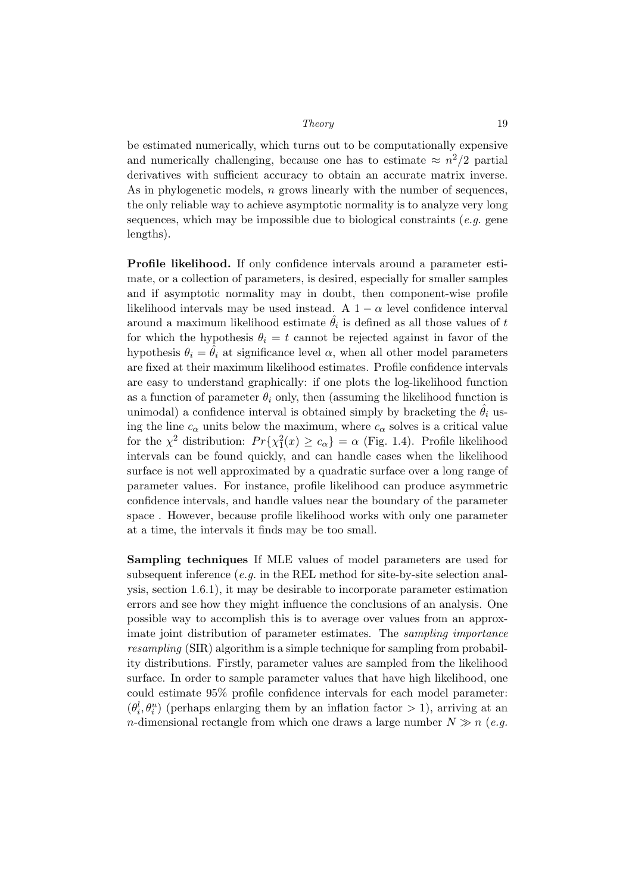be estimated numerically, which turns out to be computationally expensive and numerically challenging, because one has to estimate $\approx n^2/2$ partial derivatives with sufficient accuracy to obtain an accurate matrix inverse. As in phylogenetic models, $n$ grows linearly with the number of sequences, the only reliable way to achieve asymptotic normality is to analyze very long sequences, which may be impossible due to biological constraints (*e.g.* gene lengths).

**Profile likelihood.** If only confidence intervals around a parameter estimate, or a collection of parameters, is desired, especially for smaller samples and if asymptotic normality may in doubt, then component-wise profile likelihood intervals may be used instead. A $1 - \alpha$ level confidence interval around a maximum likelihood estimate $\hat{\theta}_i$ is defined as all those values of $t$ for which the hypothesis $\theta_i = t$ cannot be rejected against in favor of the hypothesis $\theta_i = \hat{\theta}_i$ at significance level $\alpha$, when all other model parameters are fixed at their maximum likelihood estimates. Profile confidence intervals are easy to understand graphically: if one plots the log-likelihood function as a function of parameter $\theta_i$ only, then (assuming the likelihood function is unimodal) a confidence interval is obtained simply by bracketing the $\hat{\theta}_i$ using the line $c_\alpha$ units below the maximum, where $c_\alpha$ solves is a critical value for the $\chi^2$ distribution: $Pr\{\chi^2_1(x) \geq c_\alpha\} = \alpha$ (Fig. 1.4). Profile likelihood intervals can be found quickly, and can handle cases when the likelihood surface is not well approximated by a quadratic surface over a long range of parameter values. For instance, profile likelihood can produce asymmetric confidence intervals, and handle values near the boundary of the parameter space . However, because profile likelihood works with only one parameter at a time, the intervals it finds may be too small.

**Sampling techniques** If MLE values of model parameters are used for subsequent inference (*e.g.* in the REL method for site-by-site selection analysis, section 1.6.1), it may be desirable to incorporate parameter estimation errors and see how they might influence the conclusions of an analysis. One possible way to accomplish this is to average over values from an approximate joint distribution of parameter estimates. The *sampling importance resampling* (SIR) algorithm is a simple technique for sampling from probability distributions. Firstly, parameter values are sampled from the likelihood surface. In order to sample parameter values that have high likelihood, one could estimate 95% profile confidence intervals for each model parameter: $(\theta_i^l, \theta_i^u)$ (perhaps enlarging them by an inflation factor $> 1$), arriving at an $n$-dimensional rectangle from which one draws a large number $N \gg n$ (*e.g.*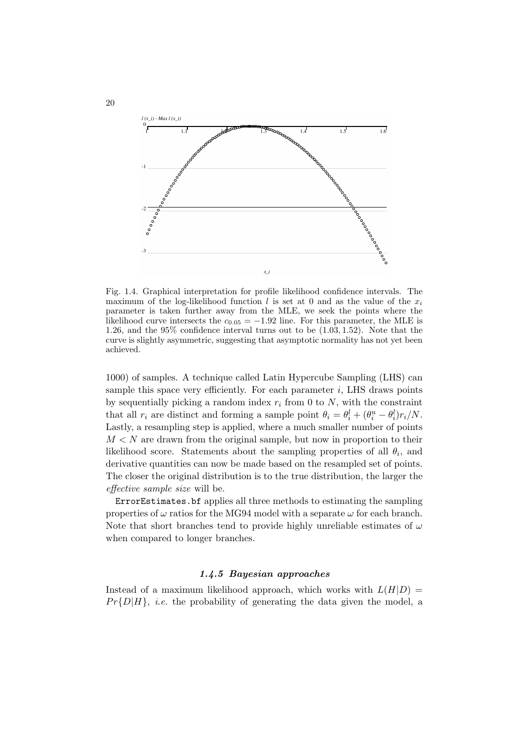Fig. 1.4. Graphical interpretation for profile likelihood confidence intervals. The maximum of the log-likelihood function $l$ is set at 0 and as the value of the $x_i$ parameter is taken further away from the MLE, we seek the points where the likelihood curve intersects the $c_{0.05} = -1.92$ line. For this parameter, the MLE is 1.26, and the 95% confidence interval turns out to be $(1.03, 1.52)$. Note that the curve is slightly asymmetric, suggesting that asymptotic normality has not yet been achieved.

1000) of samples. A technique called Latin Hypercube Sampling (LHS) can sample this space very efficiently. For each parameter $i$, LHS draws points by sequentially picking a random index $r_i$ from 0 to $N$, with the constraint that all $r_i$ are distinct and forming a sample point $\theta_i = \theta_i^l + (\theta_i^u - \theta_i^l)r_i/N$. Lastly, a resampling step is applied, where a much smaller number of points $M < N$ are drawn from the original sample, but now in proportion to their likelihood score. Statements about the sampling properties of all $\theta_i$, and derivative quantities can now be made based on the resampled set of points. The closer the original distribution is to the true distribution, the larger the *effective sample size* will be.

`ErrorEstimates.bf` applies all three methods to estimating the sampling properties of $\omega$ ratios for the MG94 model with a separate $\omega$ for each branch. Note that short branches tend to provide highly unreliable estimates of $\omega$ when compared to longer branches.

### *1.4.5 Bayesian approaches*

Instead of a maximum likelihood approach, which works with $L(H|D) = Pr\{D|H\}$, *i.e.* the probability of generating the data given the model, a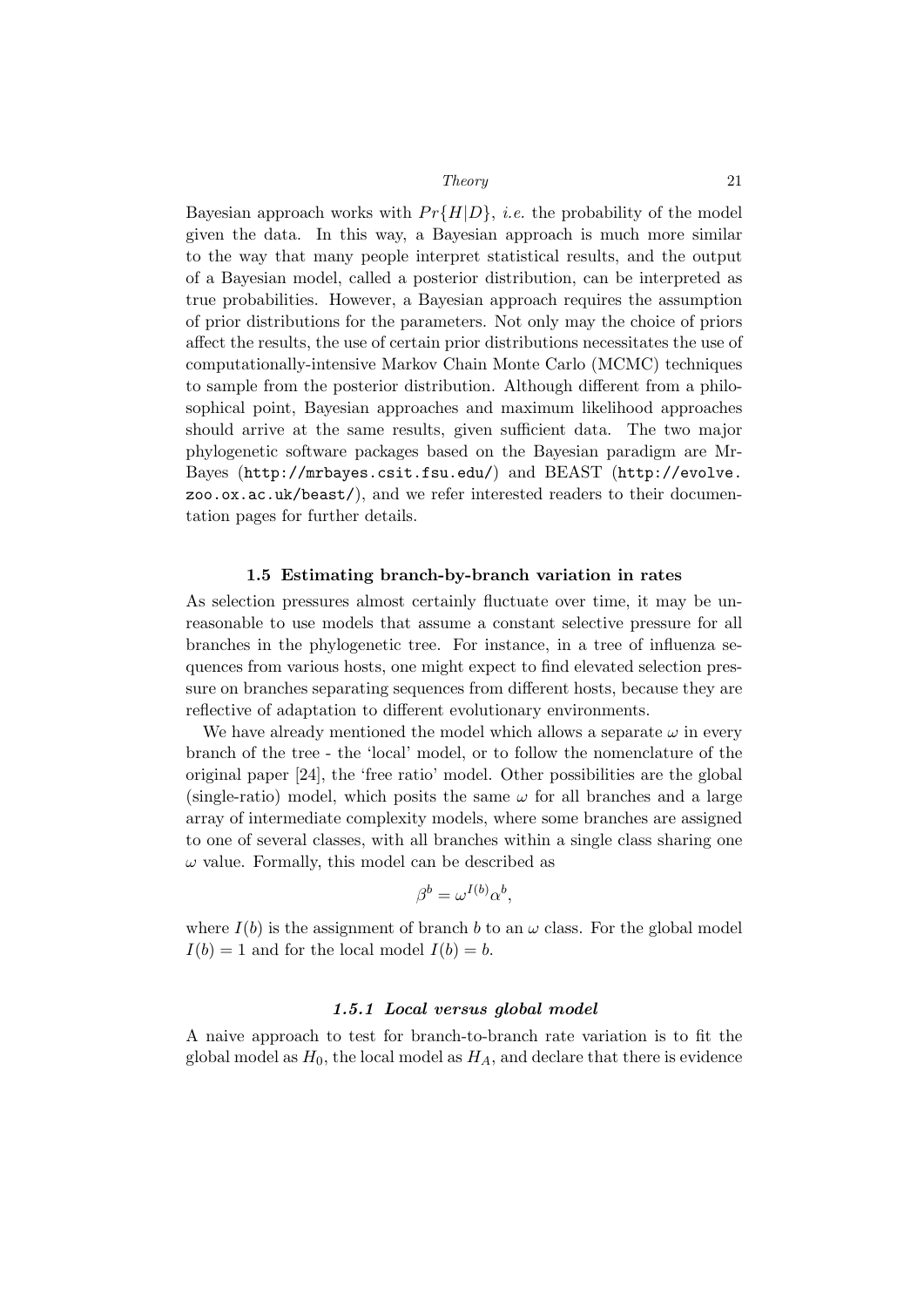Bayesian approach works with $Pr\{H|D\}$, *i.e.* the probability of the model given the data. In this way, a Bayesian approach is much more similar to the way that many people interpret statistical results, and the output of a Bayesian model, called a posterior distribution, can be interpreted as true probabilities. However, a Bayesian approach requires the assumption of prior distributions for the parameters. Not only may the choice of priors affect the results, the use of certain prior distributions necessitates the use of computationally-intensive Markov Chain Monte Carlo (MCMC) techniques to sample from the posterior distribution. Although different from a philosophical point, Bayesian approaches and maximum likelihood approaches should arrive at the same results, given sufficient data. The two major phylogenetic software packages based on the Bayesian paradigm are MrBayes (`http://mrbayes.csit.fsu.edu/`) and BEAST (`http://evolve.zoo.ox.ac.uk/beast/`), and we refer interested readers to their documentation pages for further details.

## 1.5 Estimating branch-by-branch variation in rates

As selection pressures almost certainly fluctuate over time, it may be unreasonable to use models that assume a constant selective pressure for all branches in the phylogenetic tree. For instance, in a tree of influenza sequences from various hosts, one might expect to find elevated selection pressure on branches separating sequences from different hosts, because they are reflective of adaptation to different evolutionary environments.

We have already mentioned the model which allows a separate $\omega$ in every branch of the tree - the 'local' model, or to follow the nomenclature of the original paper [24], the 'free ratio' model. Other possibilities are the global (single-ratio) model, which posits the same $\omega$ for all branches and a large array of intermediate complexity models, where some branches are assigned to one of several classes, with all branches within a single class sharing one $\omega$ value. Formally, this model can be described as

$$\beta^b = \omega^{I(b)} \alpha^b,$$

where $I(b)$ is the assignment of branch $b$ to an $\omega$ class. For the global model $I(b) = 1$ and for the local model $I(b) = b$.

### *1.5.1 Local versus global model*

A naive approach to test for branch-to-branch rate variation is to fit the global model as $H_0$, the local model as $H_A$, and declare that there is evidence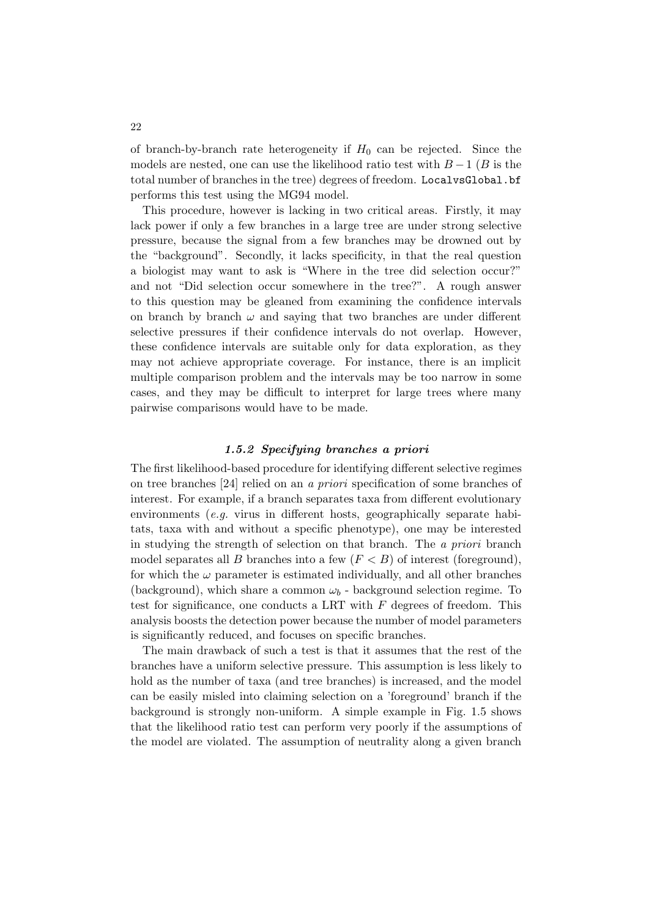of branch-by-branch rate heterogeneity if $H_0$ can be rejected. Since the models are nested, one can use the likelihood ratio test with $B-1$ ($B$ is the total number of branches in the tree) degrees of freedom. `LocalvsGlobal.bf` performs this test using the MG94 model.

This procedure, however is lacking in two critical areas. Firstly, it may lack power if only a few branches in a large tree are under strong selective pressure, because the signal from a few branches may be drowned out by the "background". Secondly, it lacks specificity, in that the real question a biologist may want to ask is "Where in the tree did selection occur?" and not "Did selection occur somewhere in the tree?". A rough answer to this question may be gleaned from examining the confidence intervals on branch by branch $\omega$ and saying that two branches are under different selective pressures if their confidence intervals do not overlap. However, these confidence intervals are suitable only for data exploration, as they may not achieve appropriate coverage. For instance, there is an implicit multiple comparison problem and the intervals may be too narrow in some cases, and they may be difficult to interpret for large trees where many pairwise comparisons would have to be made.

### *1.5.2 Specifying branches a priori*

The first likelihood-based procedure for identifying different selective regimes on tree branches [24] relied on an *a priori* specification of some branches of interest. For example, if a branch separates taxa from different evolutionary environments (*e.g.* virus in different hosts, geographically separate habitats, taxa with and without a specific phenotype), one may be interested in studying the strength of selection on that branch. The *a priori* branch model separates all $B$ branches into a few ($F < B$) of interest (foreground), for which the $\omega$ parameter is estimated individually, and all other branches (background), which share a common $\omega_b$ - background selection regime. To test for significance, one conducts a LRT with $F$ degrees of freedom. This analysis boosts the detection power because the number of model parameters is significantly reduced, and focuses on specific branches.

The main drawback of such a test is that it assumes that the rest of the branches have a uniform selective pressure. This assumption is less likely to hold as the number of taxa (and tree branches) is increased, and the model can be easily misled into claiming selection on a 'foreground' branch if the background is strongly non-uniform. A simple example in Fig. 1.5 shows that the likelihood ratio test can perform very poorly if the assumptions of the model are violated. The assumption of neutrality along a given branch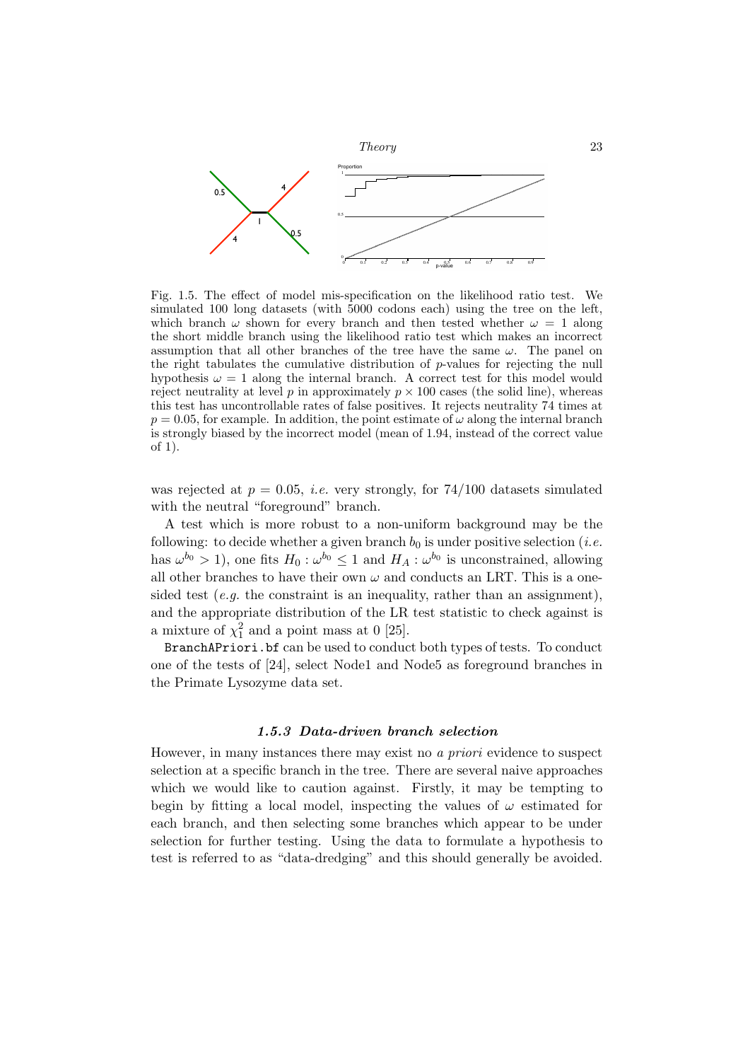Fig. 1.5. The effect of model mis-specification on the likelihood ratio test. We simulated 100 long datasets (with 5000 codons each) using the tree on the left, which branch $\omega$ shown for every branch and then tested whether $\omega = 1$ along the short middle branch using the likelihood ratio test which makes an incorrect assumption that all other branches of the tree have the same $\omega$. The panel on the right tabulates the cumulative distribution of $p$-values for rejecting the null hypothesis $\omega = 1$ along the internal branch. A correct test for this model would reject neutrality at level $p$ in approximately $p \times 100$ cases (the solid line), whereas this test has uncontrollable rates of false positives. It rejects neutrality 74 times at $p = 0.05$, for example. In addition, the point estimate of $\omega$ along the internal branch is strongly biased by the incorrect model (mean of 1.94, instead of the correct value of 1).

was rejected at $p = 0.05$, *i.e.* very strongly, for 74/100 datasets simulated with the neutral "foreground" branch.

A test which is more robust to a non-uniform background may be the following: to decide whether a given branch $b_0$ is under positive selection (*i.e.* has $\omega^{b_0} > 1$), one fits $H_0 : \omega^{b_0} \leq 1$ and $H_A : \omega^{b_0}$ is unconstrained, allowing all other branches to have their own $\omega$ and conducts an LRT. This is a one-sided test (*e.g.* the constraint is an inequality, rather than an assignment), and the appropriate distribution of the LR test statistic to check against is a mixture of $\chi^2_1$ and a point mass at 0 [25].

`BranchAPriori.bf` can be used to conduct both types of tests. To conduct one of the tests of [24], select Node1 and Node5 as foreground branches in the Primate Lysozyme data set.

### 1.5.3 Data-driven branch selection

However, in many instances there may exist no *a priori* evidence to suspect selection at a specific branch in the tree. There are several naive approaches which we would like to caution against. Firstly, it may be tempting to begin by fitting a local model, inspecting the values of $\omega$ estimated for each branch, and then selecting some branches which appear to be under selection for further testing. Using the data to formulate a hypothesis to test is referred to as "data-dredging" and this should generally be avoided.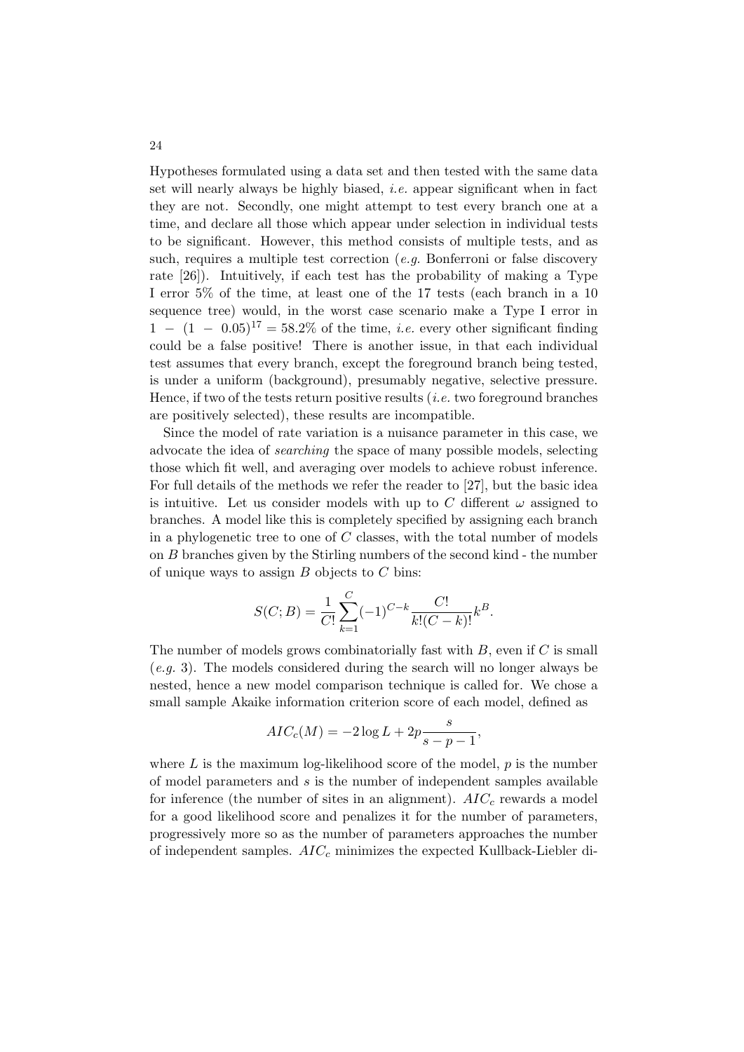Hypotheses formulated using a data set and then tested with the same data set will nearly always be highly biased, *i.e.* appear significant when in fact they are not. Secondly, one might attempt to test every branch one at a time, and declare all those which appear under selection in individual tests to be significant. However, this method consists of multiple tests, and as such, requires a multiple test correction (*e.g.* Bonferroni or false discovery rate [26]). Intuitively, if each test has the probability of making a Type I error 5% of the time, at least one of the 17 tests (each branch in a 10 sequence tree) would, in the worst case scenario make a Type I error in $1 - (1 - 0.05)^{17} = 58.2\%$ of the time, *i.e.* every other significant finding could be a false positive! There is another issue, in that each individual test assumes that every branch, except the foreground branch being tested, is under a uniform (background), presumably negative, selective pressure. Hence, if two of the tests return positive results (*i.e.* two foreground branches are positively selected), these results are incompatible.

Since the model of rate variation is a nuisance parameter in this case, we advocate the idea of *searching* the space of many possible models, selecting those which fit well, and averaging over models to achieve robust inference. For full details of the methods we refer the reader to [27], but the basic idea is intuitive. Let us consider models with up to $C$ different $\omega$ assigned to branches. A model like this is completely specified by assigning each branch in a phylogenetic tree to one of $C$ classes, with the total number of models on $B$ branches given by the Stirling numbers of the second kind - the number of unique ways to assign $B$ objects to $C$ bins:

$$S(C;B) = \frac{1}{C!}\sum_{k=1}^{C}(-1)^{C-k}\frac{C!}{k!(C-k)!}k^B.$$

The number of models grows combinatorially fast with $B$, even if $C$ is small (*e.g.* 3). The models considered during the search will no longer always be nested, hence a new model comparison technique is called for. We chose a small sample Akaike information criterion score of each model, defined as

$$AIC_c(M) = -2\log L + 2p\frac{s}{s-p-1},$$

where $L$ is the maximum log-likelihood score of the model, $p$ is the number of model parameters and $s$ is the number of independent samples available for inference (the number of sites in an alignment). $AIC_c$ rewards a model for a good likelihood score and penalizes it for the number of parameters, progressively more so as the number of parameters approaches the number of independent samples. $AIC_c$ minimizes the expected Kullback-Liebler di-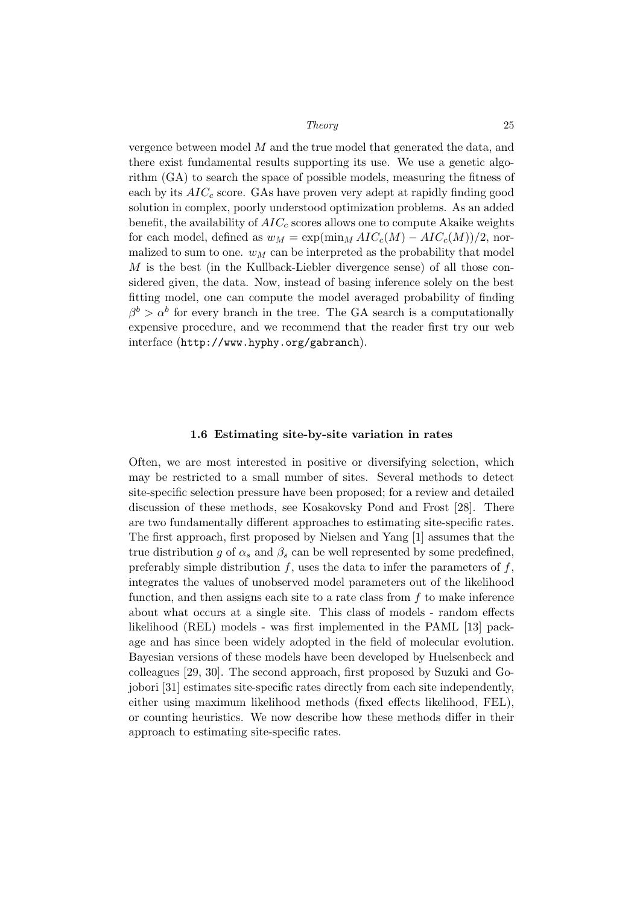vergence between model $M$ and the true model that generated the data, and there exist fundamental results supporting its use. We use a genetic algorithm (GA) to search the space of possible models, measuring the fitness of each by its $AIC_c$ score. GAs have proven very adept at rapidly finding good solution in complex, poorly understood optimization problems. As an added benefit, the availability of $AIC_c$ scores allows one to compute Akaike weights for each model, defined as $w_M = \exp(\min_M AIC_c(M) - AIC_c(M))/2$, normalized to sum to one. $w_M$ can be interpreted as the probability that model $M$ is the best (in the Kullback-Liebler divergence sense) of all those considered given, the data. Now, instead of basing inference solely on the best fitting model, one can compute the model averaged probability of finding $\beta^b > \alpha^b$ for every branch in the tree. The GA search is a computationally expensive procedure, and we recommend that the reader first try our web interface (`http://www.hyphy.org/gabranch`).

### 1.6 Estimating site-by-site variation in rates

Often, we are most interested in positive or diversifying selection, which may be restricted to a small number of sites. Several methods to detect site-specific selection pressure have been proposed; for a review and detailed discussion of these methods, see Kosakovsky Pond and Frost [28]. There are two fundamentally different approaches to estimating site-specific rates. The first approach, first proposed by Nielsen and Yang [1] assumes that the true distribution $g$ of $\alpha_s$ and $\beta_s$ can be well represented by some predefined, preferably simple distribution $f$, uses the data to infer the parameters of $f$, integrates the values of unobserved model parameters out of the likelihood function, and then assigns each site to a rate class from $f$ to make inference about what occurs at a single site. This class of models - random effects likelihood (REL) models - was first implemented in the PAML [13] package and has since been widely adopted in the field of molecular evolution. Bayesian versions of these models have been developed by Huelsenbeck and colleagues [29, 30]. The second approach, first proposed by Suzuki and Gojobori [31] estimates site-specific rates directly from each site independently, either using maximum likelihood methods (fixed effects likelihood, FEL), or counting heuristics. We now describe how these methods differ in their approach to estimating site-specific rates.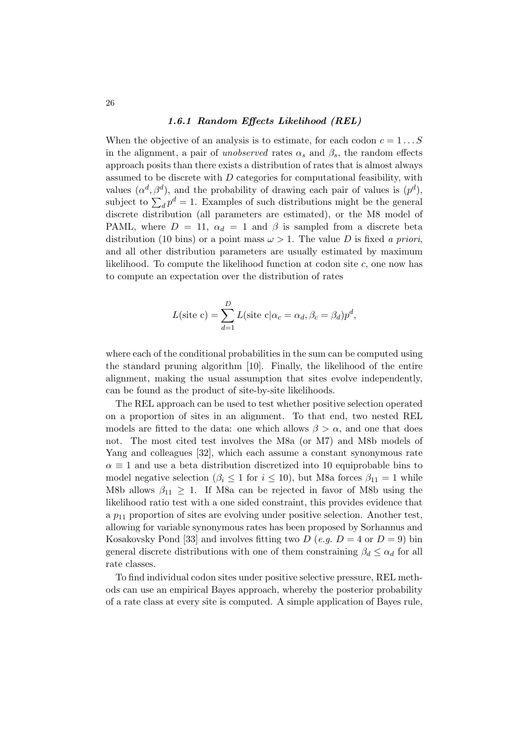### *1.6.1 Random Effects Likelihood (REL)*

When the objective of an analysis is to estimate, for each codon $c = 1 \ldots S$ in the alignment, a pair of *unobserved* rates $\alpha_s$ and $\beta_s$, the random effects approach posits than there exists a distribution of rates that is almost always assumed to be discrete with $D$ categories for computational feasibility, with values $(\alpha^d, \beta^d)$, and the probability of drawing each pair of values is $(p^d)$, subject to $\sum_d p^d = 1$. Examples of such distributions might be the general discrete distribution (all parameters are estimated), or the M8 model of PAML, where $D = 11$, $\alpha_d = 1$ and $\beta$ is sampled from a discrete beta distribution (10 bins) or a point mass $\omega > 1$. The value $D$ is fixed *a priori*, and all other distribution parameters are usually estimated by maximum likelihood. To compute the likelihood function at codon site $c$, one now has to compute an expectation over the distribution of rates

$$L(\text{site c}) = \sum_{d=1}^{D} L(\text{site c}|\alpha_c = \alpha_d, \beta_c = \beta_d)p^d,$$

where each of the conditional probabilities in the sum can be computed using the standard pruning algorithm [10]. Finally, the likelihood of the entire alignment, making the usual assumption that sites evolve independently, can be found as the product of site-by-site likelihoods.

The REL approach can be used to test whether positive selection operated on a proportion of sites in an alignment. To that end, two nested REL models are fitted to the data: one which allows $\beta > \alpha$, and one that does not. The most cited test involves the M8a (or M7) and M8b models of Yang and colleagues [32], which each assume a constant synonymous rate $\alpha \equiv 1$ and use a beta distribution discretized into 10 equiprobable bins to model negative selection ($\beta_i \leq 1$ for $i \leq 10$), but M8a forces $\beta_{11} = 1$ while M8b allows $\beta_{11} \geq 1$. If M8a can be rejected in favor of M8b using the likelihood ratio test with a one sided constraint, this provides evidence that a $p_{11}$ proportion of sites are evolving under positive selection. Another test, allowing for variable synonymous rates has been proposed by Sorhannus and Kosakovsky Pond [33] and involves fitting two $D$ (*e.g.* $D = 4$ or $D = 9$) bin general discrete distributions with one of them constraining $\beta_d \leq \alpha_d$ for all rate classes.

To find individual codon sites under positive selective pressure, REL methods can use an empirical Bayes approach, whereby the posterior probability of a rate class at every site is computed. A simple application of Bayes rule,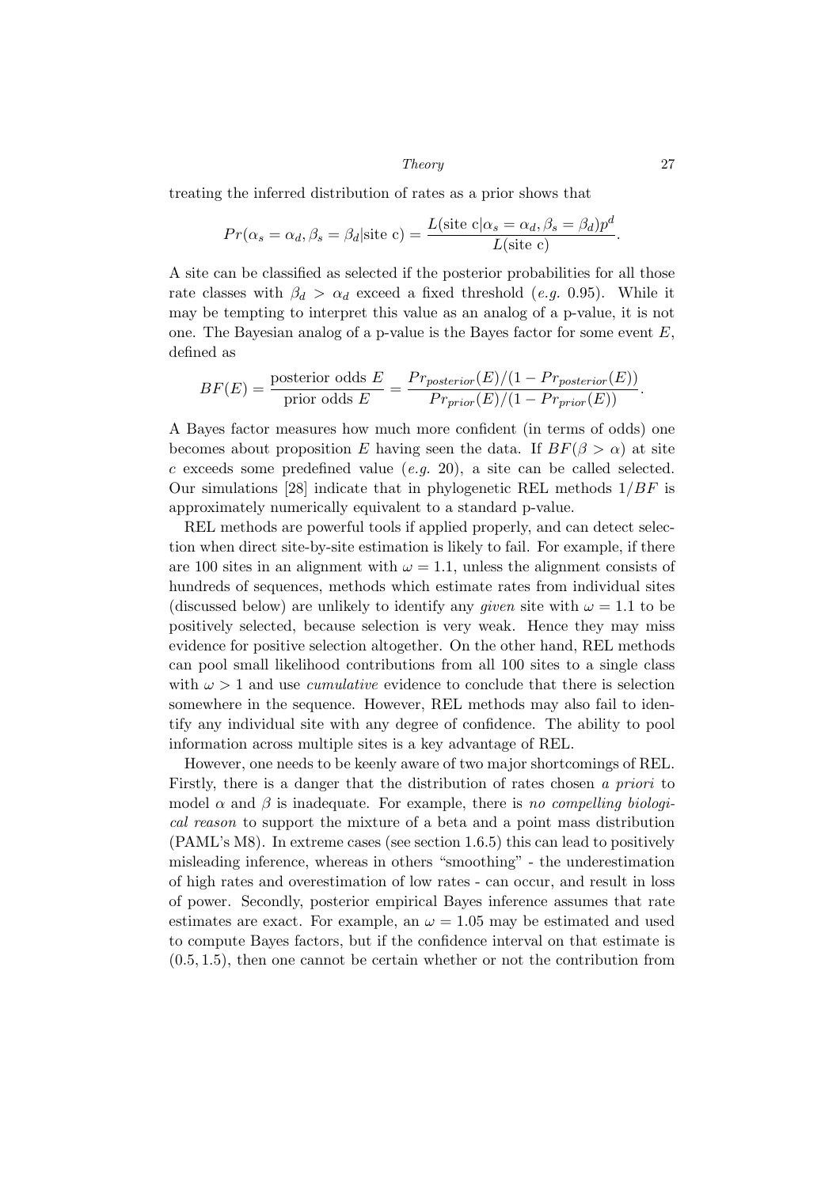treating the inferred distribution of rates as a prior shows that

$$Pr(\alpha_s = \alpha_d, \beta_s = \beta_d | \text{site c}) = \frac{L(\text{site c}|\alpha_s = \alpha_d, \beta_s = \beta_d)p^d}{L(\text{site c})}.$$

A site can be classified as selected if the posterior probabilities for all those rate classes with $\beta_d > \alpha_d$ exceed a fixed threshold (*e.g.* 0.95). While it may be tempting to interpret this value as an analog of a p-value, it is not one. The Bayesian analog of a p-value is the Bayes factor for some event $E$, defined as

$$BF(E) = \frac{\text{posterior odds } E}{\text{prior odds } E} = \frac{Pr_{posterior}(E)/(1 - Pr_{posterior}(E))}{Pr_{prior}(E)/(1 - Pr_{prior}(E))}.$$

A Bayes factor measures how much more confident (in terms of odds) one becomes about proposition $E$ having seen the data. If $BF(\beta > \alpha)$ at site $c$ exceeds some predefined value (*e.g.* 20), a site can be called selected. Our simulations [28] indicate that in phylogenetic REL methods $1/BF$ is approximately numerically equivalent to a standard p-value.

REL methods are powerful tools if applied properly, and can detect selection when direct site-by-site estimation is likely to fail. For example, if there are 100 sites in an alignment with $\omega = 1.1$, unless the alignment consists of hundreds of sequences, methods which estimate rates from individual sites (discussed below) are unlikely to identify any *given* site with $\omega = 1.1$ to be positively selected, because selection is very weak. Hence they may miss evidence for positive selection altogether. On the other hand, REL methods can pool small likelihood contributions from all 100 sites to a single class with $\omega > 1$ and use *cumulative* evidence to conclude that there is selection somewhere in the sequence. However, REL methods may also fail to identify any individual site with any degree of confidence. The ability to pool information across multiple sites is a key advantage of REL.

However, one needs to be keenly aware of two major shortcomings of REL. Firstly, there is a danger that the distribution of rates chosen *a priori* to model $\alpha$ and $\beta$ is inadequate. For example, there is *no compelling biological reason* to support the mixture of a beta and a point mass distribution (PAML's M8). In extreme cases (see section 1.6.5) this can lead to positively misleading inference, whereas in others "smoothing" - the underestimation of high rates and overestimation of low rates - can occur, and result in loss of power. Secondly, posterior empirical Bayes inference assumes that rate estimates are exact. For example, an $\omega = 1.05$ may be estimated and used to compute Bayes factors, but if the confidence interval on that estimate is $(0.5, 1.5)$, then one cannot be certain whether or not the contribution from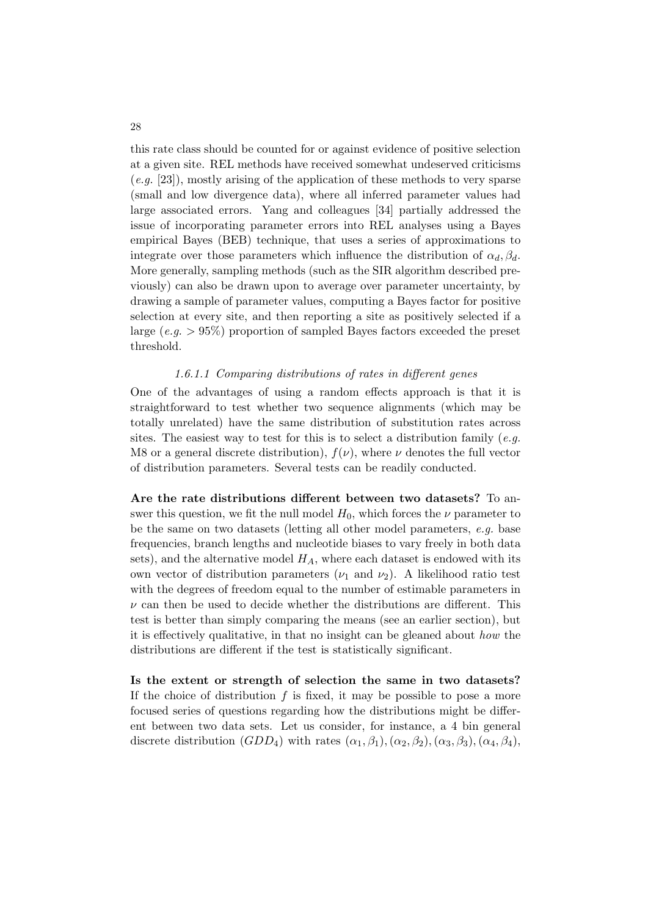this rate class should be counted for or against evidence of positive selection at a given site. REL methods have received somewhat undeserved criticisms (*e.g.* [23]), mostly arising of the application of these methods to very sparse (small and low divergence data), where all inferred parameter values had large associated errors. Yang and colleagues [34] partially addressed the issue of incorporating parameter errors into REL analyses using a Bayes empirical Bayes (BEB) technique, that uses a series of approximations to integrate over those parameters which influence the distribution of $\alpha_d, \beta_d$. More generally, sampling methods (such as the SIR algorithm described previously) can also be drawn upon to average over parameter uncertainty, by drawing a sample of parameter values, computing a Bayes factor for positive selection at every site, and then reporting a site as positively selected if a large (*e.g.* $> 95\%$) proportion of sampled Bayes factors exceeded the preset threshold.

#### *1.6.1.1 Comparing distributions of rates in different genes*

One of the advantages of using a random effects approach is that it is straightforward to test whether two sequence alignments (which may be totally unrelated) have the same distribution of substitution rates across sites. The easiest way to test for this is to select a distribution family (*e.g.* M8 or a general discrete distribution), $f(\nu)$, where $\nu$ denotes the full vector of distribution parameters. Several tests can be readily conducted.

**Are the rate distributions different between two datasets?** To answer this question, we fit the null model $H_0$, which forces the $\nu$ parameter to be the same on two datasets (letting all other model parameters, *e.g.* base frequencies, branch lengths and nucleotide biases to vary freely in both data sets), and the alternative model $H_A$, where each dataset is endowed with its own vector of distribution parameters ($\nu_1$ and $\nu_2$). A likelihood ratio test with the degrees of freedom equal to the number of estimable parameters in $\nu$ can then be used to decide whether the distributions are different. This test is better than simply comparing the means (see an earlier section), but it is effectively qualitative, in that no insight can be gleaned about *how* the distributions are different if the test is statistically significant.

**Is the extent or strength of selection the same in two datasets?** If the choice of distribution $f$ is fixed, it may be possible to pose a more focused series of questions regarding how the distributions might be different between two data sets. Let us consider, for instance, a 4 bin general discrete distribution ($GDD_4$) with rates $(\alpha_1, \beta_1), (\alpha_2, \beta_2), (\alpha_3, \beta_3), (\alpha_4, \beta_4)$,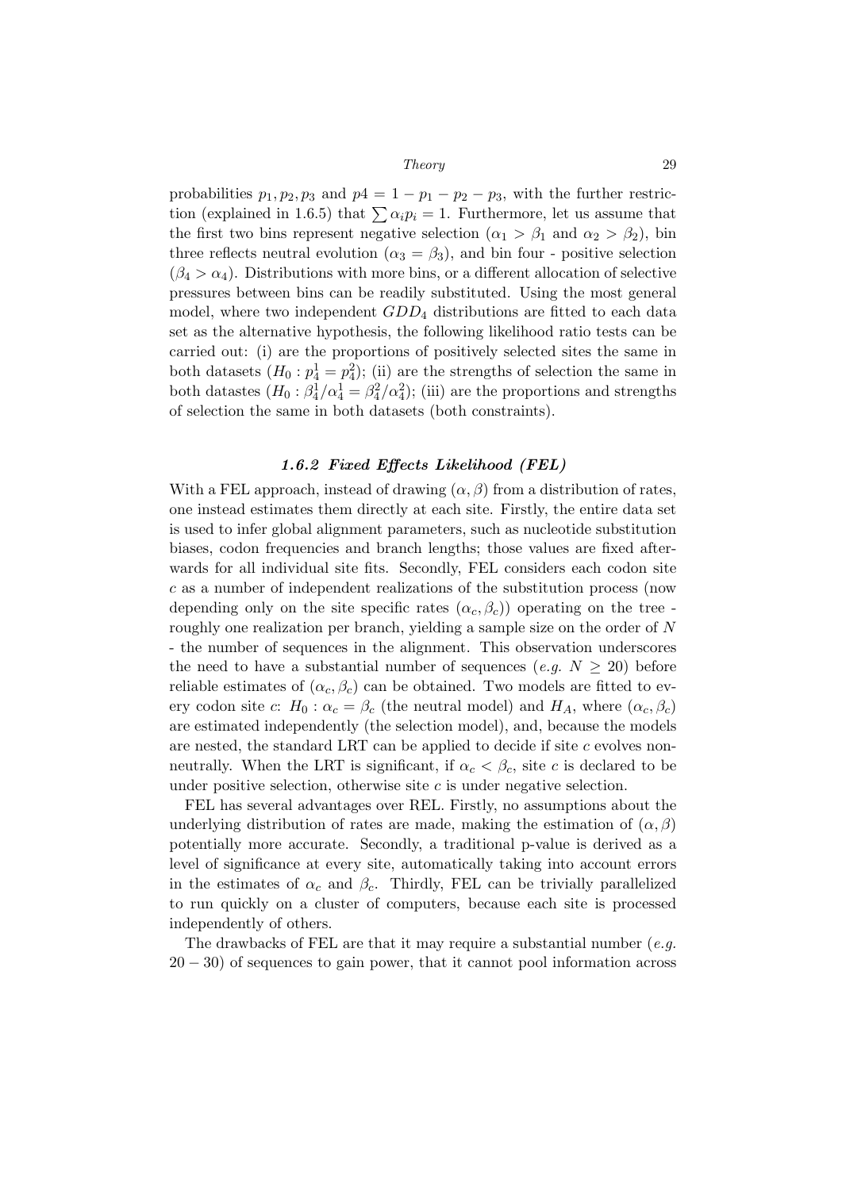probabilities $p_1, p_2, p_3$ and $p4 = 1 - p_1 - p_2 - p_3$, with the further restriction (explained in 1.6.5) that $\sum \alpha_i p_i = 1$. Furthermore, let us assume that the first two bins represent negative selection ($\alpha_1 > \beta_1$ and $\alpha_2 > \beta_2$), bin three reflects neutral evolution ($\alpha_3 = \beta_3$), and bin four - positive selection ($\beta_4 > \alpha_4$). Distributions with more bins, or a different allocation of selective pressures between bins can be readily substituted. Using the most general model, where two independent $GDD_4$ distributions are fitted to each data set as the alternative hypothesis, the following likelihood ratio tests can be carried out: (i) are the proportions of positively selected sites the same in both datasets ($H_0 : p_4^1 = p_4^2$); (ii) are the strengths of selection the same in both datastes ($H_0 : \beta_4^1/\alpha_4^1 = \beta_4^2/\alpha_4^2$); (iii) are the proportions and strengths of selection the same in both datasets (both constraints).

### 1.6.2 Fixed Effects Likelihood (FEL)

With a FEL approach, instead of drawing $(\alpha, \beta)$ from a distribution of rates, one instead estimates them directly at each site. Firstly, the entire data set is used to infer global alignment parameters, such as nucleotide substitution biases, codon frequencies and branch lengths; those values are fixed afterwards for all individual site fits. Secondly, FEL considers each codon site $c$ as a number of independent realizations of the substitution process (now depending only on the site specific rates $(\alpha_c, \beta_c)$) operating on the tree - roughly one realization per branch, yielding a sample size on the order of $N$ - the number of sequences in the alignment. This observation underscores the need to have a substantial number of sequences (*e.g.* $N \geq 20$) before reliable estimates of $(\alpha_c, \beta_c)$ can be obtained. Two models are fitted to every codon site $c$: $H_0 : \alpha_c = \beta_c$ (the neutral model) and $H_A$, where $(\alpha_c, \beta_c)$ are estimated independently (the selection model), and, because the models are nested, the standard LRT can be applied to decide if site $c$ evolves non-neutrally. When the LRT is significant, if $\alpha_c < \beta_c$, site $c$ is declared to be under positive selection, otherwise site $c$ is under negative selection.

FEL has several advantages over REL. Firstly, no assumptions about the underlying distribution of rates are made, making the estimation of $(\alpha, \beta)$ potentially more accurate. Secondly, a traditional p-value is derived as a level of significance at every site, automatically taking into account errors in the estimates of $\alpha_c$ and $\beta_c$. Thirdly, FEL can be trivially parallelized to run quickly on a cluster of computers, because each site is processed independently of others.

The drawbacks of FEL are that it may require a substantial number (*e.g.* $20 - 30$) of sequences to gain power, that it cannot pool information across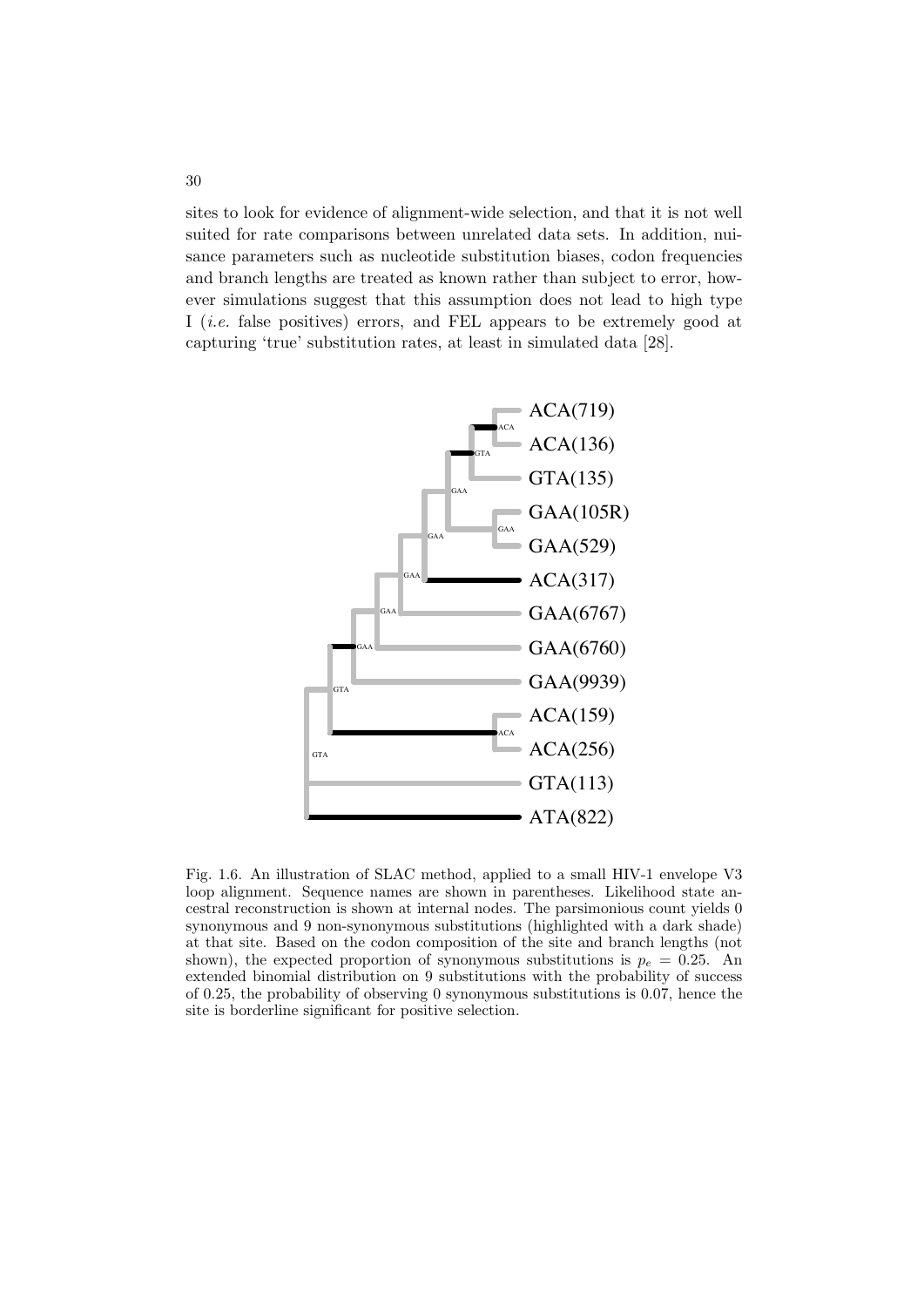sites to look for evidence of alignment-wide selection, and that it is not well suited for rate comparisons between unrelated data sets. In addition, nuisance parameters such as nucleotide substitution biases, codon frequencies and branch lengths are treated as known rather than subject to error, however simulations suggest that this assumption does not lead to high type I (*i.e.* false positives) errors, and FEL appears to be extremely good at capturing 'true' substitution rates, at least in simulated data [28].

Fig. 1.6. An illustration of SLAC method, applied to a small HIV-1 envelope V3 loop alignment. Sequence names are shown in parentheses. Likelihood state ancestral reconstruction is shown at internal nodes. The parsimonious count yields 0 synonymous and 9 non-synonymous substitutions (highlighted with a dark shade) at that site. Based on the codon composition of the site and branch lengths (not shown), the expected proportion of synonymous substitutions is $p_e = 0.25$. An extended binomial distribution on 9 substitutions with the probability of success of 0.25, the probability of observing 0 synonymous substitutions is 0.07, hence the site is borderline significant for positive selection.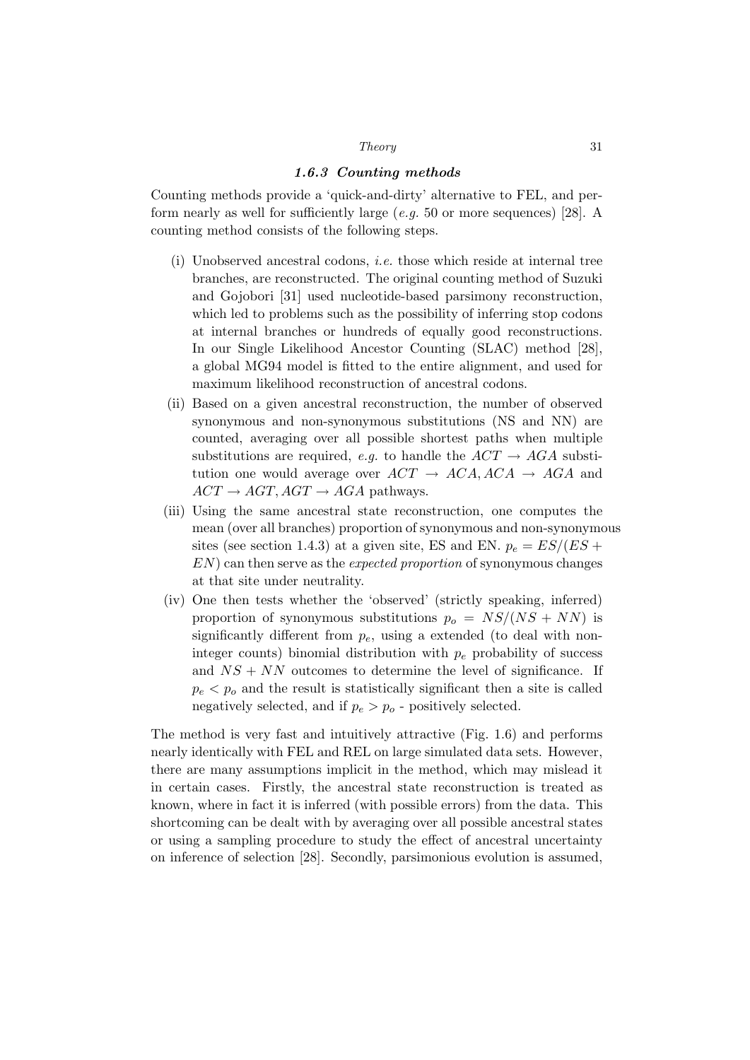### *1.6.3 Counting methods*

Counting methods provide a 'quick-and-dirty' alternative to FEL, and perform nearly as well for sufficiently large (*e.g.* 50 or more sequences) [28]. A counting method consists of the following steps.

(i) Unobserved ancestral codons, *i.e.* those which reside at internal tree branches, are reconstructed. The original counting method of Suzuki and Gojobori [31] used nucleotide-based parsimony reconstruction, which led to problems such as the possibility of inferring stop codons at internal branches or hundreds of equally good reconstructions. In our Single Likelihood Ancestor Counting (SLAC) method [28], a global MG94 model is fitted to the entire alignment, and used for maximum likelihood reconstruction of ancestral codons.

(ii) Based on a given ancestral reconstruction, the number of observed synonymous and non-synonymous substitutions (NS and NN) are counted, averaging over all possible shortest paths when multiple substitutions are required, *e.g.* to handle the $ACT \rightarrow AGA$ substitution one would average over $ACT \rightarrow ACA, ACA \rightarrow AGA$ and $ACT \rightarrow AGT, AGT \rightarrow AGA$ pathways.

(iii) Using the same ancestral state reconstruction, one computes the mean (over all branches) proportion of synonymous and non-synonymous sites (see section 1.4.3) at a given site, ES and EN. $p_e = ES/(ES + EN)$ can then serve as the *expected proportion* of synonymous changes at that site under neutrality.

(iv) One then tests whether the 'observed' (strictly speaking, inferred) proportion of synonymous substitutions $p_o = NS/(NS + NN)$ is significantly different from $p_e$, using a extended (to deal with non-integer counts) binomial distribution with $p_e$ probability of success and $NS + NN$ outcomes to determine the level of significance. If $p_e < p_o$ and the result is statistically significant then a site is called negatively selected, and if $p_e > p_o$ - positively selected.

The method is very fast and intuitively attractive (Fig. 1.6) and performs nearly identically with FEL and REL on large simulated data sets. However, there are many assumptions implicit in the method, which may mislead it in certain cases. Firstly, the ancestral state reconstruction is treated as known, where in fact it is inferred (with possible errors) from the data. This shortcoming can be dealt with by averaging over all possible ancestral states or using a sampling procedure to study the effect of ancestral uncertainty on inference of selection [28]. Secondly, parsimonious evolution is assumed,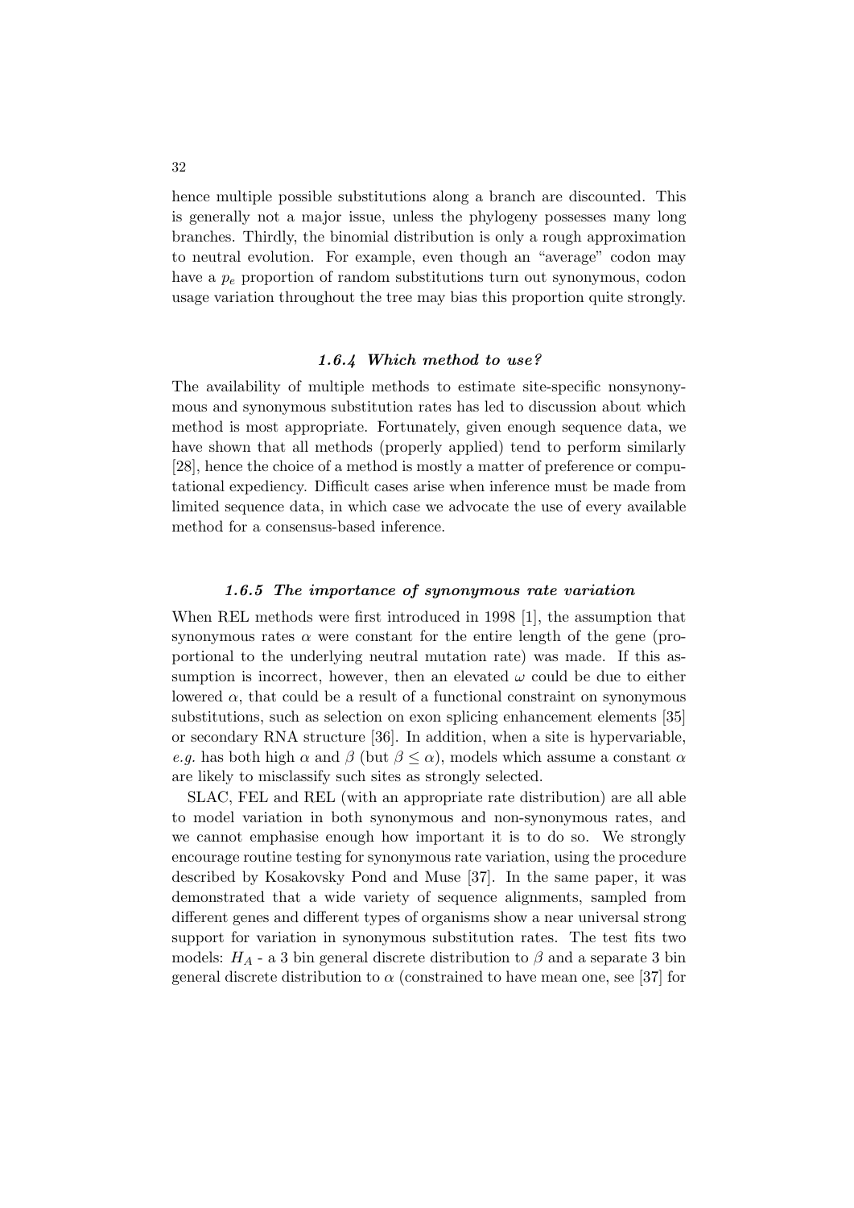hence multiple possible substitutions along a branch are discounted. This is generally not a major issue, unless the phylogeny possesses many long branches. Thirdly, the binomial distribution is only a rough approximation to neutral evolution. For example, even though an "average" codon may have a $p_e$ proportion of random substitutions turn out synonymous, codon usage variation throughout the tree may bias this proportion quite strongly.

### *1.6.4 Which method to use?*

The availability of multiple methods to estimate site-specific nonsynonymous and synonymous substitution rates has led to discussion about which method is most appropriate. Fortunately, given enough sequence data, we have shown that all methods (properly applied) tend to perform similarly [28], hence the choice of a method is mostly a matter of preference or computational expediency. Difficult cases arise when inference must be made from limited sequence data, in which case we advocate the use of every available method for a consensus-based inference.

### *1.6.5 The importance of synonymous rate variation*

When REL methods were first introduced in 1998 [1], the assumption that synonymous rates $\alpha$ were constant for the entire length of the gene (proportional to the underlying neutral mutation rate) was made. If this assumption is incorrect, however, then an elevated $\omega$ could be due to either lowered $\alpha$, that could be a result of a functional constraint on synonymous substitutions, such as selection on exon splicing enhancement elements [35] or secondary RNA structure [36]. In addition, when a site is hypervariable, *e.g.* has both high $\alpha$ and $\beta$ (but $\beta \leq \alpha$), models which assume a constant $\alpha$ are likely to misclassify such sites as strongly selected.

SLAC, FEL and REL (with an appropriate rate distribution) are all able to model variation in both synonymous and non-synonymous rates, and we cannot emphasise enough how important it is to do so. We strongly encourage routine testing for synonymous rate variation, using the procedure described by Kosakovsky Pond and Muse [37]. In the same paper, it was demonstrated that a wide variety of sequence alignments, sampled from different genes and different types of organisms show a near universal strong support for variation in synonymous substitution rates. The test fits two models: $H_A$ - a 3 bin general discrete distribution to $\beta$ and a separate 3 bin general discrete distribution to $\alpha$ (constrained to have mean one, see [37] for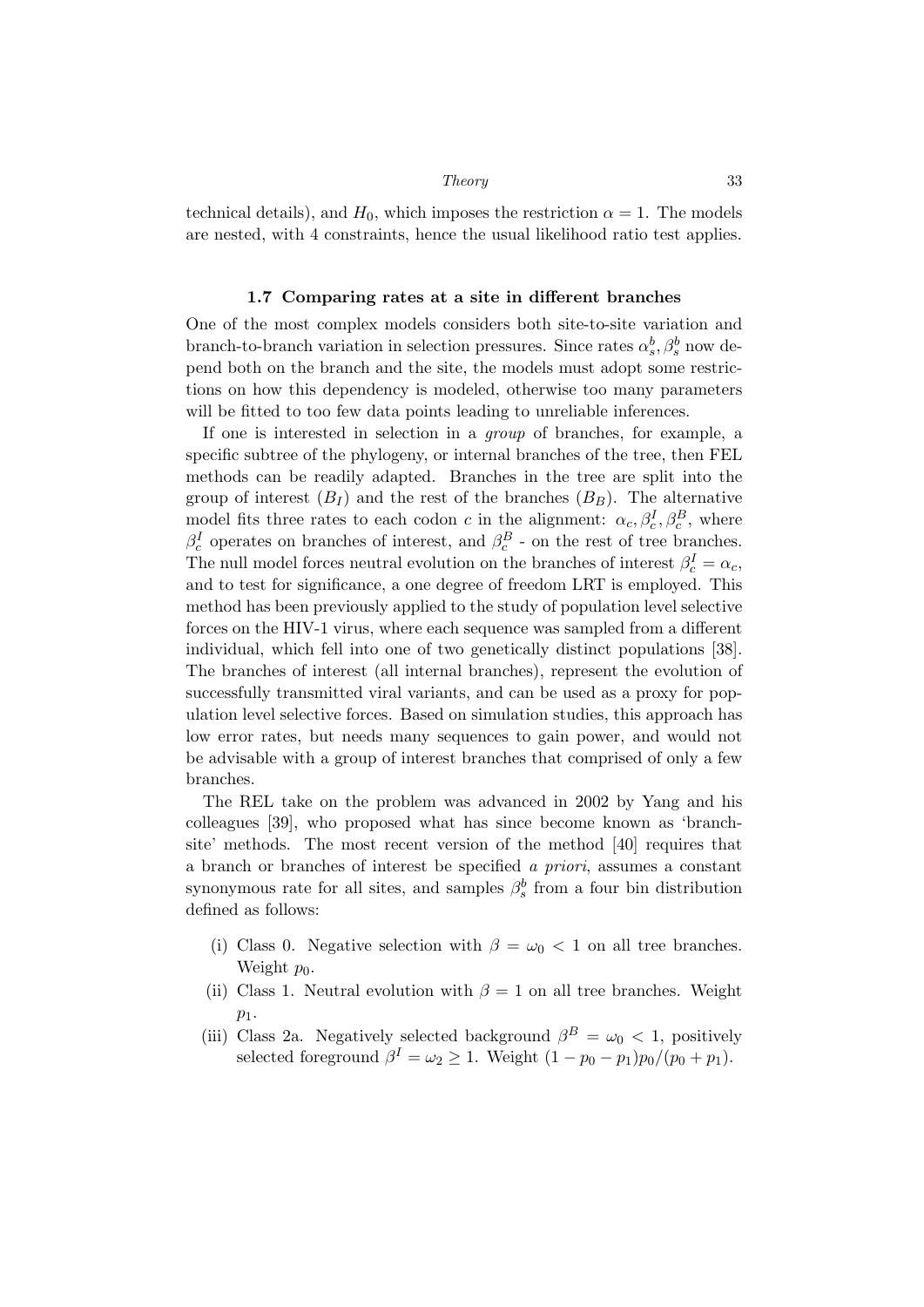technical details), and $H_0$, which imposes the restriction $\alpha = 1$. The models are nested, with 4 constraints, hence the usual likelihood ratio test applies.

### 1.7 Comparing rates at a site in different branches

One of the most complex models considers both site-to-site variation and branch-to-branch variation in selection pressures. Since rates $\alpha_s^b, \beta_s^b$ now depend both on the branch and the site, the models must adopt some restrictions on how this dependency is modeled, otherwise too many parameters will be fitted to too few data points leading to unreliable inferences.

If one is interested in selection in a *group* of branches, for example, a specific subtree of the phylogeny, or internal branches of the tree, then FEL methods can be readily adapted. Branches in the tree are split into the group of interest ($B_I$) and the rest of the branches ($B_B$). The alternative model fits three rates to each codon $c$ in the alignment: $\alpha_c, \beta_c^I, \beta_c^B$, where $\beta_c^I$ operates on branches of interest, and $\beta_c^B$ - on the rest of tree branches. The null model forces neutral evolution on the branches of interest $\beta_c^I = \alpha_c$, and to test for significance, a one degree of freedom LRT is employed. This method has been previously applied to the study of population level selective forces on the HIV-1 virus, where each sequence was sampled from a different individual, which fell into one of two genetically distinct populations [38]. The branches of interest (all internal branches), represent the evolution of successfully transmitted viral variants, and can be used as a proxy for population level selective forces. Based on simulation studies, this approach has low error rates, but needs many sequences to gain power, and would not be advisable with a group of interest branches that comprised of only a few branches.

The REL take on the problem was advanced in 2002 by Yang and his colleagues [39], who proposed what has since become known as 'branch-site' methods. The most recent version of the method [40] requires that a branch or branches of interest be specified *a priori*, assumes a constant synonymous rate for all sites, and samples $\beta_s^b$ from a four bin distribution defined as follows:

(i) Class 0. Negative selection with $\beta = \omega_0 < 1$ on all tree branches. Weight $p_0$.
(ii) Class 1. Neutral evolution with $\beta = 1$ on all tree branches. Weight $p_1$.
(iii) Class 2a. Negatively selected background $\beta^B = \omega_0 < 1$, positively selected foreground $\beta^I = \omega_2 \geq 1$. Weight $(1 - p_0 - p_1)p_0/(p_0 + p_1)$.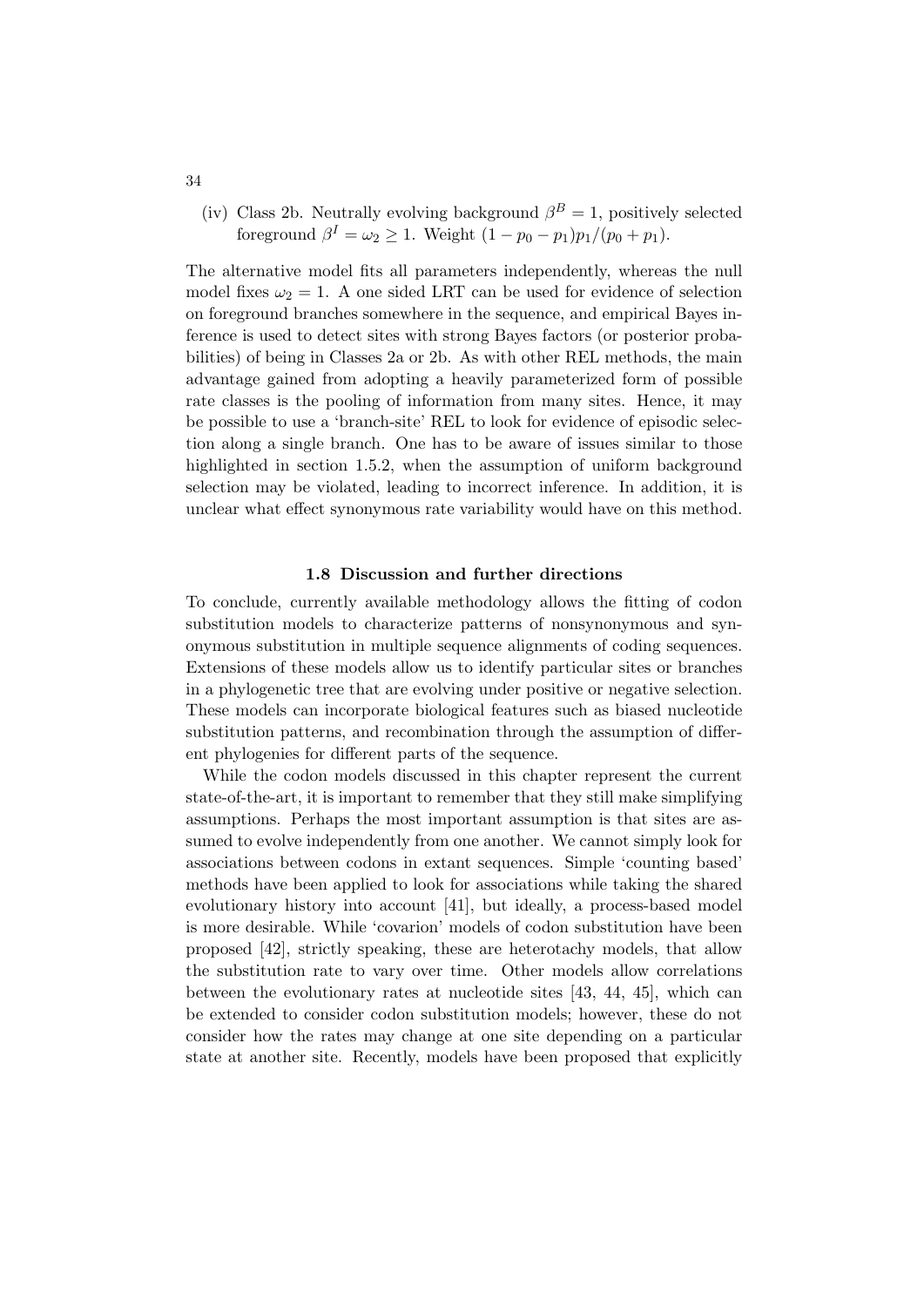(iv) Class 2b. Neutrally evolving background $\beta^B = 1$, positively selected foreground $\beta^I = \omega_2 \geq 1$. Weight $(1 - p_0 - p_1)p_1/(p_0 + p_1)$.

The alternative model fits all parameters independently, whereas the null model fixes $\omega_2 = 1$. A one sided LRT can be used for evidence of selection on foreground branches somewhere in the sequence, and empirical Bayes inference is used to detect sites with strong Bayes factors (or posterior probabilities) of being in Classes 2a or 2b. As with other REL methods, the main advantage gained from adopting a heavily parameterized form of possible rate classes is the pooling of information from many sites. Hence, it may be possible to use a 'branch-site' REL to look for evidence of episodic selection along a single branch. One has to be aware of issues similar to those highlighted in section 1.5.2, when the assumption of uniform background selection may be violated, leading to incorrect inference. In addition, it is unclear what effect synonymous rate variability would have on this method.

## 1.8 Discussion and further directions

To conclude, currently available methodology allows the fitting of codon substitution models to characterize patterns of nonsynonymous and synonymous substitution in multiple sequence alignments of coding sequences. Extensions of these models allow us to identify particular sites or branches in a phylogenetic tree that are evolving under positive or negative selection. These models can incorporate biological features such as biased nucleotide substitution patterns, and recombination through the assumption of different phylogenies for different parts of the sequence.

While the codon models discussed in this chapter represent the current state-of-the-art, it is important to remember that they still make simplifying assumptions. Perhaps the most important assumption is that sites are assumed to evolve independently from one another. We cannot simply look for associations between codons in extant sequences. Simple 'counting based' methods have been applied to look for associations while taking the shared evolutionary history into account [41], but ideally, a process-based model is more desirable. While 'covarion' models of codon substitution have been proposed [42], strictly speaking, these are heterotachy models, that allow the substitution rate to vary over time. Other models allow correlations between the evolutionary rates at nucleotide sites [43, 44, 45], which can be extended to consider codon substitution models; however, these do not consider how the rates may change at one site depending on a particular state at another site. Recently, models have been proposed that explicitly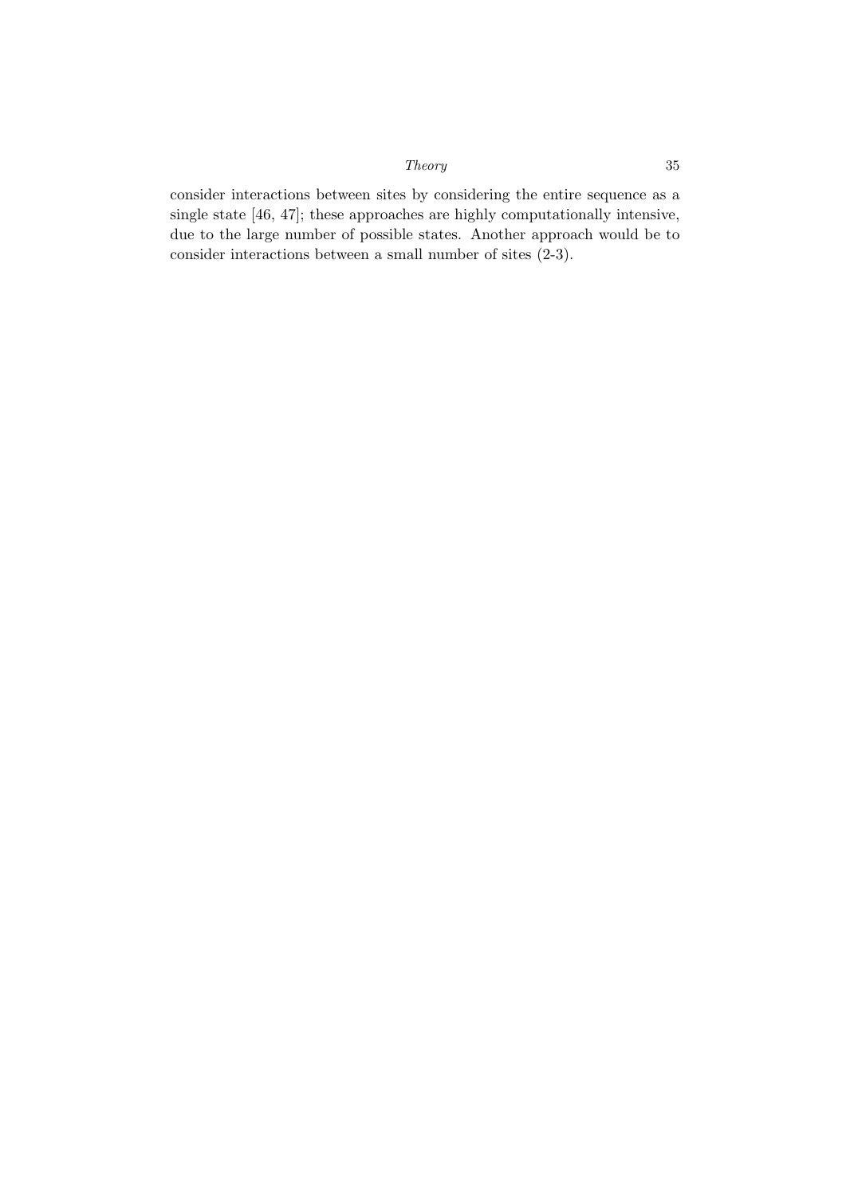consider interactions between sites by considering the entire sequence as a single state [46, 47]; these approaches are highly computationally intensive, due to the large number of possible states. Another approach would be to consider interactions between a small number of sites (2-3).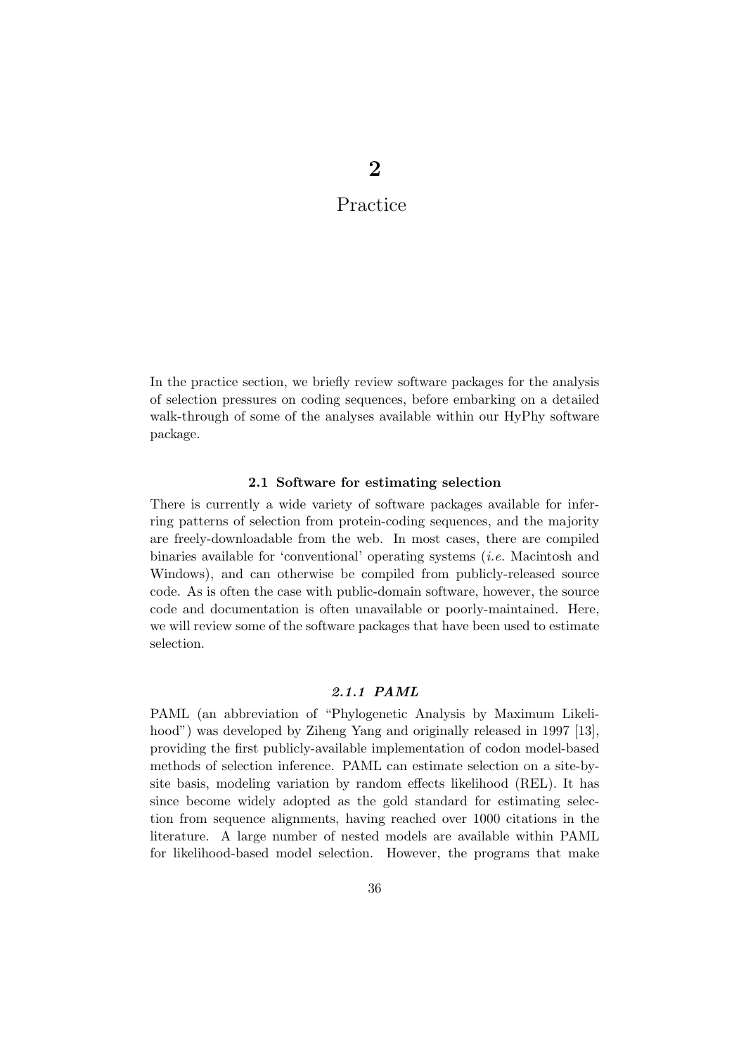# 2

# Practice

In the practice section, we briefly review software packages for the analysis of selection pressures on coding sequences, before embarking on a detailed walk-through of some of the analyses available within our HyPhy software package.

## 2.1 Software for estimating selection

There is currently a wide variety of software packages available for inferring patterns of selection from protein-coding sequences, and the majority are freely-downloadable from the web. In most cases, there are compiled binaries available for 'conventional' operating systems (*i.e.* Macintosh and Windows), and can otherwise be compiled from publicly-released source code. As is often the case with public-domain software, however, the source code and documentation is often unavailable or poorly-maintained. Here, we will review some of the software packages that have been used to estimate selection.

### *2.1.1 PAML*

PAML (an abbreviation of "Phylogenetic Analysis by Maximum Likelihood") was developed by Ziheng Yang and originally released in 1997 [13], providing the first publicly-available implementation of codon model-based methods of selection inference. PAML can estimate selection on a site-by-site basis, modeling variation by random effects likelihood (REL). It has since become widely adopted as the gold standard for estimating selection from sequence alignments, having reached over 1000 citations in the literature. A large number of nested models are available within PAML for likelihood-based model selection. However, the programs that make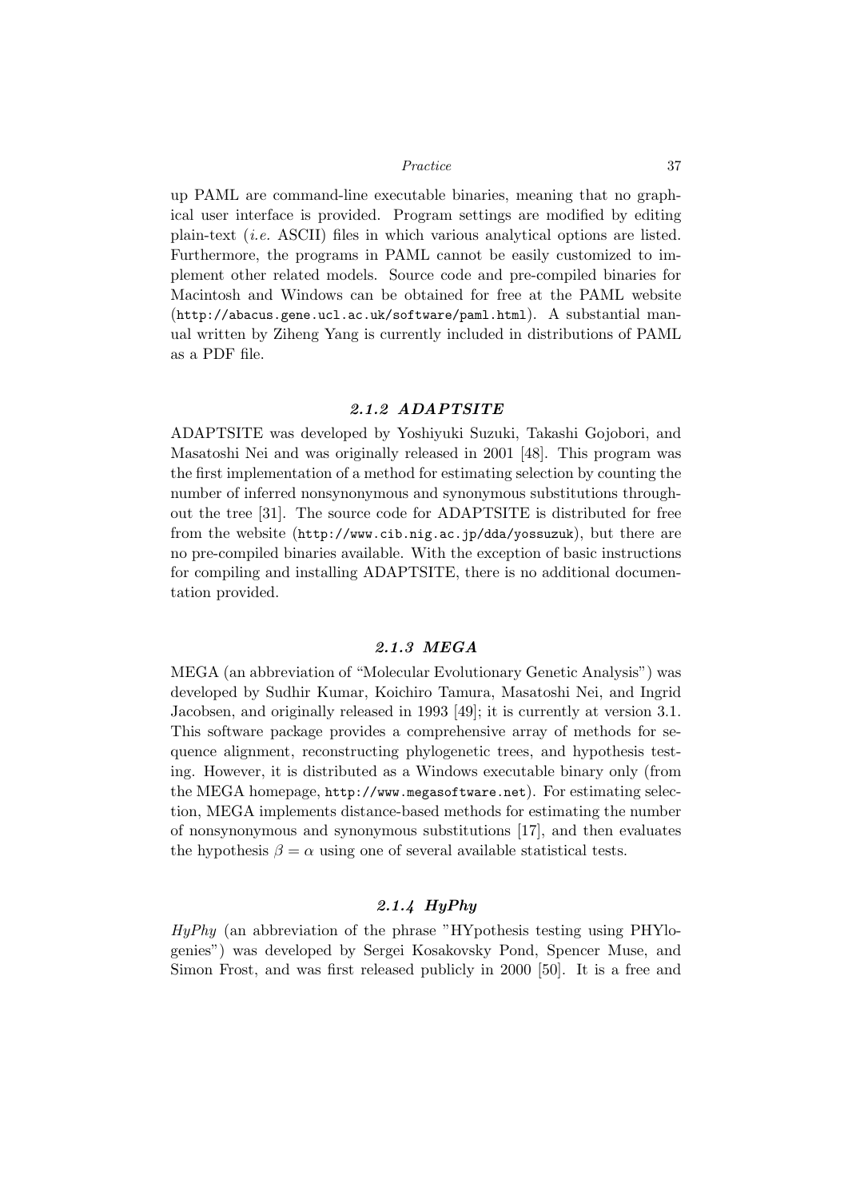up PAML are command-line executable binaries, meaning that no graphical user interface is provided. Program settings are modified by editing plain-text (*i.e.* ASCII) files in which various analytical options are listed. Furthermore, the programs in PAML cannot be easily customized to implement other related models. Source code and pre-compiled binaries for Macintosh and Windows can be obtained for free at the PAML website (`http://abacus.gene.ucl.ac.uk/software/paml.html`). A substantial manual written by Ziheng Yang is currently included in distributions of PAML as a PDF file.

### *2.1.2 ADAPTSITE*

ADAPTSITE was developed by Yoshiyuki Suzuki, Takashi Gojobori, and Masatoshi Nei and was originally released in 2001 [48]. This program was the first implementation of a method for estimating selection by counting the number of inferred nonsynonymous and synonymous substitutions throughout the tree [31]. The source code for ADAPTSITE is distributed for free from the website (`http://www.cib.nig.ac.jp/dda/yossuzuk`), but there are no pre-compiled binaries available. With the exception of basic instructions for compiling and installing ADAPTSITE, there is no additional documentation provided.

### *2.1.3 MEGA*

MEGA (an abbreviation of "Molecular Evolutionary Genetic Analysis") was developed by Sudhir Kumar, Koichiro Tamura, Masatoshi Nei, and Ingrid Jacobsen, and originally released in 1993 [49]; it is currently at version 3.1. This software package provides a comprehensive array of methods for sequence alignment, reconstructing phylogenetic trees, and hypothesis testing. However, it is distributed as a Windows executable binary only (from the MEGA homepage, `http://www.megasoftware.net`). For estimating selection, MEGA implements distance-based methods for estimating the number of nonsynonymous and synonymous substitutions [17], and then evaluates the hypothesis $\beta = \alpha$ using one of several available statistical tests.

### *2.1.4 HyPhy*

*HyPhy* (an abbreviation of the phrase "HYpothesis testing using PHYlogenies") was developed by Sergei Kosakovsky Pond, Spencer Muse, and Simon Frost, and was first released publicly in 2000 [50]. It is a free and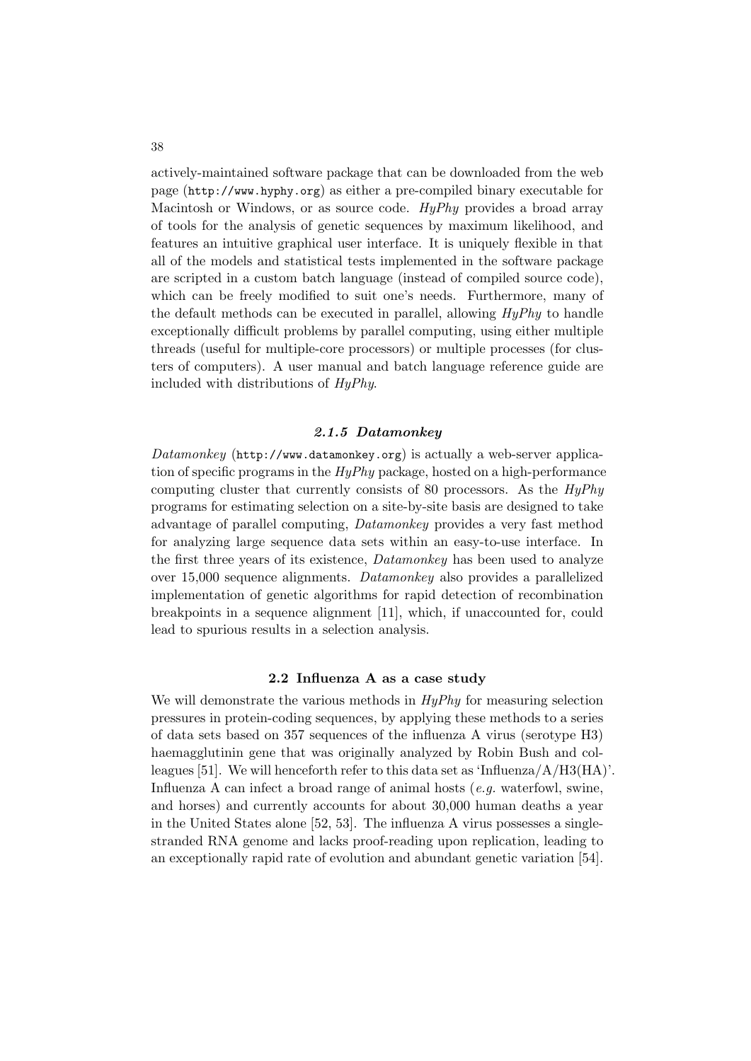actively-maintained software package that can be downloaded from the web page (http://www.hyphy.org) as either a pre-compiled binary executable for Macintosh or Windows, or as source code. *HyPhy* provides a broad array of tools for the analysis of genetic sequences by maximum likelihood, and features an intuitive graphical user interface. It is uniquely flexible in that all of the models and statistical tests implemented in the software package are scripted in a custom batch language (instead of compiled source code), which can be freely modified to suit one's needs. Furthermore, many of the default methods can be executed in parallel, allowing *HyPhy* to handle exceptionally difficult problems by parallel computing, using either multiple threads (useful for multiple-core processors) or multiple processes (for clusters of computers). A user manual and batch language reference guide are included with distributions of *HyPhy*.

### *2.1.5 Datamonkey*

*Datamonkey* (http://www.datamonkey.org) is actually a web-server application of specific programs in the *HyPhy* package, hosted on a high-performance computing cluster that currently consists of 80 processors. As the *HyPhy* programs for estimating selection on a site-by-site basis are designed to take advantage of parallel computing, *Datamonkey* provides a very fast method for analyzing large sequence data sets within an easy-to-use interface. In the first three years of its existence, *Datamonkey* has been used to analyze over 15,000 sequence alignments. *Datamonkey* also provides a parallelized implementation of genetic algorithms for rapid detection of recombination breakpoints in a sequence alignment [11], which, if unaccounted for, could lead to spurious results in a selection analysis.

## 2.2 Influenza A as a case study

We will demonstrate the various methods in *HyPhy* for measuring selection pressures in protein-coding sequences, by applying these methods to a series of data sets based on 357 sequences of the influenza A virus (serotype H3) haemagglutinin gene that was originally analyzed by Robin Bush and colleagues [51]. We will henceforth refer to this data set as 'Influenza/A/H3(HA)'. Influenza A can infect a broad range of animal hosts (*e.g.* waterfowl, swine, and horses) and currently accounts for about 30,000 human deaths a year in the United States alone [52, 53]. The influenza A virus possesses a single-stranded RNA genome and lacks proof-reading upon replication, leading to an exceptionally rapid rate of evolution and abundant genetic variation [54].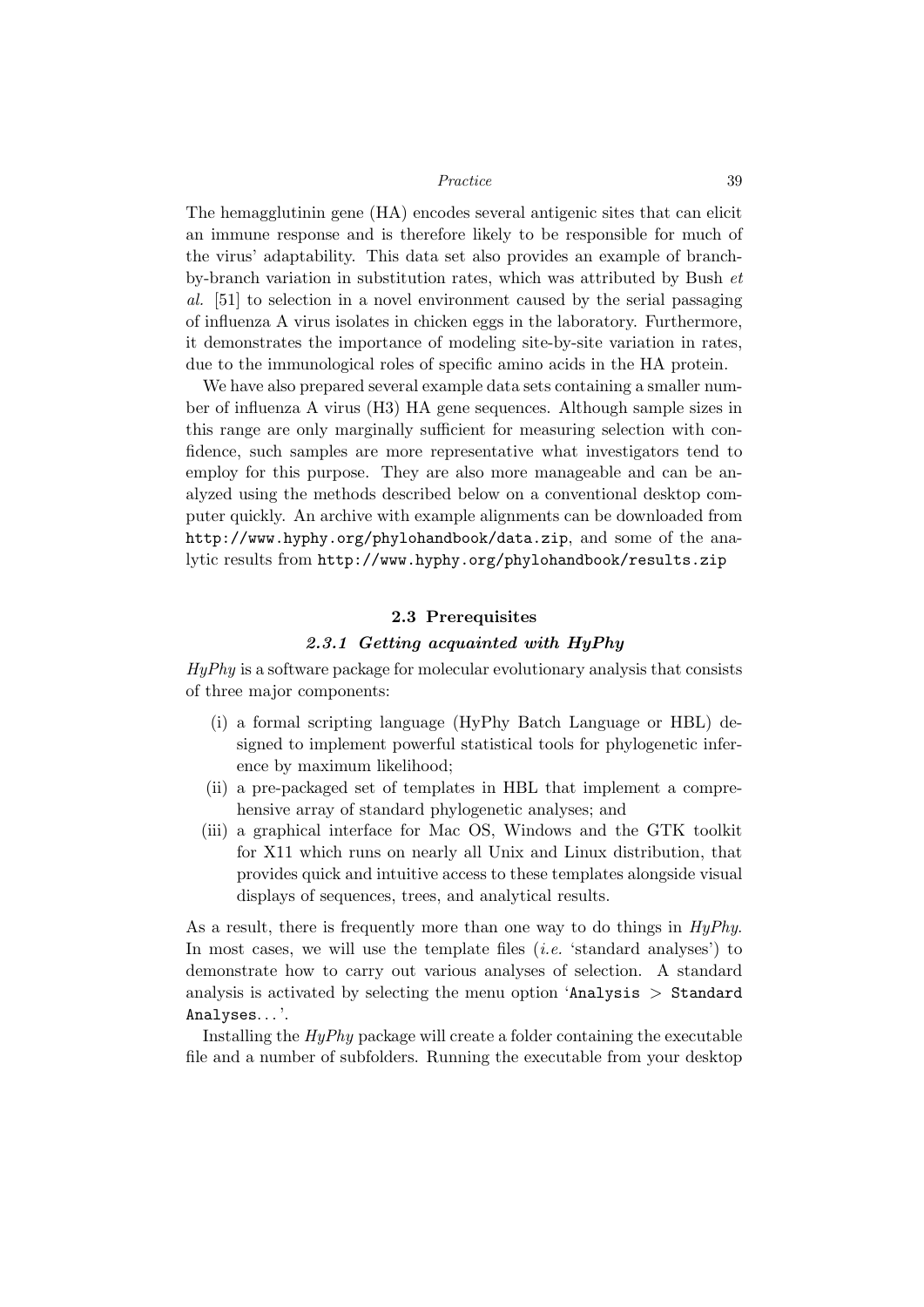The hemagglutinin gene (HA) encodes several antigenic sites that can elicit an immune response and is therefore likely to be responsible for much of the virus' adaptability. This data set also provides an example of branch-by-branch variation in substitution rates, which was attributed by Bush *et al.* [51] to selection in a novel environment caused by the serial passaging of influenza A virus isolates in chicken eggs in the laboratory. Furthermore, it demonstrates the importance of modeling site-by-site variation in rates, due to the immunological roles of specific amino acids in the HA protein.

We have also prepared several example data sets containing a smaller number of influenza A virus (H3) HA gene sequences. Although sample sizes in this range are only marginally sufficient for measuring selection with confidence, such samples are more representative what investigators tend to employ for this purpose. They are also more manageable and can be analyzed using the methods described below on a conventional desktop computer quickly. An archive with example alignments can be downloaded from `http://www.hyphy.org/phylohandbook/data.zip`, and some of the analytic results from `http://www.hyphy.org/phylohandbook/results.zip`

## 2.3 Prerequisites

### *2.3.1 Getting acquainted with HyPhy*

*HyPhy* is a software package for molecular evolutionary analysis that consists of three major components:

(i) a formal scripting language (HyPhy Batch Language or HBL) designed to implement powerful statistical tools for phylogenetic inference by maximum likelihood;

(ii) a pre-packaged set of templates in HBL that implement a comprehensive array of standard phylogenetic analyses; and

(iii) a graphical interface for Mac OS, Windows and the GTK toolkit for X11 which runs on nearly all Unix and Linux distribution, that provides quick and intuitive access to these templates alongside visual displays of sequences, trees, and analytical results.

As a result, there is frequently more than one way to do things in *HyPhy*. In most cases, we will use the template files (*i.e.* 'standard analyses') to demonstrate how to carry out various analyses of selection. A standard analysis is activated by selecting the menu option '`Analysis > Standard Analyses...`'.

Installing the *HyPhy* package will create a folder containing the executable file and a number of subfolders. Running the executable from your desktop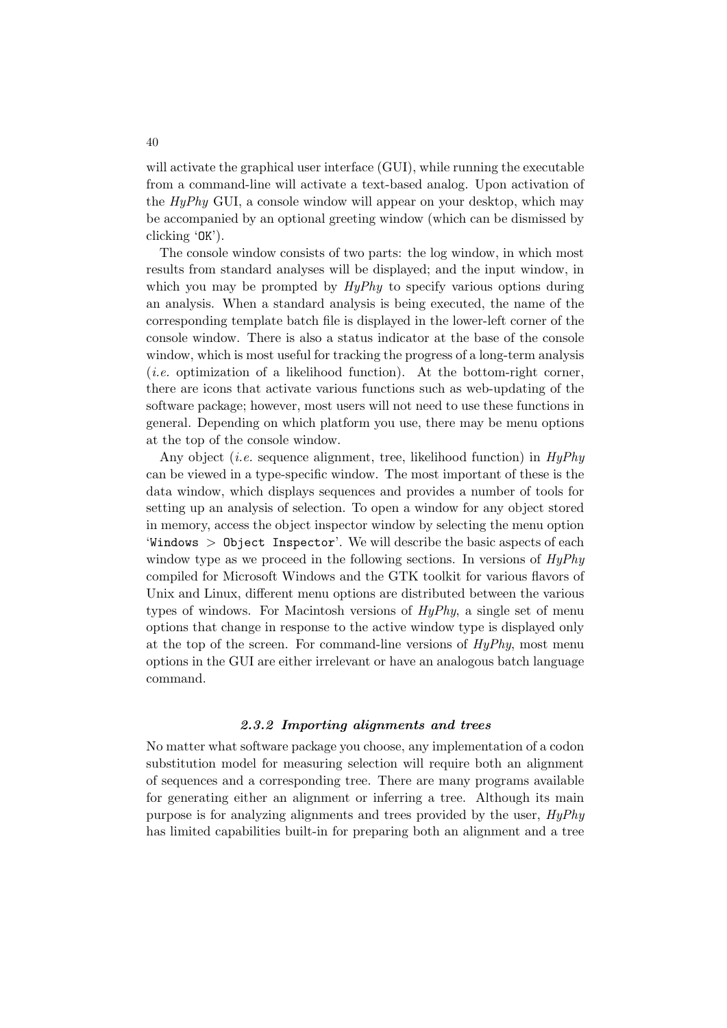will activate the graphical user interface (GUI), while running the executable from a command-line will activate a text-based analog. Upon activation of the *HyPhy* GUI, a console window will appear on your desktop, which may be accompanied by an optional greeting window (which can be dismissed by clicking '`OK`').

The console window consists of two parts: the log window, in which most results from standard analyses will be displayed; and the input window, in which you may be prompted by *HyPhy* to specify various options during an analysis. When a standard analysis is being executed, the name of the corresponding template batch file is displayed in the lower-left corner of the console window. There is also a status indicator at the base of the console window, which is most useful for tracking the progress of a long-term analysis (*i.e.* optimization of a likelihood function). At the bottom-right corner, there are icons that activate various functions such as web-updating of the software package; however, most users will not need to use these functions in general. Depending on which platform you use, there may be menu options at the top of the console window.

Any object (*i.e.* sequence alignment, tree, likelihood function) in *HyPhy* can be viewed in a type-specific window. The most important of these is the data window, which displays sequences and provides a number of tools for setting up an analysis of selection. To open a window for any object stored in memory, access the object inspector window by selecting the menu option '`Windows > Object Inspector`'. We will describe the basic aspects of each window type as we proceed in the following sections. In versions of *HyPhy* compiled for Microsoft Windows and the GTK toolkit for various flavors of Unix and Linux, different menu options are distributed between the various types of windows. For Macintosh versions of *HyPhy*, a single set of menu options that change in response to the active window type is displayed only at the top of the screen. For command-line versions of *HyPhy*, most menu options in the GUI are either irrelevant or have an analogous batch language command.

### *2.3.2 Importing alignments and trees*

No matter what software package you choose, any implementation of a codon substitution model for measuring selection will require both an alignment of sequences and a corresponding tree. There are many programs available for generating either an alignment or inferring a tree. Although its main purpose is for analyzing alignments and trees provided by the user, *HyPhy* has limited capabilities built-in for preparing both an alignment and a tree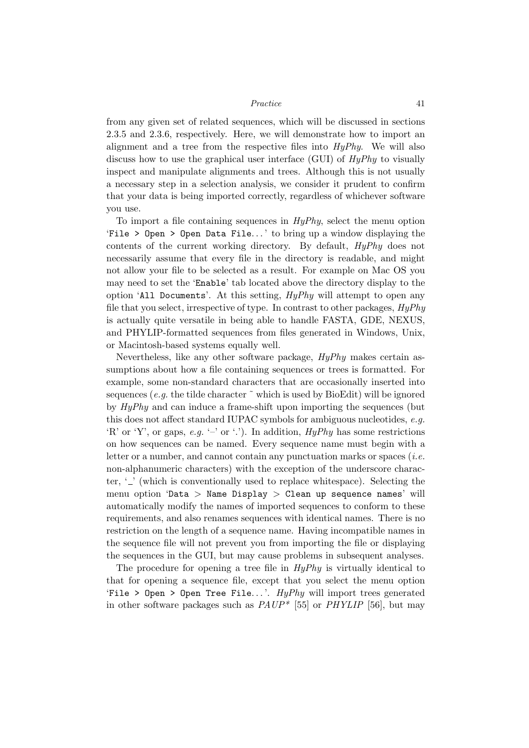from any given set of related sequences, which will be discussed in sections 2.3.5 and 2.3.6, respectively. Here, we will demonstrate how to import an alignment and a tree from the respective files into *HyPhy*. We will also discuss how to use the graphical user interface (GUI) of *HyPhy* to visually inspect and manipulate alignments and trees. Although this is not usually a necessary step in a selection analysis, we consider it prudent to confirm that your data is being imported correctly, regardless of whichever software you use.

To import a file containing sequences in *HyPhy*, select the menu option '`File > Open > Open Data File...`' to bring up a window displaying the contents of the current working directory. By default, *HyPhy* does not necessarily assume that every file in the directory is readable, and might not allow your file to be selected as a result. For example on Mac OS you may need to set the '`Enable`' tab located above the directory display to the option '`All Documents`'. At this setting, *HyPhy* will attempt to open any file that you select, irrespective of type. In contrast to other packages, *HyPhy* is actually quite versatile in being able to handle FASTA, GDE, NEXUS, and PHYLIP-formatted sequences from files generated in Windows, Unix, or Macintosh-based systems equally well.

Nevertheless, like any other software package, *HyPhy* makes certain assumptions about how a file containing sequences or trees is formatted. For example, some non-standard characters that are occasionally inserted into sequences (*e.g.* the tilde character ˜ which is used by BioEdit) will be ignored by *HyPhy* and can induce a frame-shift upon importing the sequences (but this does not affect standard IUPAC symbols for ambiguous nucleotides, *e.g.* 'R' or 'Y', or gaps, *e.g.* '–' or '.'). In addition, *HyPhy* has some restrictions on how sequences can be named. Every sequence name must begin with a letter or a number, and cannot contain any punctuation marks or spaces (*i.e.* non-alphanumeric characters) with the exception of the underscore character, '_' (which is conventionally used to replace whitespace). Selecting the menu option '`Data > Name Display > Clean up sequence names`' will automatically modify the names of imported sequences to conform to these requirements, and also renames sequences with identical names. There is no restriction on the length of a sequence name. Having incompatible names in the sequence file will not prevent you from importing the file or displaying the sequences in the GUI, but may cause problems in subsequent analyses.

The procedure for opening a tree file in *HyPhy* is virtually identical to that for opening a sequence file, except that you select the menu option '`File > Open > Open Tree File...`'. *HyPhy* will import trees generated in other software packages such as *PAUP\** [55] or *PHYLIP* [56], but may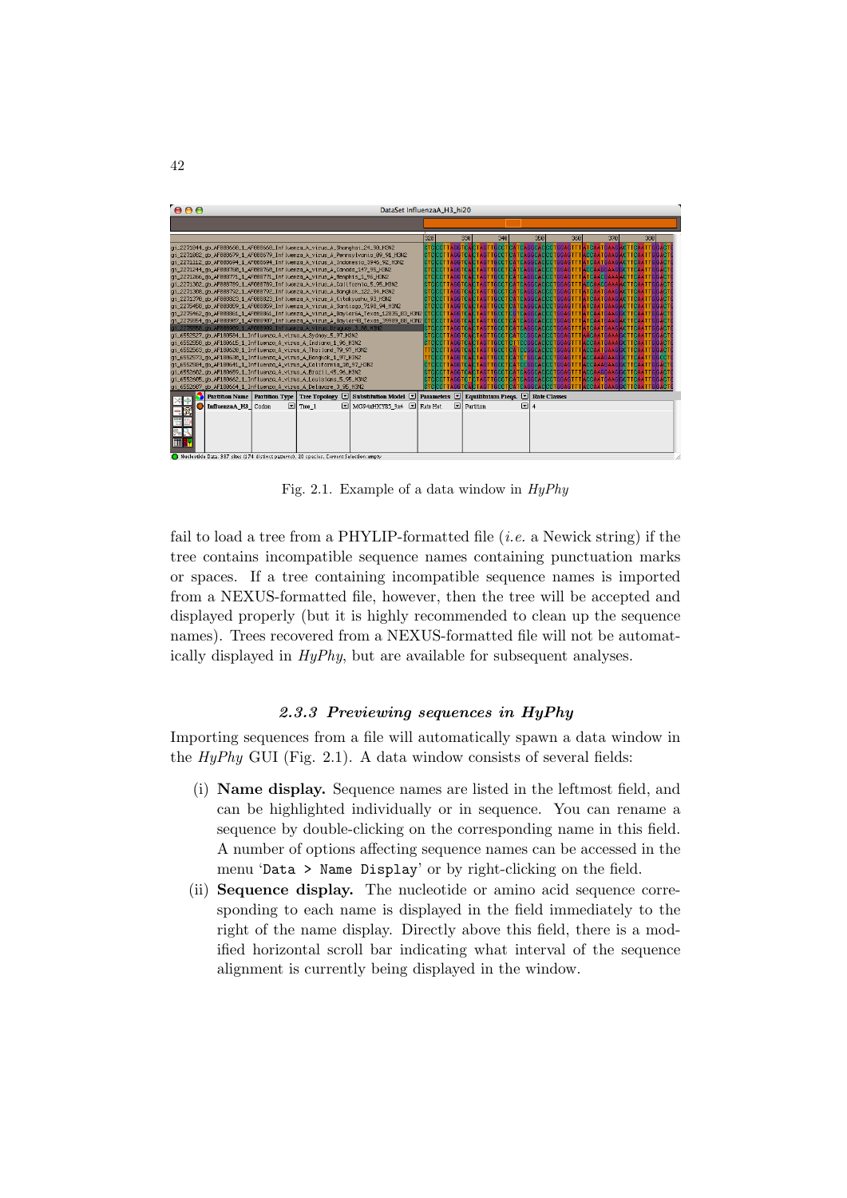Fig. 2.1. Example of a data window in *HyPhy*

fail to load a tree from a PHYLIP-formatted file (*i.e.* a Newick string) if the tree contains incompatible sequence names containing punctuation marks or spaces. If a tree containing incompatible sequence names is imported from a NEXUS-formatted file, however, then the tree will be accepted and displayed properly (but it is highly recommended to clean up the sequence names). Trees recovered from a NEXUS-formatted file will not be automatically displayed in *HyPhy*, but are available for subsequent analyses.

### *2.3.3 Previewing sequences in HyPhy*

Importing sequences from a file will automatically spawn a data window in the *HyPhy* GUI (Fig. 2.1). A data window consists of several fields:

(i) **Name display.** Sequence names are listed in the leftmost field, and can be highlighted individually or in sequence. You can rename a sequence by double-clicking on the corresponding name in this field. A number of options affecting sequence names can be accessed in the menu '`Data > Name Display`' or by right-clicking on the field.

(ii) **Sequence display.** The nucleotide or amino acid sequence corresponding to each name is displayed in the field immediately to the right of the name display. Directly above this field, there is a modified horizontal scroll bar indicating what interval of the sequence alignment is currently being displayed in the window.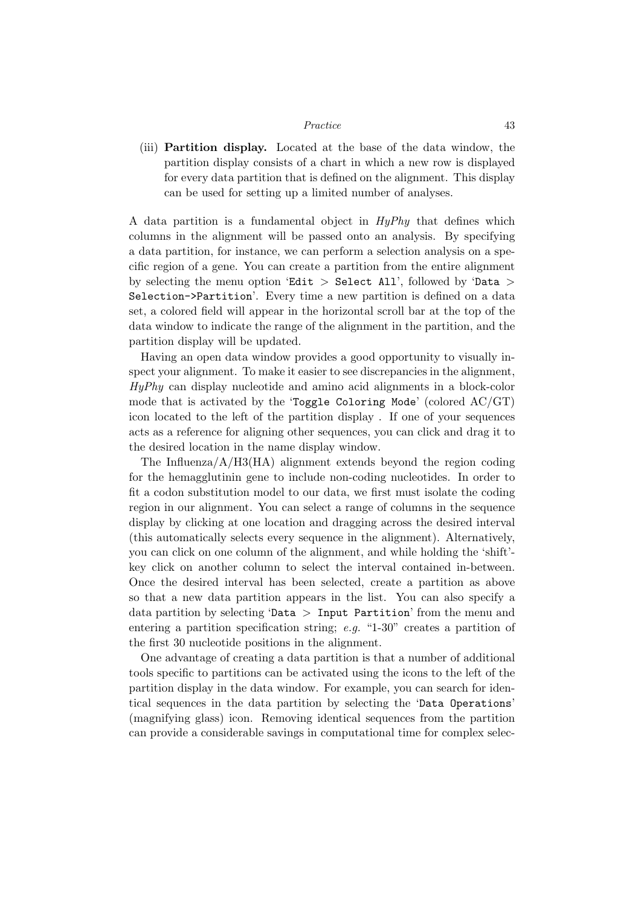(iii) **Partition display.** Located at the base of the data window, the partition display consists of a chart in which a new row is displayed for every data partition that is defined on the alignment. This display can be used for setting up a limited number of analyses.

A data partition is a fundamental object in *HyPhy* that defines which columns in the alignment will be passed onto an analysis. By specifying a data partition, for instance, we can perform a selection analysis on a specific region of a gene. You can create a partition from the entire alignment by selecting the menu option '`Edit > Select All`', followed by '`Data > Selection->Partition`'. Every time a new partition is defined on a data set, a colored field will appear in the horizontal scroll bar at the top of the data window to indicate the range of the alignment in the partition, and the partition display will be updated.

Having an open data window provides a good opportunity to visually inspect your alignment. To make it easier to see discrepancies in the alignment, *HyPhy* can display nucleotide and amino acid alignments in a block-color mode that is activated by the '`Toggle Coloring Mode`' (colored AC/GT) icon located to the left of the partition display . If one of your sequences acts as a reference for aligning other sequences, you can click and drag it to the desired location in the name display window.

The Influenza/A/H3(HA) alignment extends beyond the region coding for the hemagglutinin gene to include non-coding nucleotides. In order to fit a codon substitution model to our data, we first must isolate the coding region in our alignment. You can select a range of columns in the sequence display by clicking at one location and dragging across the desired interval (this automatically selects every sequence in the alignment). Alternatively, you can click on one column of the alignment, and while holding the 'shift'-key click on another column to select the interval contained in-between. Once the desired interval has been selected, create a partition as above so that a new data partition appears in the list. You can also specify a data partition by selecting '`Data > Input Partition`' from the menu and entering a partition specification string; *e.g.* "1-30" creates a partition of the first 30 nucleotide positions in the alignment.

One advantage of creating a data partition is that a number of additional tools specific to partitions can be activated using the icons to the left of the partition display in the data window. For example, you can search for identical sequences in the data partition by selecting the '`Data Operations`' (magnifying glass) icon. Removing identical sequences from the partition can provide a considerable savings in computational time for complex selec-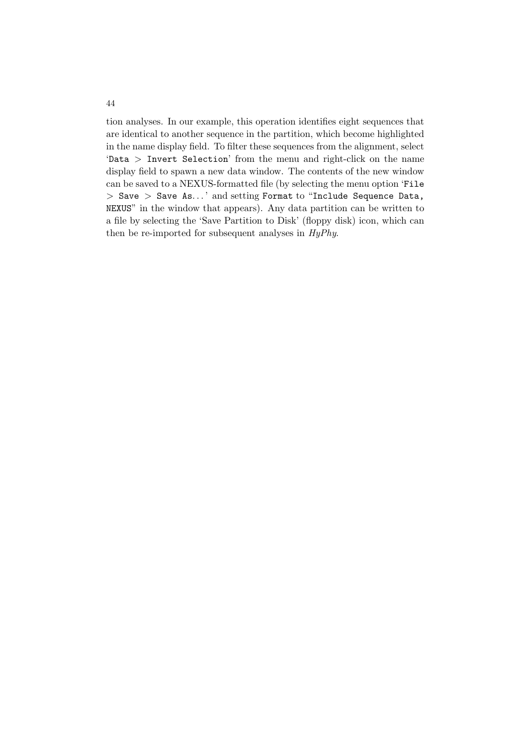tion analyses. In our example, this operation identifies eight sequences that are identical to another sequence in the partition, which become highlighted in the name display field. To filter these sequences from the alignment, select '`Data > Invert Selection`' from the menu and right-click on the name display field to spawn a new data window. The contents of the new window can be saved to a NEXUS-formatted file (by selecting the menu option '`File > Save > Save As...`' and setting `Format` to "`Include Sequence Data, NEXUS`" in the window that appears). Any data partition can be written to a file by selecting the 'Save Partition to Disk' (floppy disk) icon, which can then be re-imported for subsequent analyses in *HyPhy*.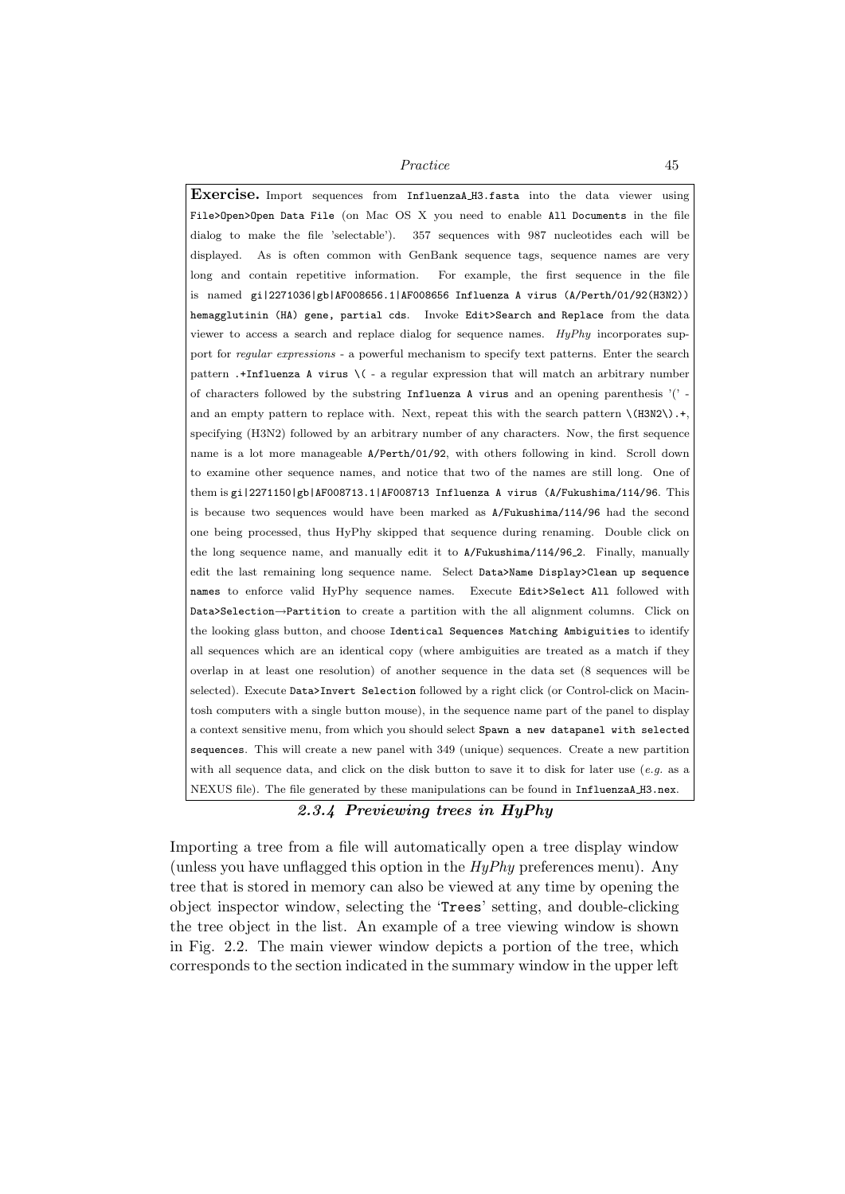**Exercise.** Import sequences from `InfluenzaA_H3.fasta` into the data viewer using `File>Open>Open Data File` (on Mac OS X you need to enable `All Documents` in the file dialog to make the file 'selectable'). 357 sequences with 987 nucleotides each will be displayed. As is often common with GenBank sequence tags, sequence names are very long and contain repetitive information. For example, the first sequence in the file is named `gi|2271036|gb|AF008656.1|AF008656 Influenza A virus (A/Perth/01/92(H3N2)) hemagglutinin (HA) gene, partial cds`. Invoke `Edit>Search and Replace` from the data viewer to access a search and replace dialog for sequence names. *HyPhy* incorporates support for *regular expressions* - a powerful mechanism to specify text patterns. Enter the search pattern `.+Influenza A virus \(` - a regular expression that will match an arbitrary number of characters followed by the substring `Influenza A virus` and an opening parenthesis '(' - and an empty pattern to replace with. Next, repeat this with the search pattern `\(H3N2\).+`, specifying (H3N2) followed by an arbitrary number of any characters. Now, the first sequence name is a lot more manageable `A/Perth/01/92`, with others following in kind. Scroll down to examine other sequence names, and notice that two of the names are still long. One of them is `gi|2271150|gb|AF008713.1|AF008713 Influenza A virus (A/Fukushima/114/96`. This is because two sequences would have been marked as `A/Fukushima/114/96` had the second one being processed, thus HyPhy skipped that sequence during renaming. Double click on the long sequence name, and manually edit it to `A/Fukushima/114/96_2`. Finally, manually edit the last remaining long sequence name. Select `Data>Name Display>Clean up sequence names` to enforce valid HyPhy sequence names. Execute `Edit>Select All` followed with `Data>Selection→Partition` to create a partition with the all alignment columns. Click on the looking glass button, and choose `Identical Sequences Matching Ambiguities` to identify all sequences which are an identical copy (where ambiguities are treated as a match if they overlap in at least one resolution) of another sequence in the data set (8 sequences will be selected). Execute `Data>Invert Selection` followed by a right click (or Control-click on Macintosh computers with a single button mouse), in the sequence name part of the panel to display a context sensitive menu, from which you should select `Spawn a new datapanel with selected sequences`. This will create a new panel with 349 (unique) sequences. Create a new partition with all sequence data, and click on the disk button to save it to disk for later use (*e.g.* as a NEXUS file). The file generated by these manipulations can be found in `InfluenzaA_H3.nex`.

### *2.3.4 Previewing trees in HyPhy*

Importing a tree from a file will automatically open a tree display window (unless you have unflagged this option in the *HyPhy* preferences menu). Any tree that is stored in memory can also be viewed at any time by opening the object inspector window, selecting the '`Trees`' setting, and double-clicking the tree object in the list. An example of a tree viewing window is shown in Fig. 2.2. The main viewer window depicts a portion of the tree, which corresponds to the section indicated in the summary window in the upper left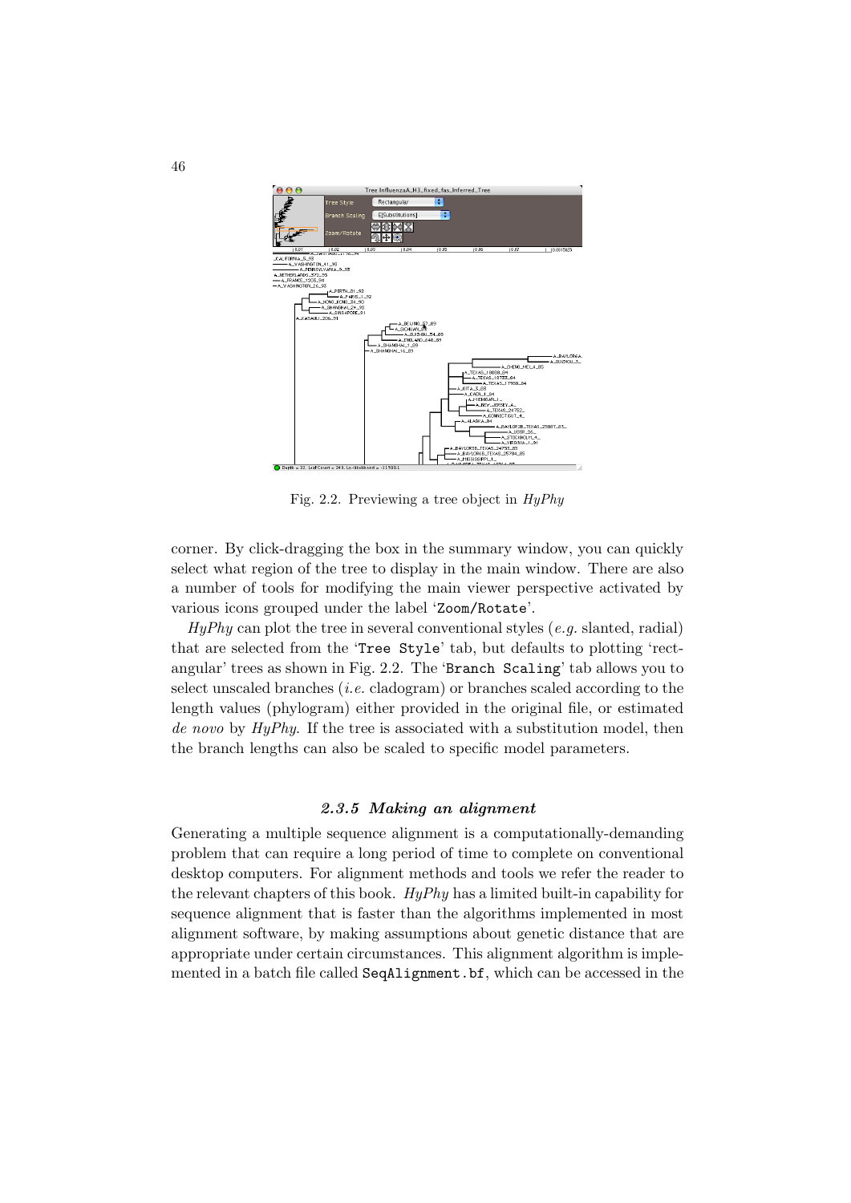Fig. 2.2. Previewing a tree object in *HyPhy*

corner. By click-dragging the box in the summary window, you can quickly select what region of the tree to display in the main window. There are also a number of tools for modifying the main viewer perspective activated by various icons grouped under the label 'Zoom/Rotate'.

*HyPhy* can plot the tree in several conventional styles (*e.g.* slanted, radial) that are selected from the 'Tree Style' tab, but defaults to plotting 'rectangular' trees as shown in Fig. 2.2. The 'Branch Scaling' tab allows you to select unscaled branches (*i.e.* cladogram) or branches scaled according to the length values (phylogram) either provided in the original file, or estimated *de novo* by *HyPhy*. If the tree is associated with a substitution model, then the branch lengths can also be scaled to specific model parameters.

### *2.3.5 Making an alignment*

Generating a multiple sequence alignment is a computationally-demanding problem that can require a long period of time to complete on conventional desktop computers. For alignment methods and tools we refer the reader to the relevant chapters of this book. *HyPhy* has a limited built-in capability for sequence alignment that is faster than the algorithms implemented in most alignment software, by making assumptions about genetic distance that are appropriate under certain circumstances. This alignment algorithm is implemented in a batch file called `SeqAlignment.bf`, which can be accessed in the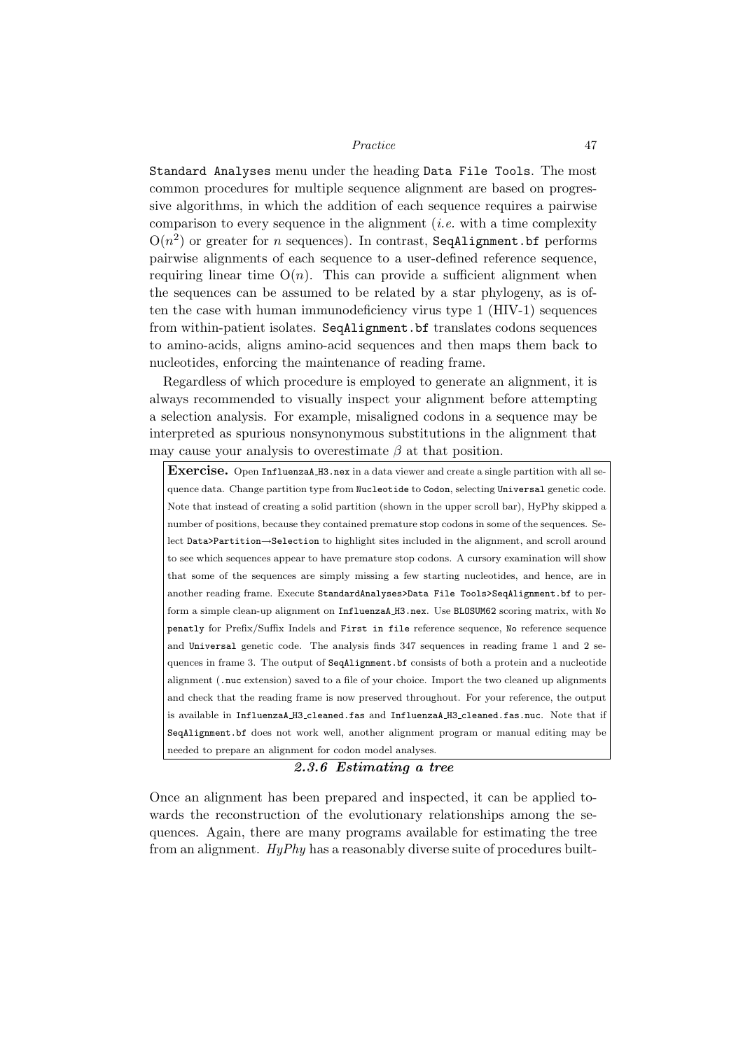Standard Analyses menu under the heading Data File Tools. The most common procedures for multiple sequence alignment are based on progressive algorithms, in which the addition of each sequence requires a pairwise comparison to every sequence in the alignment (*i.e.* with a time complexity $O(n^2)$ or greater for $n$ sequences). In contrast, SeqAlignment.bf performs pairwise alignments of each sequence to a user-defined reference sequence, requiring linear time $O(n)$. This can provide a sufficient alignment when the sequences can be assumed to be related by a star phylogeny, as is often the case with human immunodeficiency virus type 1 (HIV-1) sequences from within-patient isolates. SeqAlignment.bf translates codons sequences to amino-acids, aligns amino-acid sequences and then maps them back to nucleotides, enforcing the maintenance of reading frame.

Regardless of which procedure is employed to generate an alignment, it is always recommended to visually inspect your alignment before attempting a selection analysis. For example, misaligned codons in a sequence may be interpreted as spurious nonsynonymous substitutions in the alignment that may cause your analysis to overestimate $\beta$ at that position.

**Exercise.** Open InfluenzaA_H3.nex in a data viewer and create a single partition with all sequence data. Change partition type from Nucleotide to Codon, selecting Universal genetic code. Note that instead of creating a solid partition (shown in the upper scroll bar), HyPhy skipped a number of positions, because they contained premature stop codons in some of the sequences. Select Data>Partition→Selection to highlight sites included in the alignment, and scroll around to see which sequences appear to have premature stop codons. A cursory examination will show that some of the sequences are simply missing a few starting nucleotides, and hence, are in another reading frame. Execute StandardAnalyses>Data File Tools>SeqAlignment.bf to perform a simple clean-up alignment on InfluenzaA_H3.nex. Use BLOSUM62 scoring matrix, with No penatly for Prefix/Suffix Indels and First in file reference sequence, No reference sequence and Universal genetic code. The analysis finds 347 sequences in reading frame 1 and 2 sequences in frame 3. The output of SeqAlignment.bf consists of both a protein and a nucleotide alignment (.nuc extension) saved to a file of your choice. Import the two cleaned up alignments and check that the reading frame is now preserved throughout. For your reference, the output is available in InfluenzaA_H3_cleaned.fas and InfluenzaA_H3_cleaned.fas.nuc. Note that if SeqAlignment.bf does not work well, another alignment program or manual editing may be needed to prepare an alignment for codon model analyses.

### 2.3.6 Estimating a tree

Once an alignment has been prepared and inspected, it can be applied towards the reconstruction of the evolutionary relationships among the sequences. Again, there are many programs available for estimating the tree from an alignment. *HyPhy* has a reasonably diverse suite of procedures built-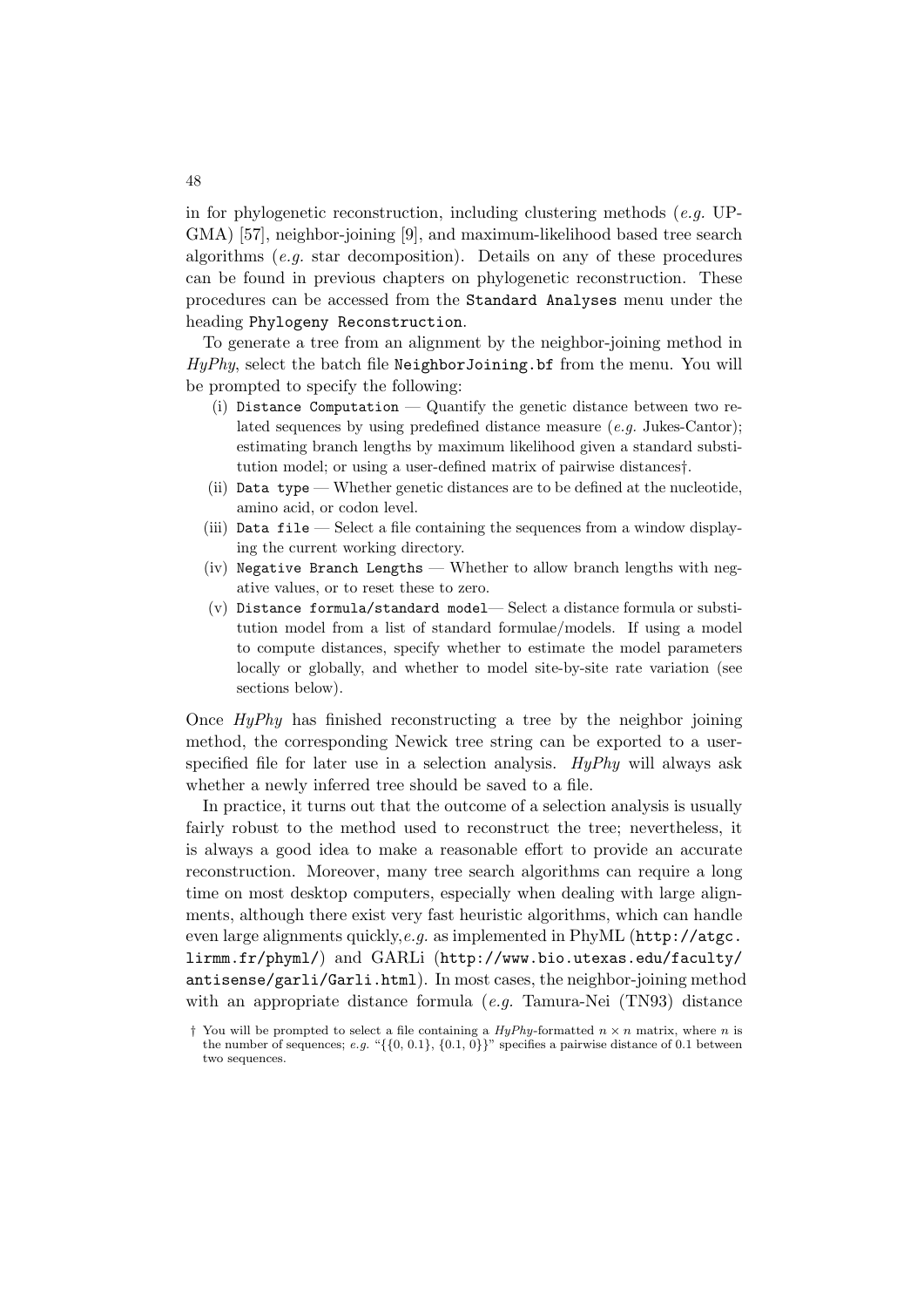in for phylogenetic reconstruction, including clustering methods (*e.g.* UPGMA) [57], neighbor-joining [9], and maximum-likelihood based tree search algorithms (*e.g.* star decomposition). Details on any of these procedures can be found in previous chapters on phylogenetic reconstruction. These procedures can be accessed from the `Standard Analyses` menu under the heading `Phylogeny Reconstruction`.

To generate a tree from an alignment by the neighbor-joining method in *HyPhy*, select the batch file `NeighborJoining.bf` from the menu. You will be prompted to specify the following:

(i) `Distance Computation` — Quantify the genetic distance between two related sequences by using predefined distance measure (*e.g.* Jukes-Cantor); estimating branch lengths by maximum likelihood given a standard substitution model; or using a user-defined matrix of pairwise distances†.

(ii) `Data type` — Whether genetic distances are to be defined at the nucleotide, amino acid, or codon level.

(iii) `Data file` — Select a file containing the sequences from a window displaying the current working directory.

(iv) `Negative Branch Lengths` — Whether to allow branch lengths with negative values, or to reset these to zero.

(v) `Distance formula/standard model`— Select a distance formula or substitution model from a list of standard formulae/models. If using a model to compute distances, specify whether to estimate the model parameters locally or globally, and whether to model site-by-site rate variation (see sections below).

Once *HyPhy* has finished reconstructing a tree by the neighbor joining method, the corresponding Newick tree string can be exported to a user-specified file for later use in a selection analysis. *HyPhy* will always ask whether a newly inferred tree should be saved to a file.

In practice, it turns out that the outcome of a selection analysis is usually fairly robust to the method used to reconstruct the tree; nevertheless, it is always a good idea to make a reasonable effort to provide an accurate reconstruction. Moreover, many tree search algorithms can require a long time on most desktop computers, especially when dealing with large alignments, although there exist very fast heuristic algorithms, which can handle even large alignments quickly,*e.g.* as implemented in PhyML (`http://atgc.lirmm.fr/phyml/`) and GARLi (`http://www.bio.utexas.edu/faculty/antisense/garli/Garli.html`). In most cases, the neighbor-joining method with an appropriate distance formula (*e.g.* Tamura-Nei (TN93) distance

† You will be prompted to select a file containing a *HyPhy*-formatted $n \times n$ matrix, where $n$ is the number of sequences; *e.g.* "{{0, 0.1}, {0.1, 0}}" specifies a pairwise distance of 0.1 between two sequences.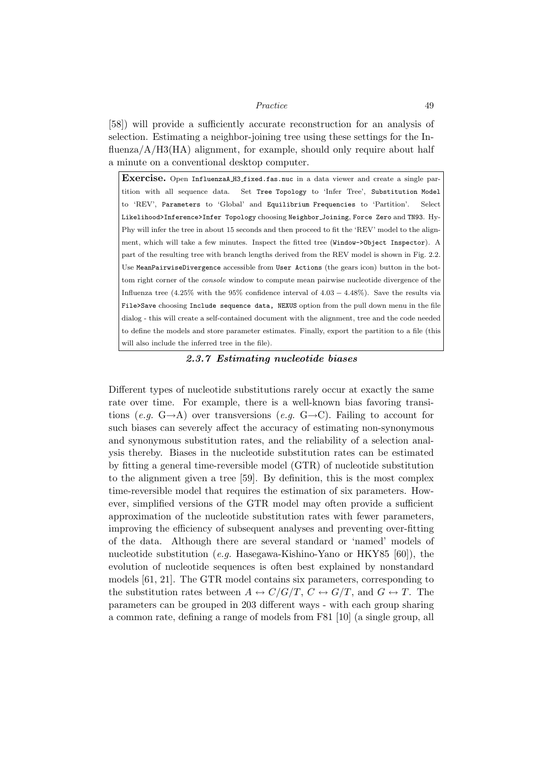[58]) will provide a sufficiently accurate reconstruction for an analysis of selection. Estimating a neighbor-joining tree using these settings for the Influenza/A/H3(HA) alignment, for example, should only require about half a minute on a conventional desktop computer.

**Exercise.** Open `InfluenzaA_H3_fixed.fas.nuc` in a data viewer and create a single partition with all sequence data. Set `Tree Topology` to 'Infer Tree', `Substitution Model` to 'REV', `Parameters` to 'Global' and `Equilibrium Frequencies` to 'Partition'. Select `Likelihood>Inference>Infer Topology` choosing `Neighbor_Joining`, `Force Zero` and `TN93`. HyPhy will infer the tree in about 15 seconds and then proceed to fit the 'REV' model to the alignment, which will take a few minutes. Inspect the fitted tree (`Window->Object Inspector`). A part of the resulting tree with branch lengths derived from the REV model is shown in Fig. 2.2. Use `MeanPairwiseDivergence` accessible from `User Actions` (the gears icon) button in the bottom right corner of the *console* window to compute mean pairwise nucleotide divergence of the Influenza tree (4.25% with the 95% confidence interval of $4.03 - 4.48\%$). Save the results via `File>Save` choosing `Include sequence data, NEXUS` option from the pull down menu in the file dialog - this will create a self-contained document with the alignment, tree and the code needed to define the models and store parameter estimates. Finally, export the partition to a file (this will also include the inferred tree in the file).

### 2.3.7 Estimating nucleotide biases

Different types of nucleotide substitutions rarely occur at exactly the same rate over time. For example, there is a well-known bias favoring transitions (*e.g.* G→A) over transversions (*e.g.* G→C). Failing to account for such biases can severely affect the accuracy of estimating non-synonymous and synonymous substitution rates, and the reliability of a selection analysis thereby. Biases in the nucleotide substitution rates can be estimated by fitting a general time-reversible model (GTR) of nucleotide substitution to the alignment given a tree [59]. By definition, this is the most complex time-reversible model that requires the estimation of six parameters. However, simplified versions of the GTR model may often provide a sufficient approximation of the nucleotide substitution rates with fewer parameters, improving the efficiency of subsequent analyses and preventing over-fitting of the data. Although there are several standard or 'named' models of nucleotide substitution (*e.g.* Hasegawa-Kishino-Yano or HKY85 [60]), the evolution of nucleotide sequences is often best explained by nonstandard models [61, 21]. The GTR model contains six parameters, corresponding to the substitution rates between $A \leftrightarrow C/G/T$, $C \leftrightarrow G/T$, and $G \leftrightarrow T$. The parameters can be grouped in 203 different ways - with each group sharing a common rate, defining a range of models from F81 [10] (a single group, all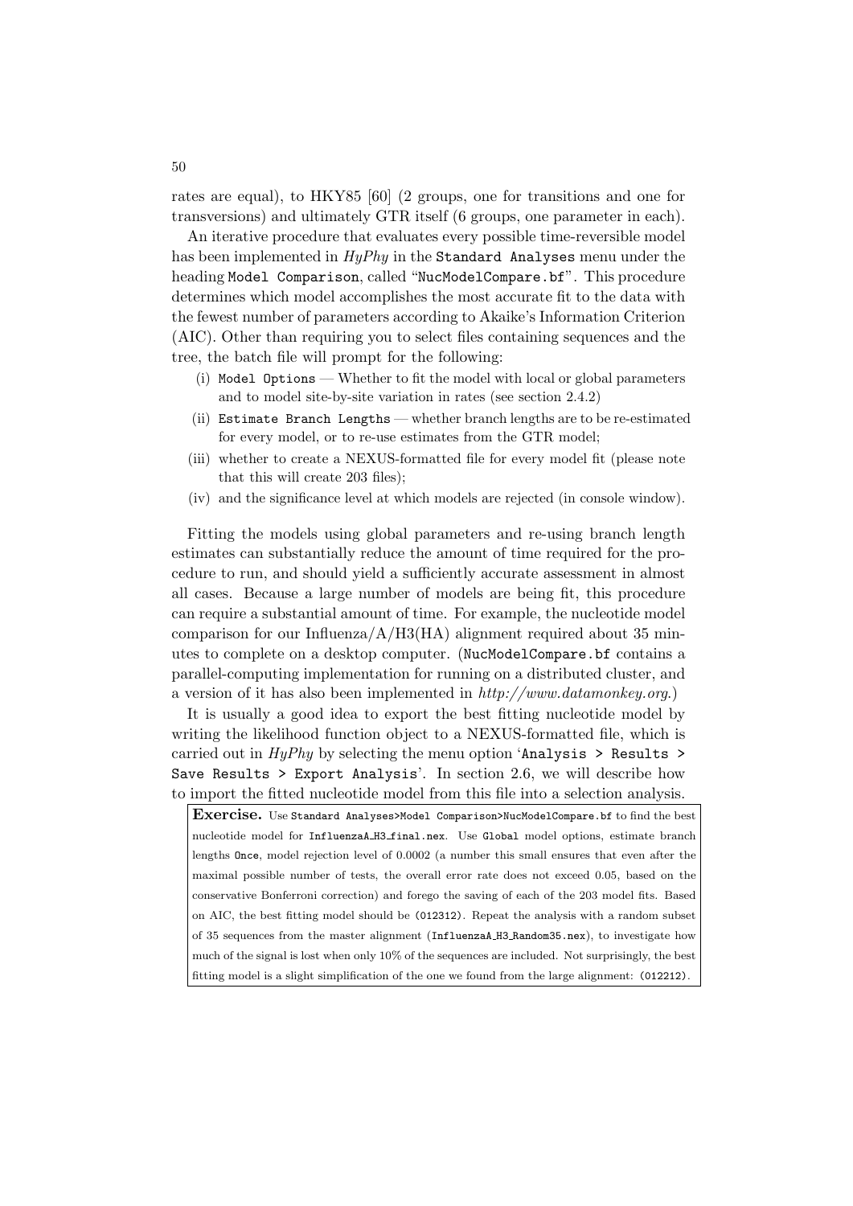rates are equal), to HKY85 [60] (2 groups, one for transitions and one for transversions) and ultimately GTR itself (6 groups, one parameter in each).

An iterative procedure that evaluates every possible time-reversible model has been implemented in *HyPhy* in the `Standard Analyses` menu under the heading `Model Comparison`, called "`NucModelCompare.bf`". This procedure determines which model accomplishes the most accurate fit to the data with the fewest number of parameters according to Akaike's Information Criterion (AIC). Other than requiring you to select files containing sequences and the tree, the batch file will prompt for the following:

(i) `Model Options` — Whether to fit the model with local or global parameters and to model site-by-site variation in rates (see section 2.4.2)

(ii) `Estimate Branch Lengths` — whether branch lengths are to be re-estimated for every model, or to re-use estimates from the GTR model;

(iii) whether to create a NEXUS-formatted file for every model fit (please note that this will create 203 files);

(iv) and the significance level at which models are rejected (in console window).

Fitting the models using global parameters and re-using branch length estimates can substantially reduce the amount of time required for the procedure to run, and should yield a sufficiently accurate assessment in almost all cases. Because a large number of models are being fit, this procedure can require a substantial amount of time. For example, the nucleotide model comparison for our Influenza/A/H3(HA) alignment required about 35 minutes to complete on a desktop computer. (`NucModelCompare.bf` contains a parallel-computing implementation for running on a distributed cluster, and a version of it has also been implemented in *http://www.datamonkey.org*.)

It is usually a good idea to export the best fitting nucleotide model by writing the likelihood function object to a NEXUS-formatted file, which is carried out in *HyPhy* by selecting the menu option '`Analysis > Results > Save Results > Export Analysis`'. In section 2.6, we will describe how to import the fitted nucleotide model from this file into a selection analysis.

**Exercise.** Use `Standard Analyses>Model Comparison>NucModelCompare.bf` to find the best nucleotide model for `InfluenzaA_H3_final.nex`. Use `Global` model options, estimate branch lengths `Once`, model rejection level of 0.0002 (a number this small ensures that even after the maximal possible number of tests, the overall error rate does not exceed 0.05, based on the conservative Bonferroni correction) and forego the saving of each of the 203 model fits. Based on AIC, the best fitting model should be `(012312)`. Repeat the analysis with a random subset of 35 sequences from the master alignment (`InfluenzaA_H3_Random35.nex`), to investigate how much of the signal is lost when only 10% of the sequences are included. Not surprisingly, the best fitting model is a slight simplification of the one we found from the large alignment: `(012212)`.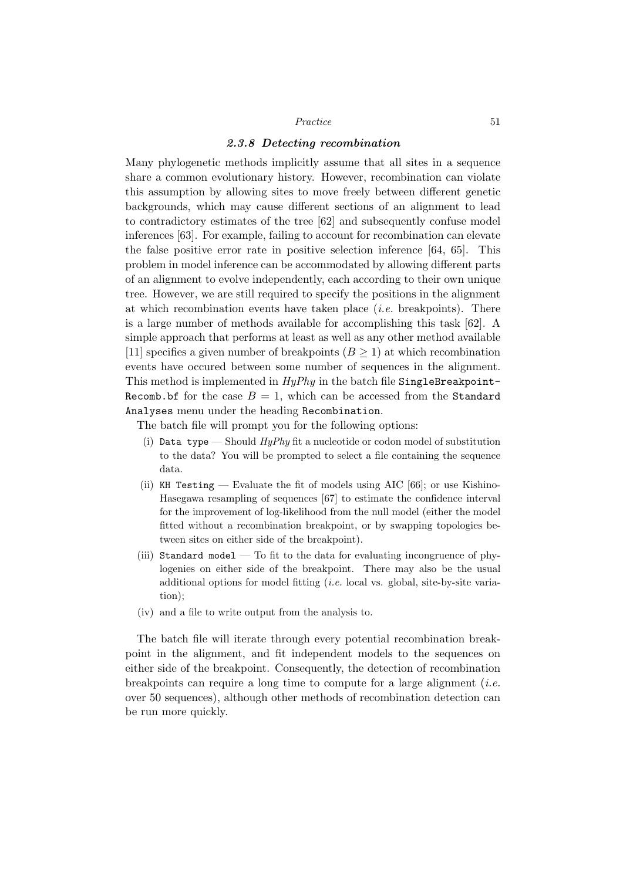### *2.3.8 Detecting recombination*

Many phylogenetic methods implicitly assume that all sites in a sequence share a common evolutionary history. However, recombination can violate this assumption by allowing sites to move freely between different genetic backgrounds, which may cause different sections of an alignment to lead to contradictory estimates of the tree [62] and subsequently confuse model inferences [63]. For example, failing to account for recombination can elevate the false positive error rate in positive selection inference [64, 65]. This problem in model inference can be accommodated by allowing different parts of an alignment to evolve independently, each according to their own unique tree. However, we are still required to specify the positions in the alignment at which recombination events have taken place (*i.e.* breakpoints). There is a large number of methods available for accomplishing this task [62]. A simple approach that performs at least as well as any other method available [11] specifies a given number of breakpoints ($B \geq 1$) at which recombination events have occured between some number of sequences in the alignment. This method is implemented in *HyPhy* in the batch file `SingleBreakpointRecomb.bf` for the case $B = 1$, which can be accessed from the `Standard Analyses` menu under the heading `Recombination`.

The batch file will prompt you for the following options:

(i) `Data type` — Should *HyPhy* fit a nucleotide or codon model of substitution to the data? You will be prompted to select a file containing the sequence data.

(ii) `KH Testing` — Evaluate the fit of models using AIC [66]; or use Kishino-Hasegawa resampling of sequences [67] to estimate the confidence interval for the improvement of log-likelihood from the null model (either the model fitted without a recombination breakpoint, or by swapping topologies between sites on either side of the breakpoint).

(iii) `Standard model` — To fit to the data for evaluating incongruence of phylogenies on either side of the breakpoint. There may also be the usual additional options for model fitting (*i.e.* local vs. global, site-by-site variation);

(iv) and a file to write output from the analysis to.

The batch file will iterate through every potential recombination breakpoint in the alignment, and fit independent models to the sequences on either side of the breakpoint. Consequently, the detection of recombination breakpoints can require a long time to compute for a large alignment (*i.e.* over 50 sequences), although other methods of recombination detection can be run more quickly.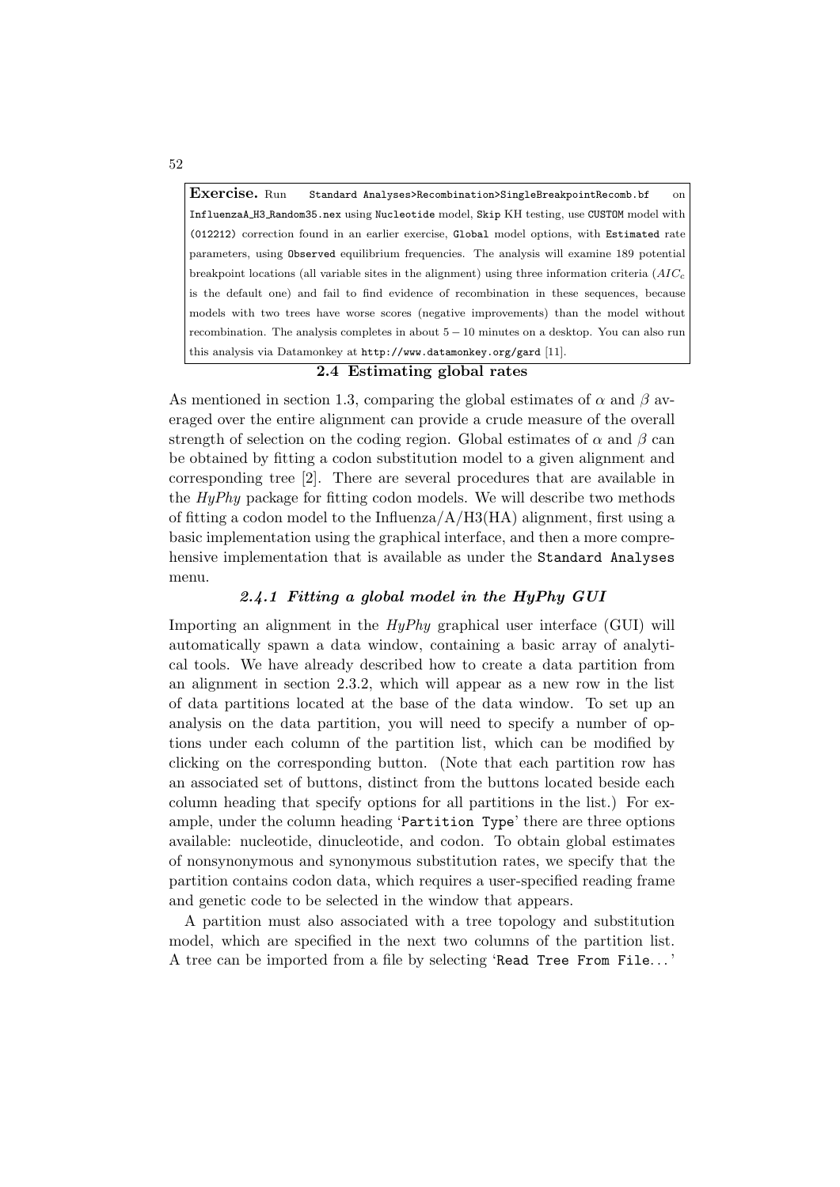**Exercise.** Run `Standard Analyses>Recombination>SingleBreakpointRecomb.bf` on `InfluenzaA_H3_Random35.nex` using `Nucleotide` model, `Skip` KH testing, use `CUSTOM` model with `(012212)` correction found in an earlier exercise, `Global` model options, with `Estimated` rate parameters, using `Observed` equilibrium frequencies. The analysis will examine 189 potential breakpoint locations (all variable sites in the alignment) using three information criteria ($AIC_c$ is the default one) and fail to find evidence of recombination in these sequences, because models with two trees have worse scores (negative improvements) than the model without recombination. The analysis completes in about $5-10$ minutes on a desktop. You can also run this analysis via Datamonkey at `http://www.datamonkey.org/gard` [11].

## 2.4 Estimating global rates

As mentioned in section 1.3, comparing the global estimates of $\alpha$ and $\beta$ averaged over the entire alignment can provide a crude measure of the overall strength of selection on the coding region. Global estimates of $\alpha$ and $\beta$ can be obtained by fitting a codon substitution model to a given alignment and corresponding tree [2]. There are several procedures that are available in the *HyPhy* package for fitting codon models. We will describe two methods of fitting a codon model to the Influenza/A/H3(HA) alignment, first using a basic implementation using the graphical interface, and then a more comprehensive implementation that is available as under the `Standard Analyses` menu.

### *2.4.1 Fitting a global model in the HyPhy GUI*

Importing an alignment in the *HyPhy* graphical user interface (GUI) will automatically spawn a data window, containing a basic array of analytical tools. We have already described how to create a data partition from an alignment in section 2.3.2, which will appear as a new row in the list of data partitions located at the base of the data window. To set up an analysis on the data partition, you will need to specify a number of options under each column of the partition list, which can be modified by clicking on the corresponding button. (Note that each partition row has an associated set of buttons, distinct from the buttons located beside each column heading that specify options for all partitions in the list.) For example, under the column heading '`Partition Type`' there are three options available: nucleotide, dinucleotide, and codon. To obtain global estimates of nonsynonymous and synonymous substitution rates, we specify that the partition contains codon data, which requires a user-specified reading frame and genetic code to be selected in the window that appears.

A partition must also associated with a tree topology and substitution model, which are specified in the next two columns of the partition list. A tree can be imported from a file by selecting '`Read Tree From File...`'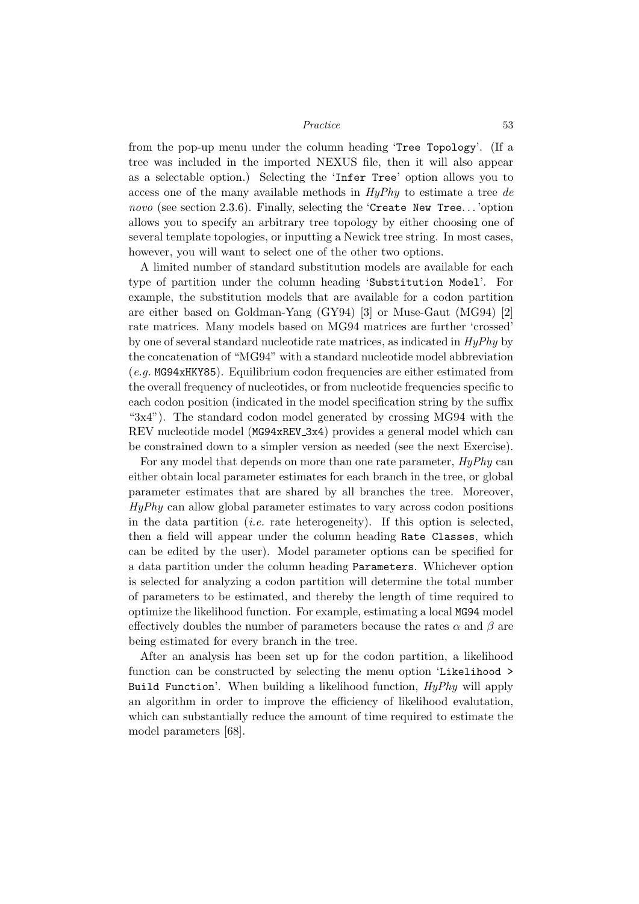from the pop-up menu under the column heading '`Tree Topology`'. (If a tree was included in the imported NEXUS file, then it will also appear as a selectable option.) Selecting the '`Infer Tree`' option allows you to access one of the many available methods in *HyPhy* to estimate a tree *de novo* (see section 2.3.6). Finally, selecting the '`Create New Tree`. . . 'option allows you to specify an arbitrary tree topology by either choosing one of several template topologies, or inputting a Newick tree string. In most cases, however, you will want to select one of the other two options.

A limited number of standard substitution models are available for each type of partition under the column heading '`Substitution Model`'. For example, the substitution models that are available for a codon partition are either based on Goldman-Yang (GY94) [3] or Muse-Gaut (MG94) [2] rate matrices. Many models based on MG94 matrices are further 'crossed' by one of several standard nucleotide rate matrices, as indicated in *HyPhy* by the concatenation of "MG94" with a standard nucleotide model abbreviation (*e.g.* `MG94xHKY85`). Equilibrium codon frequencies are either estimated from the overall frequency of nucleotides, or from nucleotide frequencies specific to each codon position (indicated in the model specification string by the suffix "3x4"). The standard codon model generated by crossing MG94 with the REV nucleotide model (`MG94xREV_3x4`) provides a general model which can be constrained down to a simpler version as needed (see the next Exercise).

For any model that depends on more than one rate parameter, *HyPhy* can either obtain local parameter estimates for each branch in the tree, or global parameter estimates that are shared by all branches the tree. Moreover, *HyPhy* can allow global parameter estimates to vary across codon positions in the data partition (*i.e.* rate heterogeneity). If this option is selected, then a field will appear under the column heading `Rate Classes`, which can be edited by the user). Model parameter options can be specified for a data partition under the column heading `Parameters`. Whichever option is selected for analyzing a codon partition will determine the total number of parameters to be estimated, and thereby the length of time required to optimize the likelihood function. For example, estimating a local `MG94` model effectively doubles the number of parameters because the rates $\alpha$ and $\beta$ are being estimated for every branch in the tree.

After an analysis has been set up for the codon partition, a likelihood function can be constructed by selecting the menu option '`Likelihood > Build Function`'. When building a likelihood function, *HyPhy* will apply an algorithm in order to improve the efficiency of likelihood evalutation, which can substantially reduce the amount of time required to estimate the model parameters [68].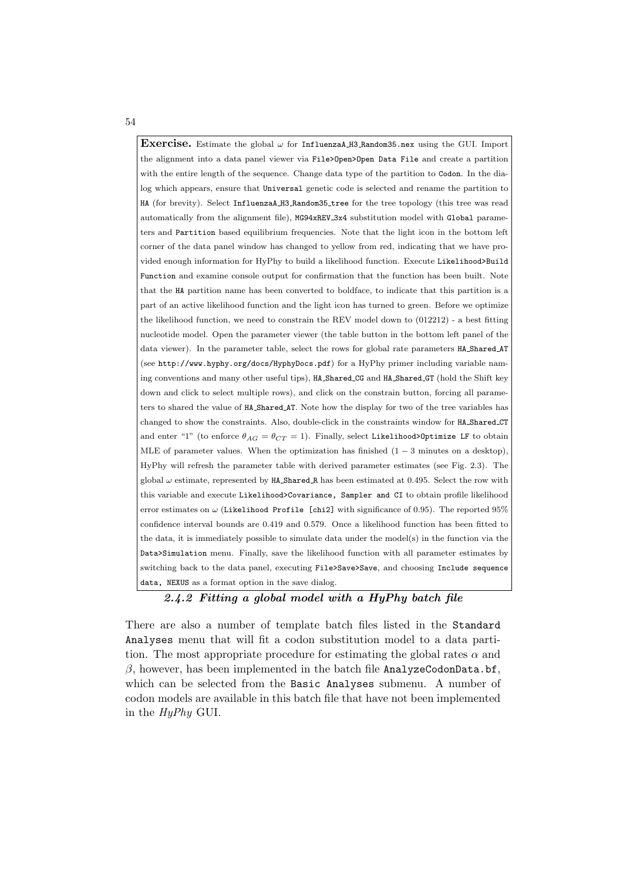**Exercise.** Estimate the global $\omega$ for `InfluenzaA_H3_Random35.nex` using the GUI. Import the alignment into a data panel viewer via `File>Open>Open Data File` and create a partition with the entire length of the sequence. Change data type of the partition to `Codon`. In the dialog which appears, ensure that `Universal` genetic code is selected and rename the partition to `HA` (for brevity). Select `InfluenzaA_H3_Random35_tree` for the tree topology (this tree was read automatically from the alignment file), `MG94xREV_3x4` substitution model with `Global` parameters and `Partition` based equilibrium frequencies. Note that the light icon in the bottom left corner of the data panel window has changed to yellow from red, indicating that we have provided enough information for HyPhy to build a likelihood function. Execute `Likelihood>Build Function` and examine console output for confirmation that the function has been built. Note that the `HA` partition name has been converted to boldface, to indicate that this partition is a part of an active likelihood function and the light icon has turned to green. Before we optimize the likelihood function, we need to constrain the REV model down to (012212) - a best fitting nucleotide model. Open the parameter viewer (the table button in the bottom left panel of the data viewer). In the parameter table, select the rows for global rate parameters `HA_Shared_AT` (see `http://www.hyphy.org/docs/HyphyDocs.pdf`) for a HyPhy primer including variable naming conventions and many other useful tips), `HA_Shared_CG` and `HA_Shared_GT` (hold the Shift key down and click to select multiple rows), and click on the constrain button, forcing all parameters to shared the value of `HA_Shared_AT`. Note how the display for two of the tree variables has changed to show the constraints. Also, double-click in the constraints window for `HA_Shared_CT` and enter "1" (to enforce $\theta_{AG} = \theta_{CT} = 1$). Finally, select `Likelihood>Optimize LF` to obtain MLE of parameter values. When the optimization has finished ($1 - 3$ minutes on a desktop), HyPhy will refresh the parameter table with derived parameter estimates (see Fig. 2.3). The global $\omega$ estimate, represented by `HA_Shared_R` has been estimated at 0.495. Select the row with this variable and execute `Likelihood>Covariance, Sampler and CI` to obtain profile likelihood error estimates on $\omega$ (`Likelihood Profile [chi2]` with significance of 0.95). The reported 95% confidence interval bounds are 0.419 and 0.579. Once a likelihood function has been fitted to the data, it is immediately possible to simulate data under the model(s) in the function via the `Data>Simulation` menu. Finally, save the likelihood function with all parameter estimates by switching back to the data panel, executing `File>Save>Save`, and choosing `Include sequence data, NEXUS` as a format option in the save dialog.

### *2.4.2 Fitting a global model with a HyPhy batch file*

There are also a number of template batch files listed in the `Standard Analyses` menu that will fit a codon substitution model to a data partition. The most appropriate procedure for estimating the global rates $\alpha$ and $\beta$, however, has been implemented in the batch file `AnalyzeCodonData.bf`, which can be selected from the `Basic Analyses` submenu. A number of codon models are available in this batch file that have not been implemented in the *HyPhy* GUI.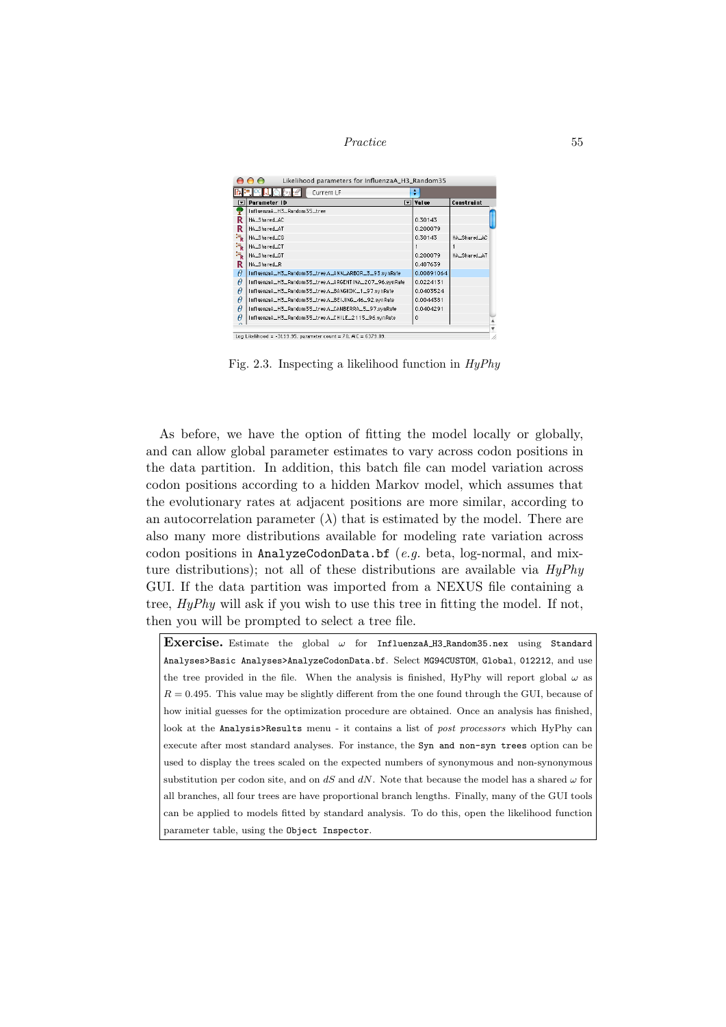Fig. 2.3. Inspecting a likelihood function in *HyPhy*

As before, we have the option of fitting the model locally or globally, and can allow global parameter estimates to vary across codon positions in the data partition. In addition, this batch file can model variation across codon positions according to a hidden Markov model, which assumes that the evolutionary rates at adjacent positions are more similar, according to an autocorrelation parameter ($\lambda$) that is estimated by the model. There are also many more distributions available for modeling rate variation across codon positions in `AnalyzeCodonData.bf` (*e.g.* beta, log-normal, and mixture distributions); not all of these distributions are available via *HyPhy* GUI. If the data partition was imported from a NEXUS file containing a tree, *HyPhy* will ask if you wish to use this tree in fitting the model. If not, then you will be prompted to select a tree file.

**Exercise.** Estimate the global $\omega$ for `InfluenzaA_H3_Random35.nex` using `Standard Analyses>Basic Analyses>AnalyzeCodonData.bf`. Select `MG94CUSTOM`, `Global`, `012212`, and use the tree provided in the file. When the analysis is finished, HyPhy will report global $\omega$ as $R = 0.495$. This value may be slightly different from the one found through the GUI, because of how initial guesses for the optimization procedure are obtained. Once an analysis has finished, look at the `Analysis>Results` menu - it contains a list of *post processors* which HyPhy can execute after most standard analyses. For instance, the `Syn and non-syn trees` option can be used to display the trees scaled on the expected numbers of synonymous and non-synonymous substitution per codon site, and on $dS$ and $dN$. Note that because the model has a shared $\omega$ for all branches, all four trees are have proportional branch lengths. Finally, many of the GUI tools can be applied to models fitted by standard analysis. To do this, open the likelihood function parameter table, using the `Object Inspector`.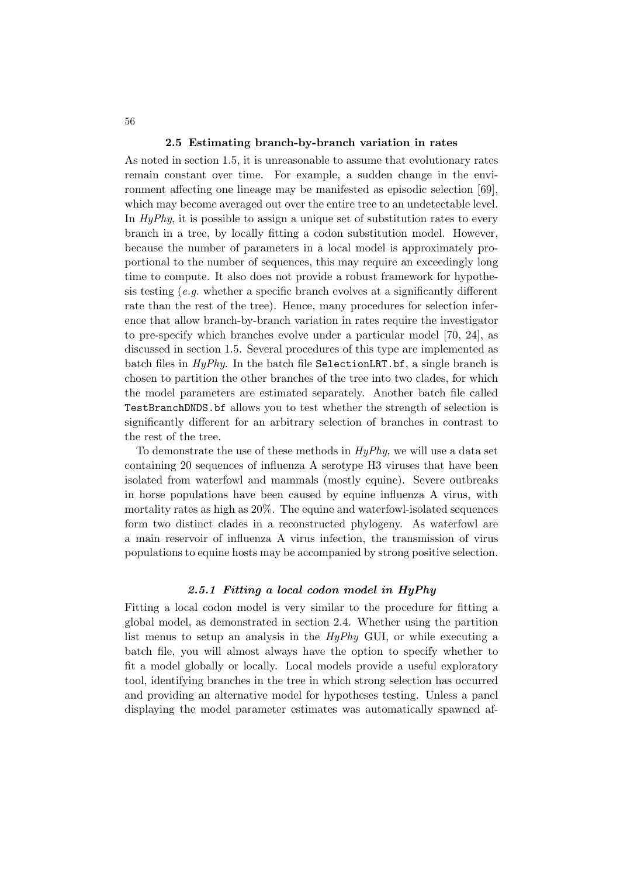## 2.5 Estimating branch-by-branch variation in rates

As noted in section 1.5, it is unreasonable to assume that evolutionary rates remain constant over time. For example, a sudden change in the environment affecting one lineage may be manifested as episodic selection [69], which may become averaged out over the entire tree to an undetectable level. In *HyPhy*, it is possible to assign a unique set of substitution rates to every branch in a tree, by locally fitting a codon substitution model. However, because the number of parameters in a local model is approximately proportional to the number of sequences, this may require an exceedingly long time to compute. It also does not provide a robust framework for hypothesis testing (*e.g.* whether a specific branch evolves at a significantly different rate than the rest of the tree). Hence, many procedures for selection inference that allow branch-by-branch variation in rates require the investigator to pre-specify which branches evolve under a particular model [70, 24], as discussed in section 1.5. Several procedures of this type are implemented as batch files in *HyPhy*. In the batch file `SelectionLRT.bf`, a single branch is chosen to partition the other branches of the tree into two clades, for which the model parameters are estimated separately. Another batch file called `TestBranchDNDS.bf` allows you to test whether the strength of selection is significantly different for an arbitrary selection of branches in contrast to the rest of the tree.

To demonstrate the use of these methods in *HyPhy*, we will use a data set containing 20 sequences of influenza A serotype H3 viruses that have been isolated from waterfowl and mammals (mostly equine). Severe outbreaks in horse populations have been caused by equine influenza A virus, with mortality rates as high as 20%. The equine and waterfowl-isolated sequences form two distinct clades in a reconstructed phylogeny. As waterfowl are a main reservoir of influenza A virus infection, the transmission of virus populations to equine hosts may be accompanied by strong positive selection.

### *2.5.1 Fitting a local codon model in HyPhy*

Fitting a local codon model is very similar to the procedure for fitting a global model, as demonstrated in section 2.4. Whether using the partition list menus to setup an analysis in the *HyPhy* GUI, or while executing a batch file, you will almost always have the option to specify whether to fit a model globally or locally. Local models provide a useful exploratory tool, identifying branches in the tree in which strong selection has occurred and providing an alternative model for hypotheses testing. Unless a panel displaying the model parameter estimates was automatically spawned af-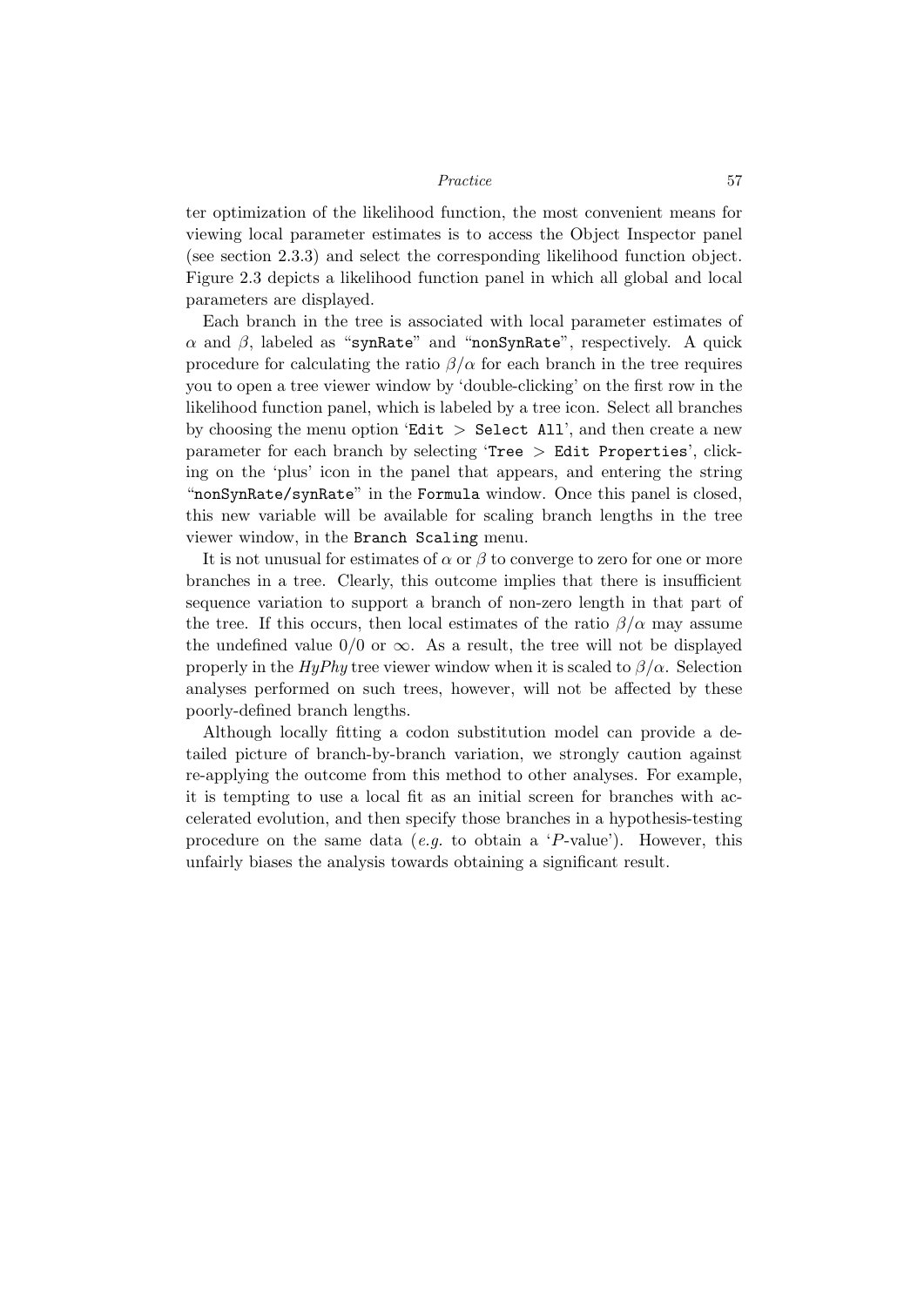ter optimization of the likelihood function, the most convenient means for viewing local parameter estimates is to access the Object Inspector panel (see section 2.3.3) and select the corresponding likelihood function object. Figure 2.3 depicts a likelihood function panel in which all global and local parameters are displayed.

Each branch in the tree is associated with local parameter estimates of $\alpha$ and $\beta$, labeled as "`synRate`" and "`nonSynRate`", respectively. A quick procedure for calculating the ratio $\beta/\alpha$ for each branch in the tree requires you to open a tree viewer window by 'double-clicking' on the first row in the likelihood function panel, which is labeled by a tree icon. Select all branches by choosing the menu option '`Edit > Select All`', and then create a new parameter for each branch by selecting '`Tree > Edit Properties`', clicking on the 'plus' icon in the panel that appears, and entering the string "`nonSynRate/synRate`" in the `Formula` window. Once this panel is closed, this new variable will be available for scaling branch lengths in the tree viewer window, in the `Branch Scaling` menu.

It is not unusual for estimates of $\alpha$ or $\beta$ to converge to zero for one or more branches in a tree. Clearly, this outcome implies that there is insufficient sequence variation to support a branch of non-zero length in that part of the tree. If this occurs, then local estimates of the ratio $\beta/\alpha$ may assume the undefined value $0/0$ or $\infty$. As a result, the tree will not be displayed properly in the *HyPhy* tree viewer window when it is scaled to $\beta/\alpha$. Selection analyses performed on such trees, however, will not be affected by these poorly-defined branch lengths.

Although locally fitting a codon substitution model can provide a detailed picture of branch-by-branch variation, we strongly caution against re-applying the outcome from this method to other analyses. For example, it is tempting to use a local fit as an initial screen for branches with accelerated evolution, and then specify those branches in a hypothesis-testing procedure on the same data (*e.g.* to obtain a '$P$-value'). However, this unfairly biases the analysis towards obtaining a significant result.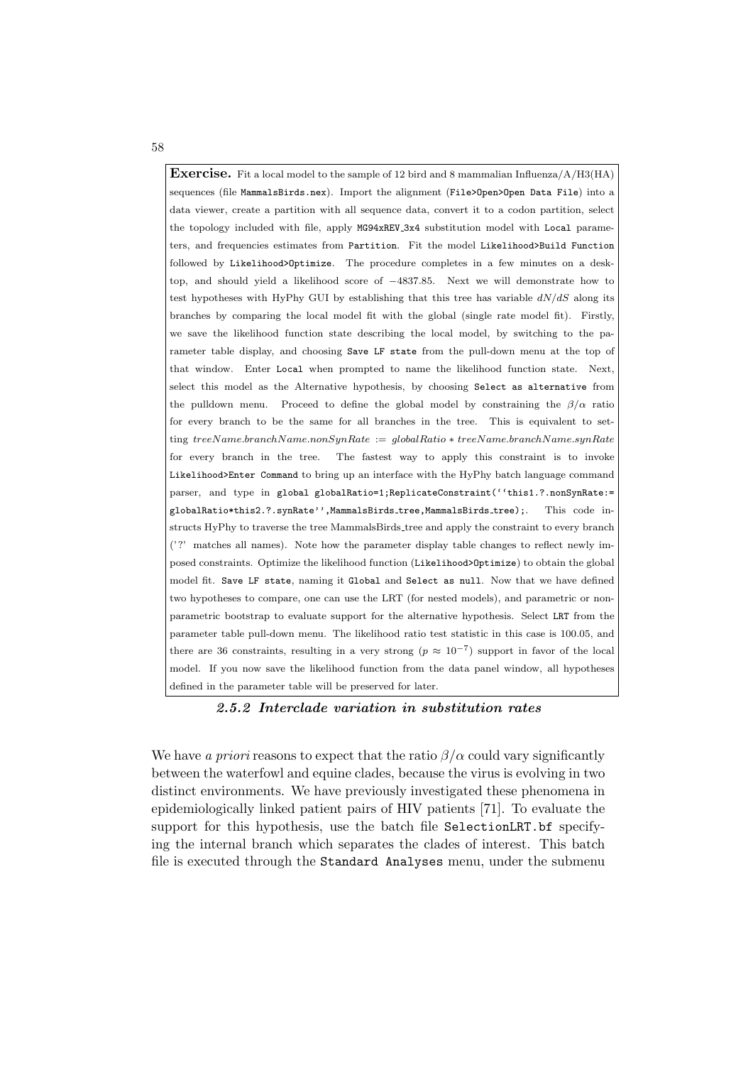**Exercise.** Fit a local model to the sample of 12 bird and 8 mammalian Influenza/A/H3(HA) sequences (file `MammalsBirds.nex`). Import the alignment (`File>Open>Open Data File`) into a data viewer, create a partition with all sequence data, convert it to a codon partition, select the topology included with file, apply `MG94xREV_3x4` substitution model with `Local` parameters, and frequencies estimates from `Partition`. Fit the model `Likelihood>Build Function` followed by `Likelihood>Optimize`. The procedure completes in a few minutes on a desktop, and should yield a likelihood score of −4837.85. Next we will demonstrate how to test hypotheses with HyPhy GUI by establishing that this tree has variable $dN/dS$ along its branches by comparing the local model fit with the global (single rate model fit). Firstly, we save the likelihood function state describing the local model, by switching to the parameter table display, and choosing `Save LF state` from the pull-down menu at the top of that window. Enter `Local` when prompted to name the likelihood function state. Next, select this model as the Alternative hypothesis, by choosing `Select as alternative` from the pulldown menu. Proceed to define the global model by constraining the $\beta/\alpha$ ratio for every branch to be the same for all branches in the tree. This is equivalent to setting $treeName.branchName.nonSynRate := globalRatio * treeName.branchName.synRate$ for every branch in the tree. The fastest way to apply this constraint is to invoke `Likelihood>Enter Command` to bring up an interface with the HyPhy batch language command parser, and type in `global globalRatio=1;ReplicateConstraint(''this1.?.nonSynRate:= globalRatio*this2.?.synRate'',MammalsBirds_tree,MammalsBirds_tree);`. This code instructs HyPhy to traverse the tree MammalsBirds_tree and apply the constraint to every branch ('?' matches all names). Note how the parameter display table changes to reflect newly imposed constraints. Optimize the likelihood function (`Likelihood>Optimize`) to obtain the global model fit. `Save LF state`, naming it `Global` and `Select as null`. Now that we have defined two hypotheses to compare, one can use the LRT (for nested models), and parametric or nonparametric bootstrap to evaluate support for the alternative hypothesis. Select `LRT` from the parameter table pull-down menu. The likelihood ratio test statistic in this case is 100.05, and there are 36 constraints, resulting in a very strong ($p \approx 10^{-7}$) support in favor of the local model. If you now save the likelihood function from the data panel window, all hypotheses defined in the parameter table will be preserved for later.

### *2.5.2 Interclade variation in substitution rates*

We have *a priori* reasons to expect that the ratio $\beta/\alpha$ could vary significantly between the waterfowl and equine clades, because the virus is evolving in two distinct environments. We have previously investigated these phenomena in epidemiologically linked patient pairs of HIV patients [71]. To evaluate the support for this hypothesis, use the batch file `SelectionLRT.bf` specifying the internal branch which separates the clades of interest. This batch file is executed through the `Standard Analyses` menu, under the submenu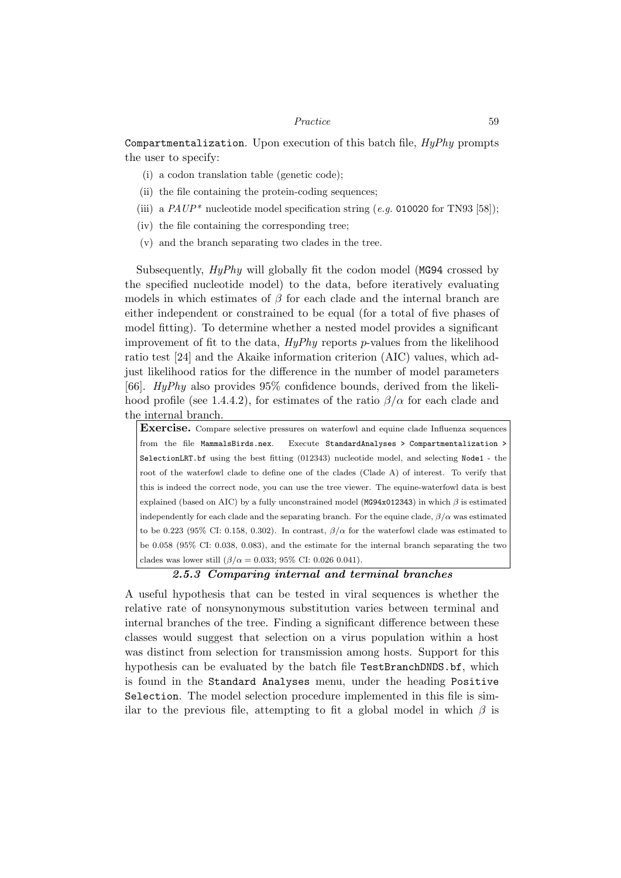Compartmentalization. Upon execution of this batch file, *HyPhy* prompts the user to specify:

(i) a codon translation table (genetic code);
(ii) the file containing the protein-coding sequences;
(iii) a *PAUP\** nucleotide model specification string (*e.g.* 010020 for TN93 [58]);
(iv) the file containing the corresponding tree;
(v) and the branch separating two clades in the tree.

Subsequently, *HyPhy* will globally fit the codon model (MG94 crossed by the specified nucleotide model) to the data, before iteratively evaluating models in which estimates of $\beta$ for each clade and the internal branch are either independent or constrained to be equal (for a total of five phases of model fitting). To determine whether a nested model provides a significant improvement of fit to the data, *HyPhy* reports $p$-values from the likelihood ratio test [24] and the Akaike information criterion (AIC) values, which adjust likelihood ratios for the difference in the number of model parameters [66]. *HyPhy* also provides 95% confidence bounds, derived from the likelihood profile (see 1.4.4.2), for estimates of the ratio $\beta/\alpha$ for each clade and the internal branch.

> **Exercise.** Compare selective pressures on waterfowl and equine clade Influenza sequences from the file MammalsBirds.nex. Execute StandardAnalyses > Compartmentalization > SelectionLRT.bf using the best fitting (012343) nucleotide model, and selecting Node1 - the root of the waterfowl clade to define one of the clades (Clade A) of interest. To verify that this is indeed the correct node, you can use the tree viewer. The equine-waterfowl data is best explained (based on AIC) by a fully unconstrained model (MG94x012343) in which $\beta$ is estimated independently for each clade and the separating branch. For the equine clade, $\beta/\alpha$ was estimated to be 0.223 (95% CI: 0.158, 0.302). In contrast, $\beta/\alpha$ for the waterfowl clade was estimated to be 0.058 (95% CI: 0.038, 0.083), and the estimate for the internal branch separating the two clades was lower still ($\beta/\alpha = 0.033$; 95% CI: 0.026 0.041).

### 2.5.3 Comparing internal and terminal branches

A useful hypothesis that can be tested in viral sequences is whether the relative rate of nonsynonymous substitution varies between terminal and internal branches of the tree. Finding a significant difference between these classes would suggest that selection on a virus population within a host was distinct from selection for transmission among hosts. Support for this hypothesis can be evaluated by the batch file TestBranchDNDS.bf, which is found in the Standard Analyses menu, under the heading Positive Selection. The model selection procedure implemented in this file is similar to the previous file, attempting to fit a global model in which $\beta$ is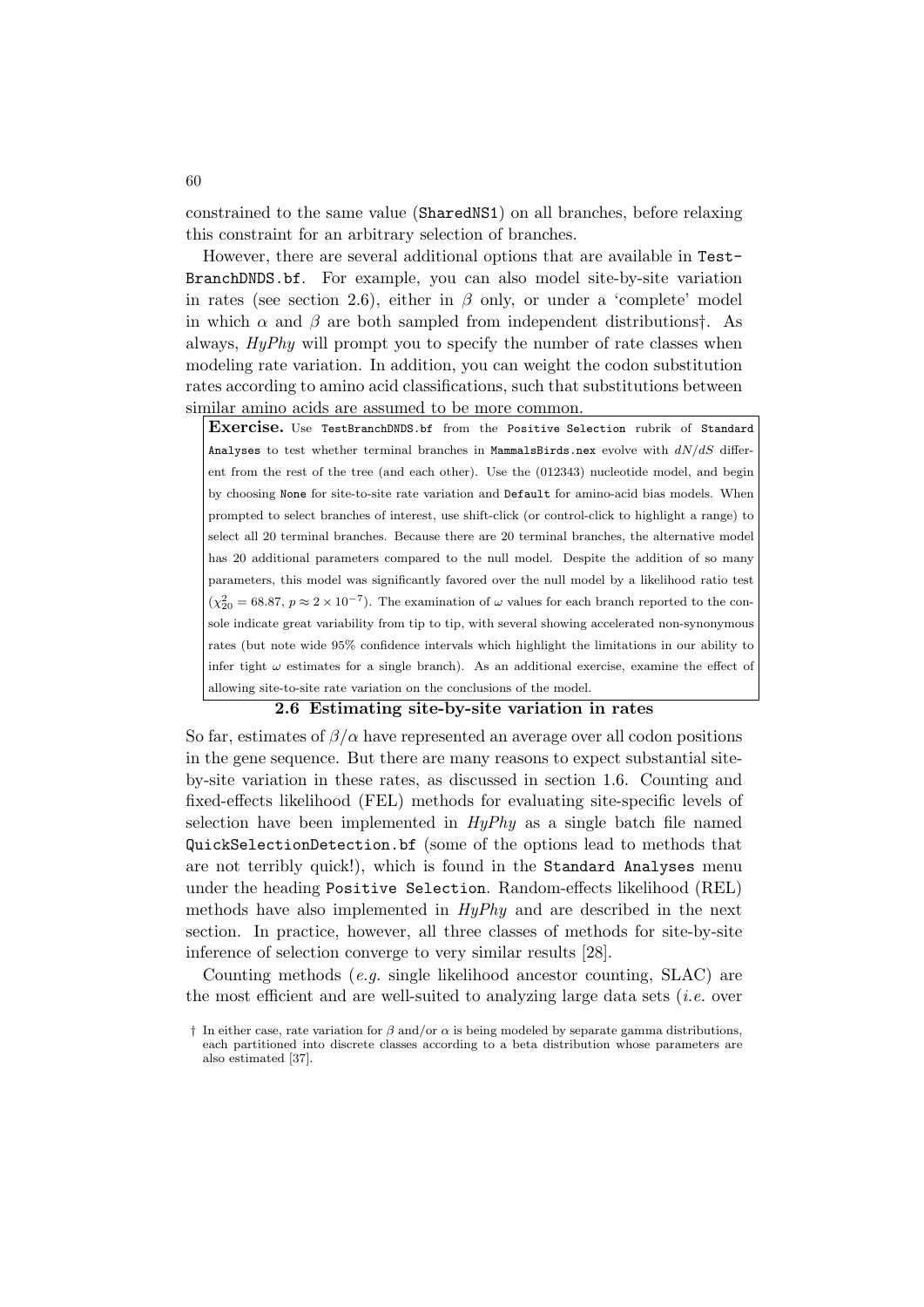constrained to the same value (`SharedNS1`) on all branches, before relaxing this constraint for an arbitrary selection of branches.

However, there are several additional options that are available in `TestBranchDNDS.bf`. For example, you can also model site-by-site variation in rates (see section 2.6), either in $\beta$ only, or under a 'complete' model in which $\alpha$ and $\beta$ are both sampled from independent distributions†. As always, *HyPhy* will prompt you to specify the number of rate classes when modeling rate variation. In addition, you can weight the codon substitution rates according to amino acid classifications, such that substitutions between similar amino acids are assumed to be more common.

> **Exercise.** Use `TestBranchDNDS.bf` from the `Positive Selection` rubrik of `Standard Analyses` to test whether terminal branches in `MammalsBirds.nex` evolve with $dN/dS$ different from the rest of the tree (and each other). Use the (012343) nucleotide model, and begin by choosing `None` for site-to-site rate variation and `Default` for amino-acid bias models. When prompted to select branches of interest, use shift-click (or control-click to highlight a range) to select all 20 terminal branches. Because there are 20 terminal branches, the alternative model has 20 additional parameters compared to the null model. Despite the addition of so many parameters, this model was significantly favored over the null model by a likelihood ratio test ($\chi^2_{20} = 68.87$, $p \approx 2 \times 10^{-7}$). The examination of $\omega$ values for each branch reported to the console indicate great variability from tip to tip, with several showing accelerated non-synonymous rates (but note wide 95% confidence intervals which highlight the limitations in our ability to infer tight $\omega$ estimates for a single branch). As an additional exercise, examine the effect of allowing site-to-site rate variation on the conclusions of the model.

## 2.6 Estimating site-by-site variation in rates

So far, estimates of $\beta/\alpha$ have represented an average over all codon positions in the gene sequence. But there are many reasons to expect substantial site-by-site variation in these rates, as discussed in section 1.6. Counting and fixed-effects likelihood (FEL) methods for evaluating site-specific levels of selection have been implemented in *HyPhy* as a single batch file named `QuickSelectionDetection.bf` (some of the options lead to methods that are not terribly quick!), which is found in the `Standard Analyses` menu under the heading `Positive Selection`. Random-effects likelihood (REL) methods have also implemented in *HyPhy* and are described in the next section. In practice, however, all three classes of methods for site-by-site inference of selection converge to very similar results [28].

Counting methods (*e.g.* single likelihood ancestor counting, SLAC) are the most efficient and are well-suited to analyzing large data sets (*i.e.* over

† In either case, rate variation for $\beta$ and/or $\alpha$ is being modeled by separate gamma distributions, each partitioned into discrete classes according to a beta distribution whose parameters are also estimated [37].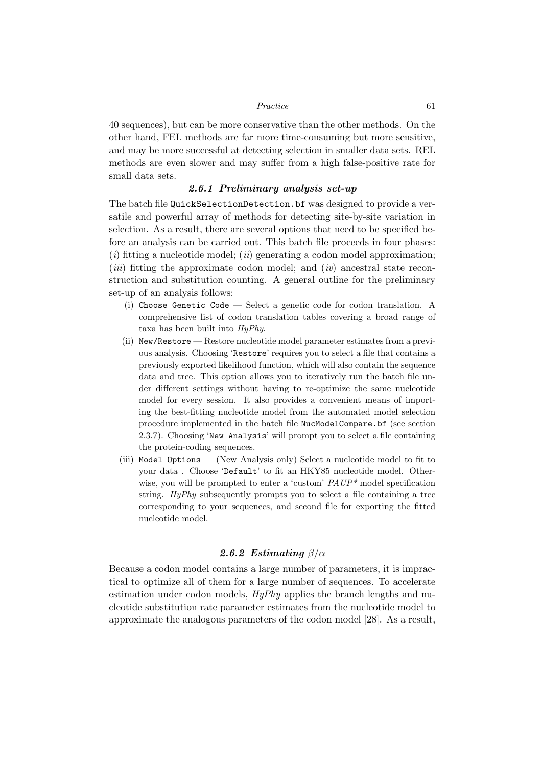40 sequences), but can be more conservative than the other methods. On the other hand, FEL methods are far more time-consuming but more sensitive, and may be more successful at detecting selection in smaller data sets. REL methods are even slower and may suffer from a high false-positive rate for small data sets.

### 2.6.1 Preliminary analysis set-up

The batch file `QuickSelectionDetection.bf` was designed to provide a versatile and powerful array of methods for detecting site-by-site variation in selection. As a result, there are several options that need to be specified before an analysis can be carried out. This batch file proceeds in four phases: (*i*) fitting a nucleotide model; (*ii*) generating a codon model approximation; (*iii*) fitting the approximate codon model; and (*iv*) ancestral state reconstruction and substitution counting. A general outline for the preliminary set-up of an analysis follows:

(i) `Choose Genetic Code` — Select a genetic code for codon translation. A comprehensive list of codon translation tables covering a broad range of taxa has been built into *HyPhy*.

(ii) `New/Restore` — Restore nucleotide model parameter estimates from a previous analysis. Choosing '`Restore`' requires you to select a file that contains a previously exported likelihood function, which will also contain the sequence data and tree. This option allows you to iteratively run the batch file under different settings without having to re-optimize the same nucleotide model for every session. It also provides a convenient means of importing the best-fitting nucleotide model from the automated model selection procedure implemented in the batch file `NucModelCompare.bf` (see section 2.3.7). Choosing '`New Analysis`' will prompt you to select a file containing the protein-coding sequences.

(iii) `Model Options` — (New Analysis only) Select a nucleotide model to fit to your data . Choose '`Default`' to fit an HKY85 nucleotide model. Otherwise, you will be prompted to enter a 'custom' *PAUP\** model specification string. *HyPhy* subsequently prompts you to select a file containing a tree corresponding to your sequences, and second file for exporting the fitted nucleotide model.

### 2.6.2 Estimating $\beta/\alpha$

Because a codon model contains a large number of parameters, it is impractical to optimize all of them for a large number of sequences. To accelerate estimation under codon models, *HyPhy* applies the branch lengths and nucleotide substitution rate parameter estimates from the nucleotide model to approximate the analogous parameters of the codon model [28]. As a result,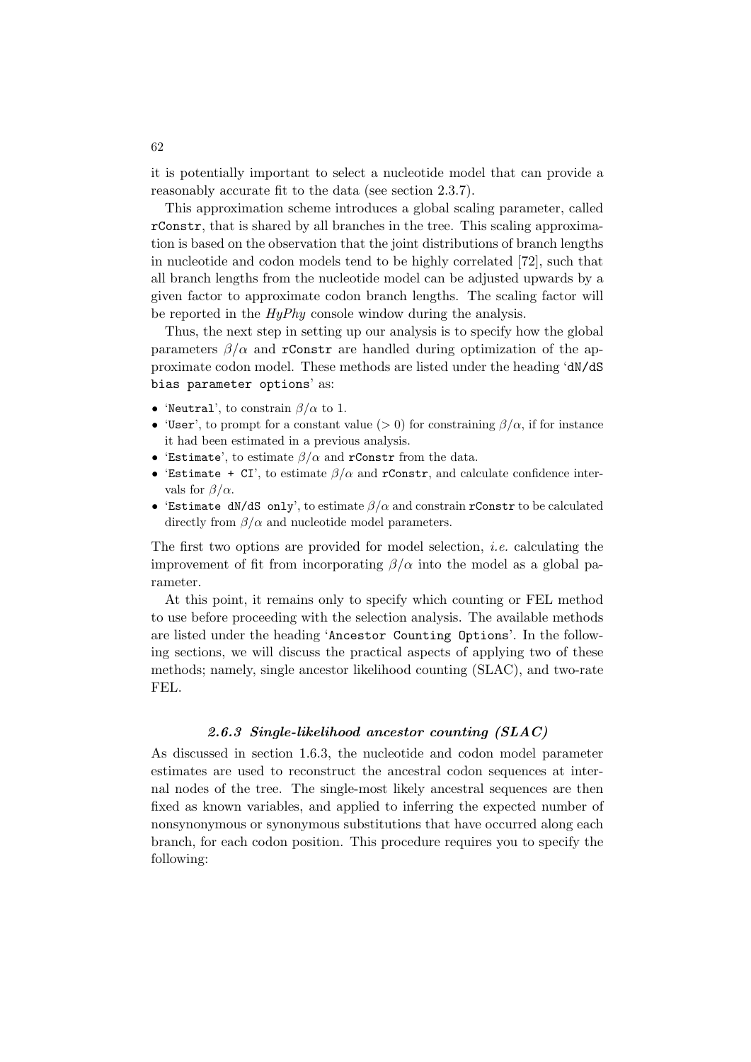it is potentially important to select a nucleotide model that can provide a reasonably accurate fit to the data (see section 2.3.7).

This approximation scheme introduces a global scaling parameter, called `rConstr`, that is shared by all branches in the tree. This scaling approximation is based on the observation that the joint distributions of branch lengths in nucleotide and codon models tend to be highly correlated [72], such that all branch lengths from the nucleotide model can be adjusted upwards by a given factor to approximate codon branch lengths. The scaling factor will be reported in the *HyPhy* console window during the analysis.

Thus, the next step in setting up our analysis is to specify how the global parameters $\beta/\alpha$ and `rConstr` are handled during optimization of the approximate codon model. These methods are listed under the heading '`dN/dS bias parameter options`' as:

- '`Neutral`', to constrain $\beta/\alpha$ to 1.
- '`User`', to prompt for a constant value ($> 0$) for constraining $\beta/\alpha$, if for instance it had been estimated in a previous analysis.
- '`Estimate`', to estimate $\beta/\alpha$ and `rConstr` from the data.
- '`Estimate + CI`', to estimate $\beta/\alpha$ and `rConstr`, and calculate confidence intervals for $\beta/\alpha$.
- '`Estimate dN/dS only`', to estimate $\beta/\alpha$ and constrain `rConstr` to be calculated directly from $\beta/\alpha$ and nucleotide model parameters.

The first two options are provided for model selection, *i.e.* calculating the improvement of fit from incorporating $\beta/\alpha$ into the model as a global parameter.

At this point, it remains only to specify which counting or FEL method to use before proceeding with the selection analysis. The available methods are listed under the heading '`Ancestor Counting Options`'. In the following sections, we will discuss the practical aspects of applying two of these methods; namely, single ancestor likelihood counting (SLAC), and two-rate FEL.

### *2.6.3 Single-likelihood ancestor counting (SLAC)*

As discussed in section 1.6.3, the nucleotide and codon model parameter estimates are used to reconstruct the ancestral codon sequences at internal nodes of the tree. The single-most likely ancestral sequences are then fixed as known variables, and applied to inferring the expected number of nonsynonymous or synonymous substitutions that have occurred along each branch, for each codon position. This procedure requires you to specify the following: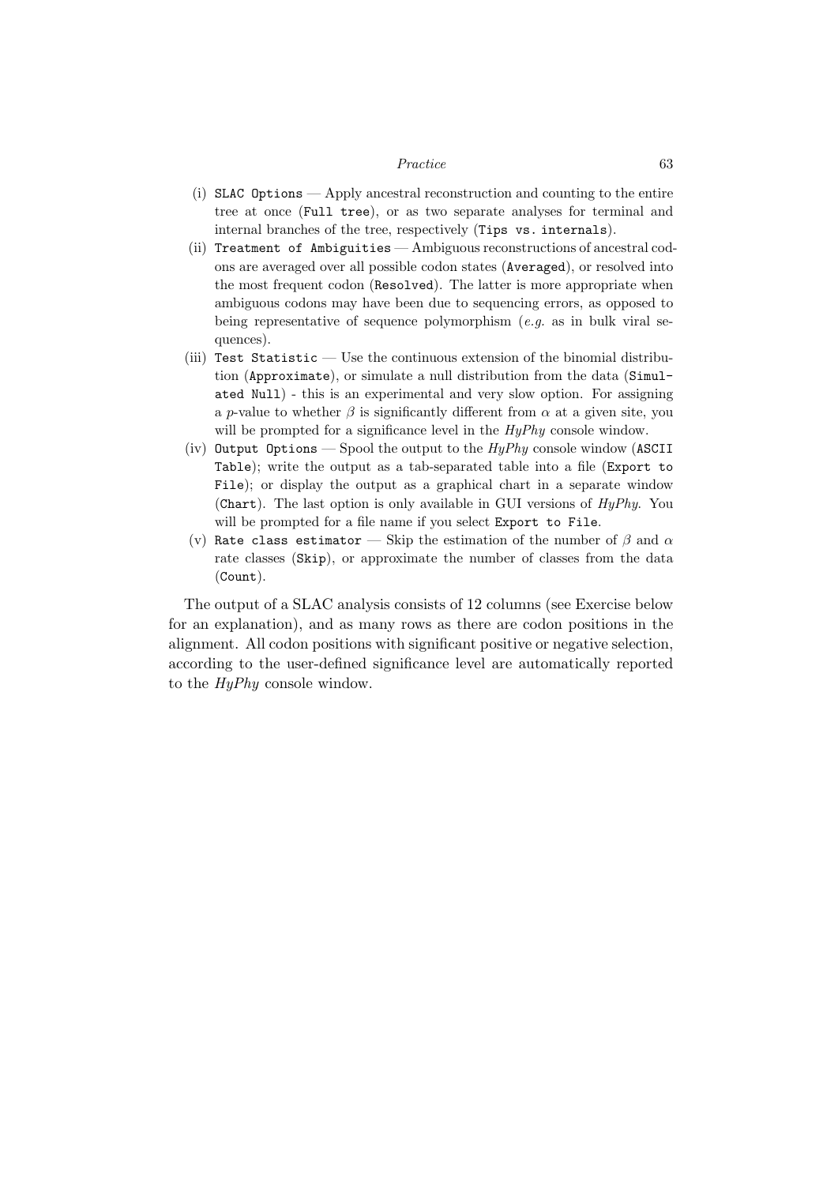(i) `SLAC Options` — Apply ancestral reconstruction and counting to the entire tree at once (`Full tree`), or as two separate analyses for terminal and internal branches of the tree, respectively (`Tips vs. internals`).

(ii) `Treatment of Ambiguities` — Ambiguous reconstructions of ancestral codons are averaged over all possible codon states (`Averaged`), or resolved into the most frequent codon (`Resolved`). The latter is more appropriate when ambiguous codons may have been due to sequencing errors, as opposed to being representative of sequence polymorphism (*e.g.* as in bulk viral sequences).

(iii) `Test Statistic` — Use the continuous extension of the binomial distribution (`Approximate`), or simulate a null distribution from the data (`Simulated Null`) - this is an experimental and very slow option. For assigning a $p$-value to whether $\beta$ is significantly different from $\alpha$ at a given site, you will be prompted for a significance level in the *HyPhy* console window.

(iv) `Output Options` — Spool the output to the *HyPhy* console window (`ASCII Table`); write the output as a tab-separated table into a file (`Export to File`); or display the output as a graphical chart in a separate window (`Chart`). The last option is only available in GUI versions of *HyPhy*. You will be prompted for a file name if you select `Export to File`.

(v) `Rate class estimator` — Skip the estimation of the number of $\beta$ and $\alpha$ rate classes (`Skip`), or approximate the number of classes from the data (`Count`).

The output of a SLAC analysis consists of 12 columns (see Exercise below for an explanation), and as many rows as there are codon positions in the alignment. All codon positions with significant positive or negative selection, according to the user-defined significance level are automatically reported to the *HyPhy* console window.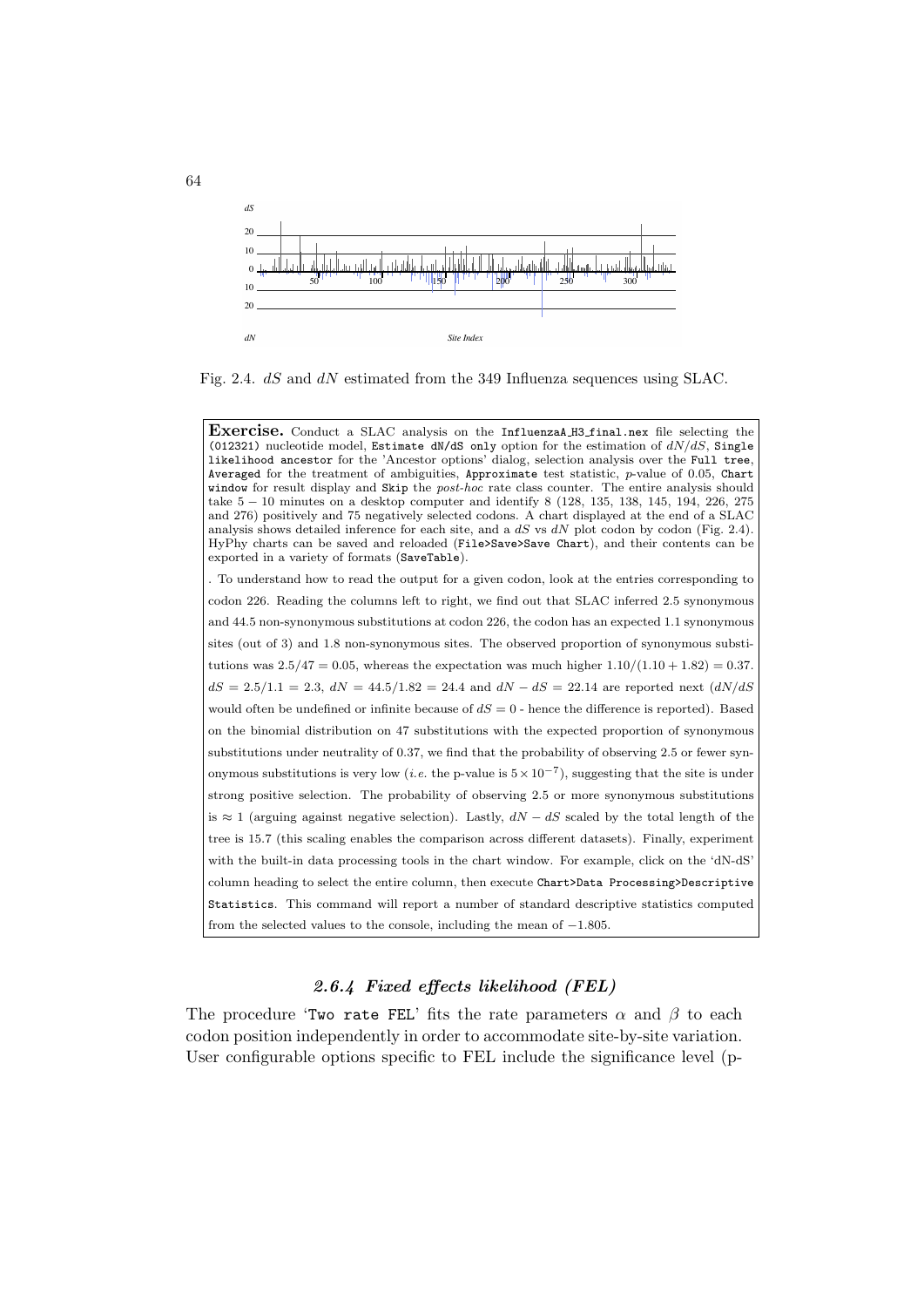Fig. 2.4. $dS$ and $dN$ estimated from the 349 Influenza sequences using SLAC.

**Exercise.** Conduct a SLAC analysis on the `InfluenzaA_H3_final.nex` file selecting the `(012321)` nucleotide model, `Estimate dN/dS only` option for the estimation of $dN/dS$, `Single likelihood ancestor` for the 'Ancestor options' dialog, selection analysis over the `Full tree`, `Averaged` for the treatment of ambiguities, `Approximate` test statistic, $p$-value of 0.05, `Chart window` for result display and `Skip` the *post-hoc* rate class counter. The entire analysis should take $5-10$ minutes on a desktop computer and identify 8 (128, 135, 138, 145, 194, 226, 275 and 276) positively and 75 negatively selected codons. A chart displayed at the end of a SLAC analysis shows detailed inference for each site, and a $dS$ vs $dN$ plot codon by codon (Fig. 2.4). HyPhy charts can be saved and reloaded (`File>Save>Save Chart`), and their contents can be exported in a variety of formats (`SaveTable`).

. To understand how to read the output for a given codon, look at the entries corresponding to codon 226. Reading the columns left to right, we find out that SLAC inferred 2.5 synonymous and 44.5 non-synonymous substitutions at codon 226, the codon has an expected 1.1 synonymous sites (out of 3) and 1.8 non-synonymous sites. The observed proportion of synonymous substitutions was $2.5/47 = 0.05$, whereas the expectation was much higher $1.10/(1.10 + 1.82) = 0.37$. $dS = 2.5/1.1 = 2.3$, $dN = 44.5/1.82 = 24.4$ and $dN - dS = 22.14$ are reported next ($dN/dS$ would often be undefined or infinite because of $dS = 0$ - hence the difference is reported). Based on the binomial distribution on 47 substitutions with the expected proportion of synonymous substitutions under neutrality of 0.37, we find that the probability of observing 2.5 or fewer synonymous substitutions is very low (*i.e.* the p-value is $5 \times 10^{-7}$), suggesting that the site is under strong positive selection. The probability of observing 2.5 or more synonymous substitutions is $\approx 1$ (arguing against negative selection). Lastly, $dN - dS$ scaled by the total length of the tree is 15.7 (this scaling enables the comparison across different datasets). Finally, experiment with the built-in data processing tools in the chart window. For example, click on the 'dN-dS' column heading to select the entire column, then execute `Chart>Data Processing>Descriptive Statistics`. This command will report a number of standard descriptive statistics computed from the selected values to the console, including the mean of $-1.805$.

### 2.6.4 Fixed effects likelihood (FEL)

The procedure '`Two rate FEL`' fits the rate parameters $\alpha$ and $\beta$ to each codon position independently in order to accommodate site-by-site variation. User configurable options specific to FEL include the significance level (p-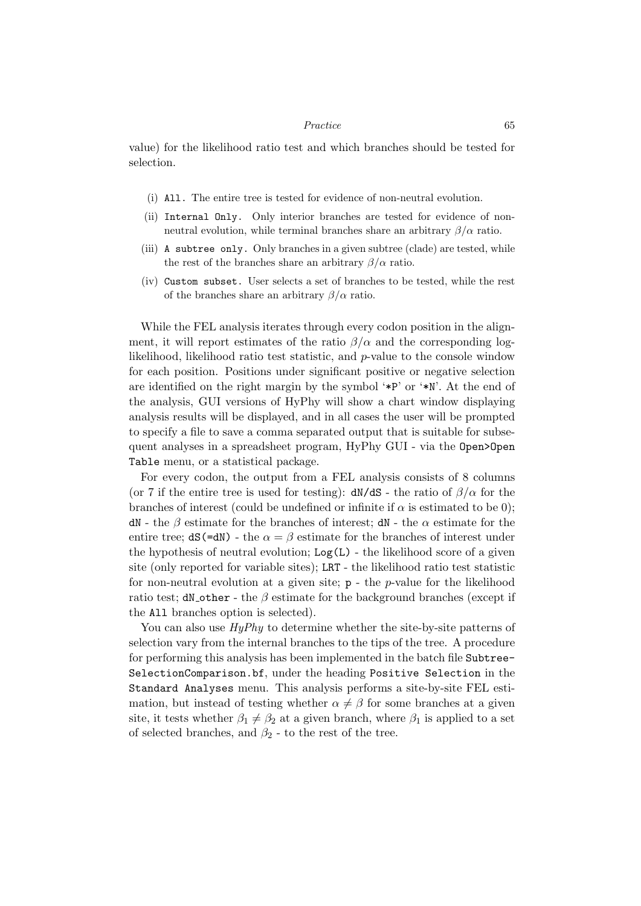value) for the likelihood ratio test and which branches should be tested for selection.

(i) `All.` The entire tree is tested for evidence of non-neutral evolution.

(ii) `Internal Only.` Only interior branches are tested for evidence of non-neutral evolution, while terminal branches share an arbitrary $\beta/\alpha$ ratio.

(iii) `A subtree only.` Only branches in a given subtree (clade) are tested, while the rest of the branches share an arbitrary $\beta/\alpha$ ratio.

(iv) `Custom subset.` User selects a set of branches to be tested, while the rest of the branches share an arbitrary $\beta/\alpha$ ratio.

While the FEL analysis iterates through every codon position in the alignment, it will report estimates of the ratio $\beta/\alpha$ and the corresponding log-likelihood, likelihood ratio test statistic, and $p$-value to the console window for each position. Positions under significant positive or negative selection are identified on the right margin by the symbol '`*P`' or '`*N`'. At the end of the analysis, GUI versions of HyPhy will show a chart window displaying analysis results will be displayed, and in all cases the user will be prompted to specify a file to save a comma separated output that is suitable for subsequent analyses in a spreadsheet program, HyPhy GUI - via the `Open>Open Table` menu, or a statistical package.

For every codon, the output from a FEL analysis consists of 8 columns (or 7 if the entire tree is used for testing): `dN/dS` - the ratio of $\beta/\alpha$ for the branches of interest (could be undefined or infinite if $\alpha$ is estimated to be 0); `dN` - the $\beta$ estimate for the branches of interest; `dN` - the $\alpha$ estimate for the entire tree; `dS(=dN)` - the $\alpha = \beta$ estimate for the branches of interest under the hypothesis of neutral evolution; `Log(L)` - the likelihood score of a given site (only reported for variable sites); `LRT` - the likelihood ratio test statistic for non-neutral evolution at a given site; `p` - the $p$-value for the likelihood ratio test; `dN_other` - the $\beta$ estimate for the background branches (except if the `All` branches option is selected).

You can also use *HyPhy* to determine whether the site-by-site patterns of selection vary from the internal branches to the tips of the tree. A procedure for performing this analysis has been implemented in the batch file `SubtreeSelectionComparison.bf`, under the heading `Positive Selection` in the `Standard Analyses` menu. This analysis performs a site-by-site FEL estimation, but instead of testing whether $\alpha \neq \beta$ for some branches at a given site, it tests whether $\beta_1 \neq \beta_2$ at a given branch, where $\beta_1$ is applied to a set of selected branches, and $\beta_2$ - to the rest of the tree.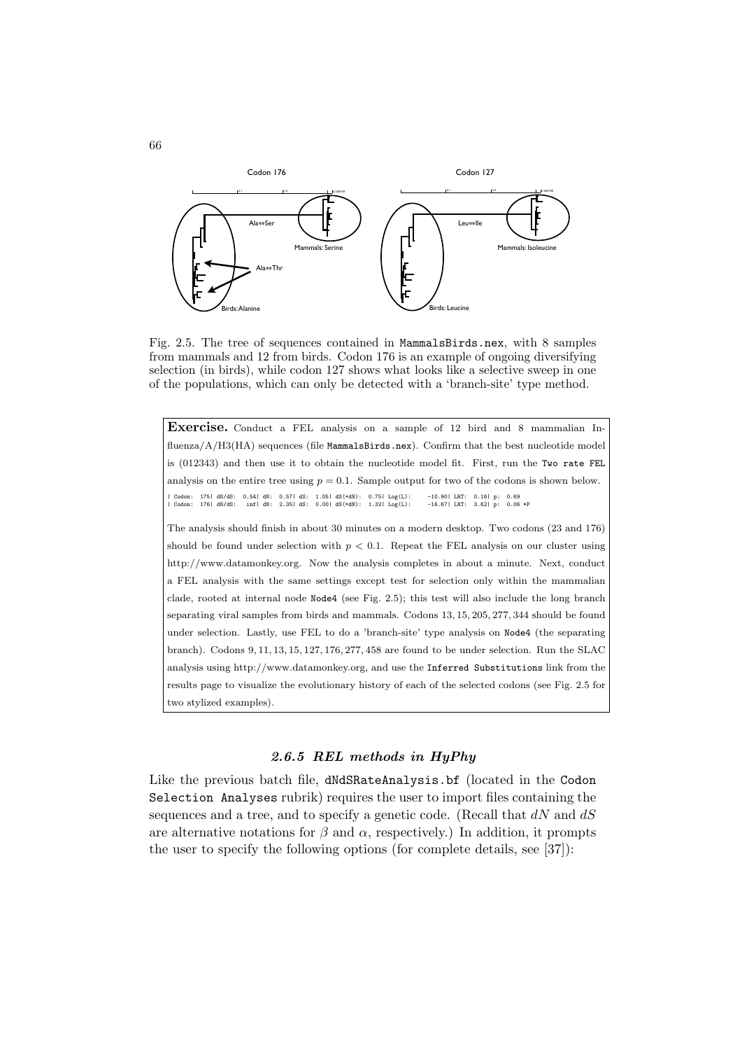Fig. 2.5. The tree of sequences contained in MammalsBirds.nex, with 8 samples from mammals and 12 from birds. Codon 176 is an example of ongoing diversifying selection (in birds), while codon 127 shows what looks like a selective sweep in one of the populations, which can only be detected with a 'branch-site' type method.

**Exercise.** Conduct a FEL analysis on a sample of 12 bird and 8 mammalian Influenza/A/H3(HA) sequences (file MammalsBirds.nex). Confirm that the best nucleotide model is (012343) and then use it to obtain the nucleotide model fit. First, run the Two rate FEL analysis on the entire tree using $p = 0.1$. Sample output for two of the codons is shown below.

```
| Codon:  175| dN/dS:  0.54| dN:  0.57| dS:  1.05| dS(=dN):  0.75| Log(L):     -10.90| LRT:  0.16| p:  0.69
| Codon:  176| dN/dS:   inf| dN:  2.35| dS:  0.00| dS(=dN):  1.32| Log(L):     -16.67| LRT:  3.62| p:  0.06 *P
```

The analysis should finish in about 30 minutes on a modern desktop. Two codons (23 and 176) should be found under selection with $p < 0.1$. Repeat the FEL analysis on our cluster using http://www.datamonkey.org. Now the analysis completes in about a minute. Next, conduct a FEL analysis with the same settings except test for selection only within the mammalian clade, rooted at internal node Node4 (see Fig. 2.5); this test will also include the long branch separating viral samples from birds and mammals. Codons 13, 15, 205, 277, 344 should be found under selection. Lastly, use FEL to do a 'branch-site' type analysis on Node4 (the separating branch). Codons 9, 11, 13, 15, 127, 176, 277, 458 are found to be under selection. Run the SLAC analysis using http://www.datamonkey.org, and use the Inferred Substitutions link from the results page to visualize the evolutionary history of each of the selected codons (see Fig. 2.5 for two stylized examples).

### *2.6.5 REL methods in HyPhy*

Like the previous batch file, dNdSRateAnalysis.bf (located in the Codon Selection Analyses rubrik) requires the user to import files containing the sequences and a tree, and to specify a genetic code. (Recall that $dN$ and $dS$ are alternative notations for $\beta$ and $\alpha$, respectively.) In addition, it prompts the user to specify the following options (for complete details, see [37]):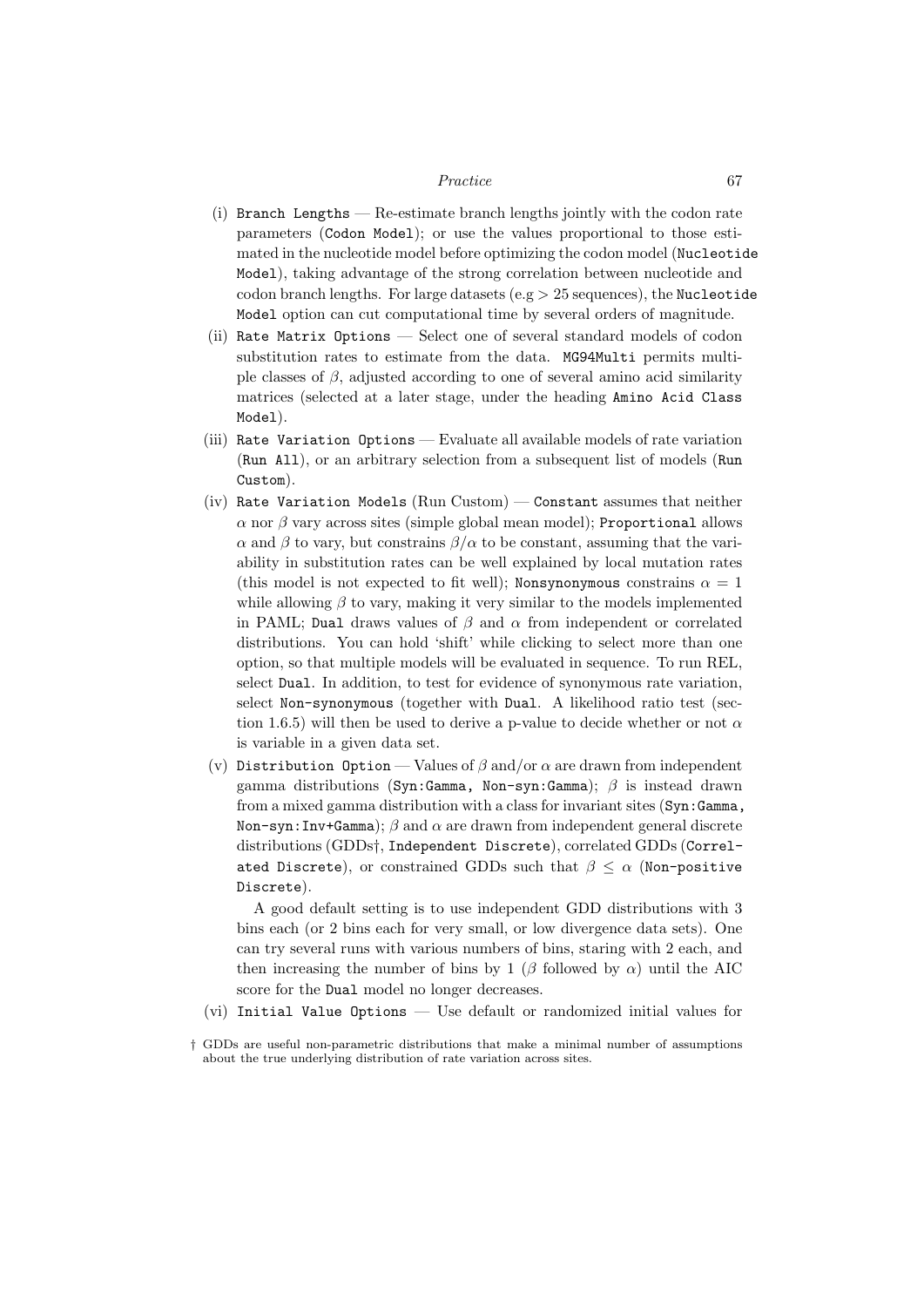(i) `Branch Lengths` — Re-estimate branch lengths jointly with the codon rate parameters (`Codon Model`); or use the values proportional to those estimated in the nucleotide model before optimizing the codon model (`Nucleotide Model`), taking advantage of the strong correlation between nucleotide and codon branch lengths. For large datasets (e.g $> 25$ sequences), the `Nucleotide Model` option can cut computational time by several orders of magnitude.

(ii) `Rate Matrix Options` — Select one of several standard models of codon substitution rates to estimate from the data. `MG94Multi` permits multiple classes of $\beta$, adjusted according to one of several amino acid similarity matrices (selected at a later stage, under the heading `Amino Acid Class Model`).

(iii) `Rate Variation Options` — Evaluate all available models of rate variation (`Run All`), or an arbitrary selection from a subsequent list of models (`Run Custom`).

(iv) `Rate Variation Models` (Run Custom) — `Constant` assumes that neither $\alpha$ nor $\beta$ vary across sites (simple global mean model); `Proportional` allows $\alpha$ and $\beta$ to vary, but constrains $\beta/\alpha$ to be constant, assuming that the variability in substitution rates can be well explained by local mutation rates (this model is not expected to fit well); `Nonsynonymous` constrains $\alpha = 1$ while allowing $\beta$ to vary, making it very similar to the models implemented in PAML; `Dual` draws values of $\beta$ and $\alpha$ from independent or correlated distributions. You can hold 'shift' while clicking to select more than one option, so that multiple models will be evaluated in sequence. To run REL, select `Dual`. In addition, to test for evidence of synonymous rate variation, select `Non-synonymous` (together with `Dual`. A likelihood ratio test (section 1.6.5) will then be used to derive a p-value to decide whether or not $\alpha$ is variable in a given data set.

(v) `Distribution Option` — Values of $\beta$ and/or $\alpha$ are drawn from independent gamma distributions (`Syn:Gamma, Non-syn:Gamma`); $\beta$ is instead drawn from a mixed gamma distribution with a class for invariant sites (`Syn:Gamma, Non-syn:Inv+Gamma`); $\beta$ and $\alpha$ are drawn from independent general discrete distributions (GDDs†, `Independent Discrete`), correlated GDDs (`Correlated Discrete`), or constrained GDDs such that $\beta \leq \alpha$ (`Non-positive Discrete`).

A good default setting is to use independent GDD distributions with 3 bins each (or 2 bins each for very small, or low divergence data sets). One can try several runs with various numbers of bins, staring with 2 each, and then increasing the number of bins by 1 ($\beta$ followed by $\alpha$) until the AIC score for the `Dual` model no longer decreases.

(vi) `Initial Value Options` — Use default or randomized initial values for

† GDDs are useful non-parametric distributions that make a minimal number of assumptions about the true underlying distribution of rate variation across sites.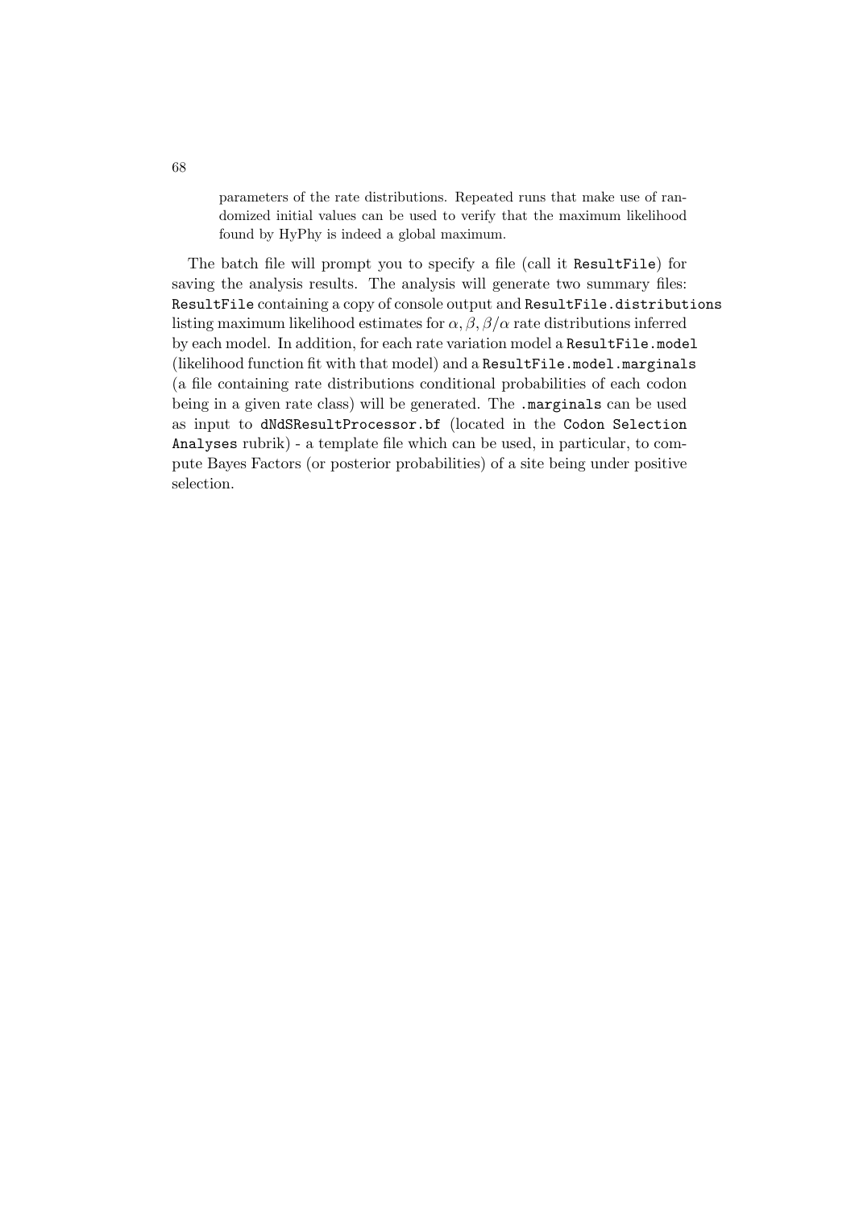parameters of the rate distributions. Repeated runs that make use of randomized initial values can be used to verify that the maximum likelihood found by HyPhy is indeed a global maximum.

The batch file will prompt you to specify a file (call it `ResultFile`) for saving the analysis results. The analysis will generate two summary files: `ResultFile` containing a copy of console output and `ResultFile.distributions` listing maximum likelihood estimates for $\alpha, \beta, \beta/\alpha$ rate distributions inferred by each model. In addition, for each rate variation model a `ResultFile.model` (likelihood function fit with that model) and a `ResultFile.model.marginals` (a file containing rate distributions conditional probabilities of each codon being in a given rate class) will be generated. The `.marginals` can be used as input to `dNdSResultProcessor.bf` (located in the `Codon Selection Analyses` rubrik) - a template file which can be used, in particular, to compute Bayes Factors (or posterior probabilities) of a site being under positive selection.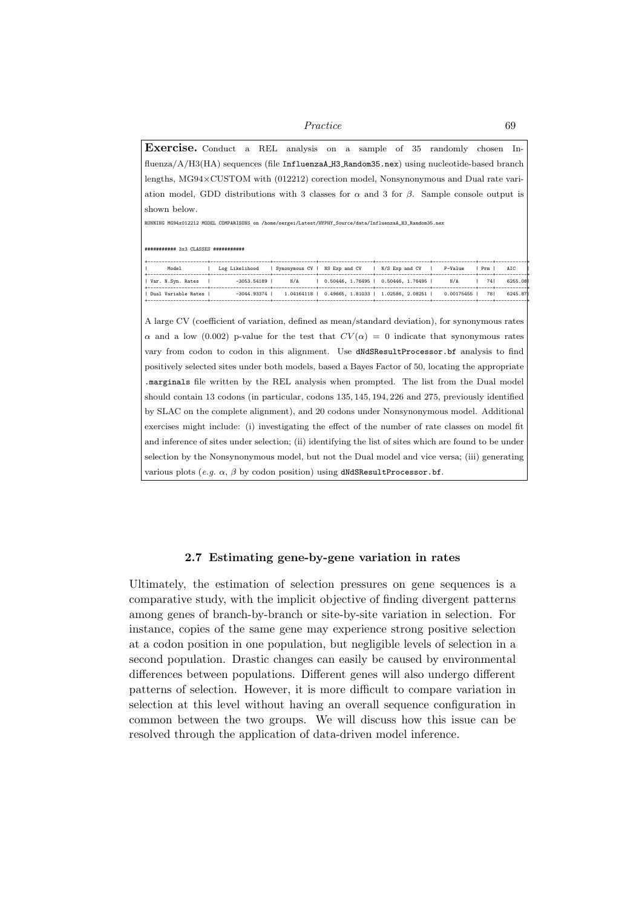**Exercise.** Conduct a REL analysis on a sample of 35 randomly chosen Influenza/A/H3(HA) sequences (file `InfluenzaA_H3_Random35.nex`) using nucleotide-based branch lengths, MG94×CUSTOM with (012212) corection model, Nonsynonymous and Dual rate variation model, GDD distributions with 3 classes for $\alpha$ and 3 for $\beta$. Sample console output is shown below.

```
RUNNING MG94x012212 MODEL COMPARISONS on /home/sergei/Latest/HYPHY_Source/data/InfluenzaA_H3_Random35.nex


########### 3x3 CLASSES ###########
```

| Model | Log Likelihood | Synonymous CV | NS Exp and CV | N/S Exp and CV | P-Value | Prm | AIC |
|---|---|---|---|---|---|---|---|
| Var. N.Syn. Rates | -3053.54189 | N/A | 0.50446, 1.76495 | 0.50446, 1.76495 | N/A | 74 | 6255.08 |
| Dual Variable Rates | -3044.93374 | 1.04164118 | 0.49665, 1.81033 | 1.02586, 2.08251 | 0.00175455 | 78 | 6245.87 |

A large CV (coefficient of variation, defined as mean/standard deviation), for synonymous rates $\alpha$ and a low (0.002) p-value for the test that $CV(\alpha) = 0$ indicate that synonymous rates vary from codon to codon in this alignment. Use `dNdSResultProcessor.bf` analysis to find positively selected sites under both models, based a Bayes Factor of 50, locating the appropriate `.marginals` file written by the REL analysis when prompted. The list from the Dual model should contain 13 codons (in particular, codons 135, 145, 194, 226 and 275, previously identified by SLAC on the complete alignment), and 20 codons under Nonsynonymous model. Additional exercises might include: (i) investigating the effect of the number of rate classes on model fit and inference of sites under selection; (ii) identifying the list of sites which are found to be under selection by the Nonsynonymous model, but not the Dual model and vice versa; (iii) generating various plots (*e.g.* $\alpha$, $\beta$ by codon position) using `dNdSResultProcessor.bf`.

## 2.7 Estimating gene-by-gene variation in rates

Ultimately, the estimation of selection pressures on gene sequences is a comparative study, with the implicit objective of finding divergent patterns among genes of branch-by-branch or site-by-site variation in selection. For instance, copies of the same gene may experience strong positive selection at a codon position in one population, but negligible levels of selection in a second population. Drastic changes can easily be caused by environmental differences between populations. Different genes will also undergo different patterns of selection. However, it is more difficult to compare variation in selection at this level without having an overall sequence configuration in common between the two groups. We will discuss how this issue can be resolved through the application of data-driven model inference.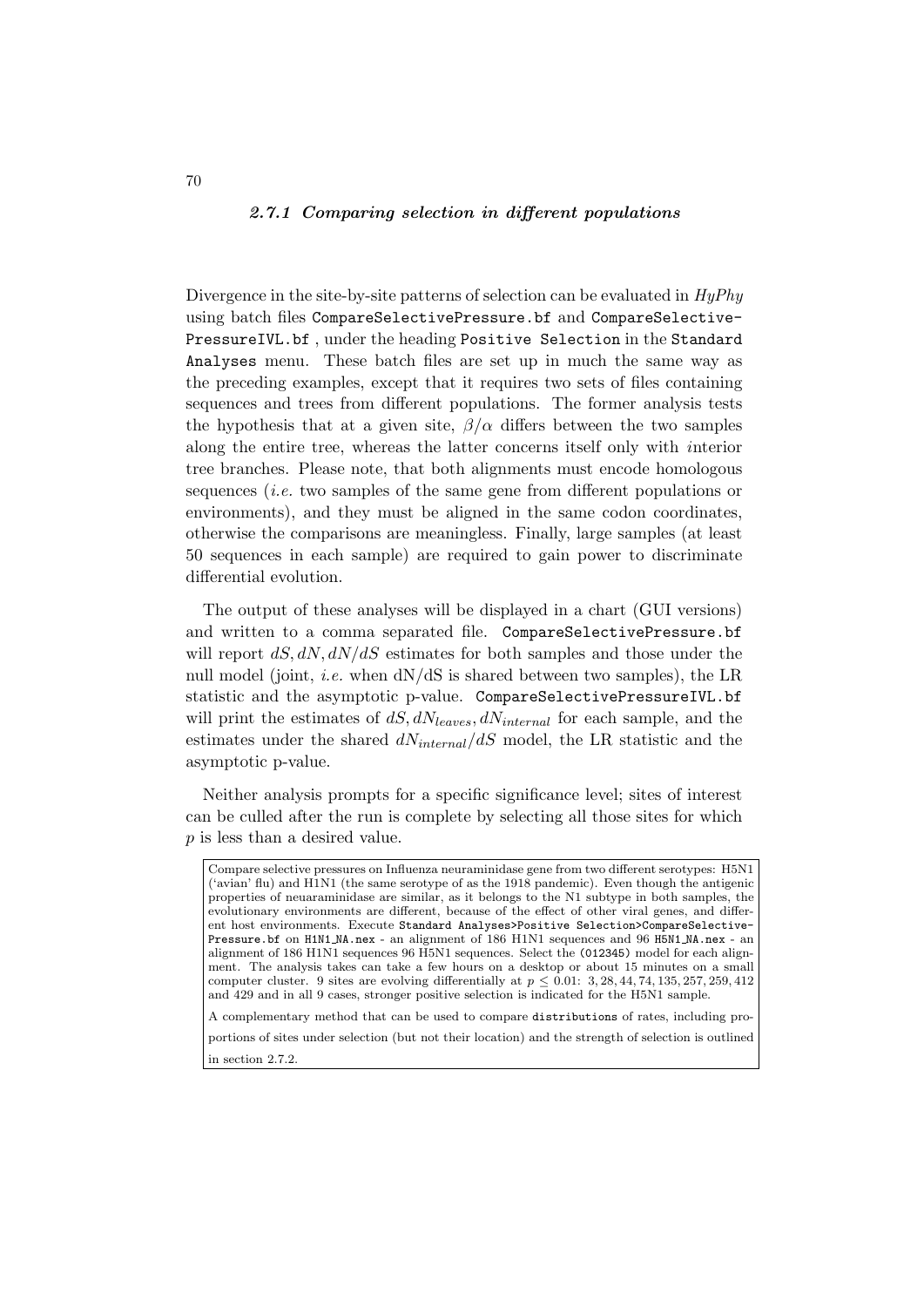### *2.7.1 Comparing selection in different populations*

Divergence in the site-by-site patterns of selection can be evaluated in *HyPhy* using batch files `CompareSelectivePressure.bf` and `CompareSelective-PressureIVL.bf` , under the heading `Positive Selection` in the `Standard Analyses` menu. These batch files are set up in much the same way as the preceding examples, except that it requires two sets of files containing sequences and trees from different populations. The former analysis tests the hypothesis that at a given site, $\beta/\alpha$ differs between the two samples along the entire tree, whereas the latter concerns itself only with *i*nterior tree branches. Please note, that both alignments must encode homologous sequences (*i.e.* two samples of the same gene from different populations or environments), and they must be aligned in the same codon coordinates, otherwise the comparisons are meaningless. Finally, large samples (at least 50 sequences in each sample) are required to gain power to discriminate differential evolution.

The output of these analyses will be displayed in a chart (GUI versions) and written to a comma separated file. `CompareSelectivePressure.bf` will report $dS, dN, dN/dS$ estimates for both samples and those under the null model (joint, *i.e.* when dN/dS is shared between two samples), the LR statistic and the asymptotic p-value. `CompareSelectivePressureIVL.bf` will print the estimates of $dS, dN_{leaves}, dN_{internal}$ for each sample, and the estimates under the shared $dN_{internal}/dS$ model, the LR statistic and the asymptotic p-value.

Neither analysis prompts for a specific significance level; sites of interest can be culled after the run is complete by selecting all those sites for which $p$ is less than a desired value.

Compare selective pressures on Influenza neuraminidase gene from two different serotypes: H5N1 ('avian' flu) and H1N1 (the same serotype of as the 1918 pandemic). Even though the antigenic properties of neuaraminidase are similar, as it belongs to the N1 subtype in both samples, the evolutionary environments are different, because of the effect of other viral genes, and different host environments. Execute `Standard Analyses>Positive Selection>CompareSelective-Pressure.bf` on `H1N1_NA.nex` - an alignment of 186 H1N1 sequences and 96 `H5N1_NA.nex` - an alignment of 186 H1N1 sequences 96 H5N1 sequences. Select the `(012345)` model for each alignment. The analysis takes can take a few hours on a desktop or about 15 minutes on a small computer cluster. 9 sites are evolving differentially at $p \leq 0.01$: $3, 28, 44, 74, 135, 257, 259, 412$ and 429 and in all 9 cases, stronger positive selection is indicated for the H5N1 sample.

A complementary method that can be used to compare `distributions` of rates, including proportions of sites under selection (but not their location) and the strength of selection is outlined in section 2.7.2.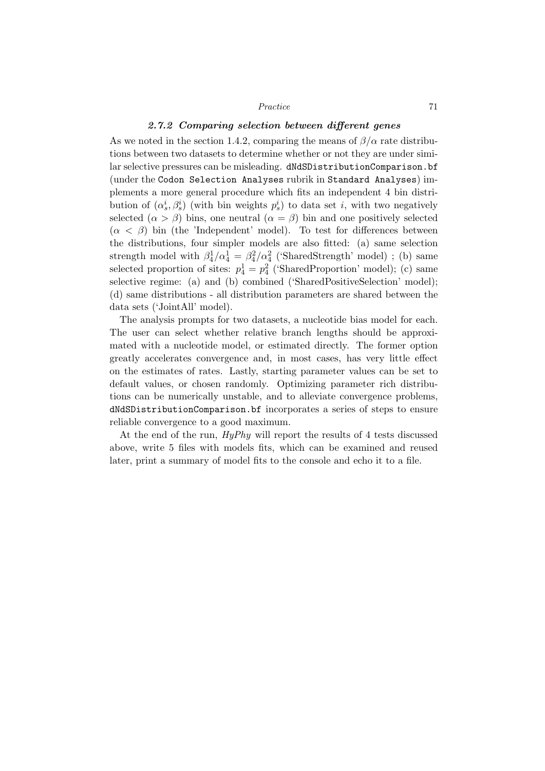### *2.7.2 Comparing selection between different genes*

As we noted in the section 1.4.2, comparing the means of $\beta/\alpha$ rate distributions between two datasets to determine whether or not they are under similar selective pressures can be misleading. `dNdSDistributionComparison.bf` (under the `Codon Selection Analyses` rubrik in `Standard Analyses`) implements a more general procedure which fits an independent 4 bin distribution of $(\alpha_s^i, \beta_s^i)$ (with bin weights $p_s^i$) to data set $i$, with two negatively selected ($\alpha > \beta$) bins, one neutral ($\alpha = \beta$) bin and one positively selected ($\alpha < \beta$) bin (the 'Independent' model). To test for differences between the distributions, four simpler models are also fitted: (a) same selection strength model with $\beta_4^1/\alpha_4^1 = \beta_4^2/\alpha_4^2$ ('SharedStrength' model) ; (b) same selected proportion of sites: $p_4^1 = p_4^2$ ('SharedProportion' model); (c) same selective regime: (a) and (b) combined ('SharedPositiveSelection' model); (d) same distributions - all distribution parameters are shared between the data sets ('JointAll' model).

The analysis prompts for two datasets, a nucleotide bias model for each. The user can select whether relative branch lengths should be approximated with a nucleotide model, or estimated directly. The former option greatly accelerates convergence and, in most cases, has very little effect on the estimates of rates. Lastly, starting parameter values can be set to default values, or chosen randomly. Optimizing parameter rich distributions can be numerically unstable, and to alleviate convergence problems, `dNdSDistributionComparison.bf` incorporates a series of steps to ensure reliable convergence to a good maximum.

At the end of the run, *HyPhy* will report the results of 4 tests discussed above, write 5 files with models fits, which can be examined and reused later, print a summary of model fits to the console and echo it to a file.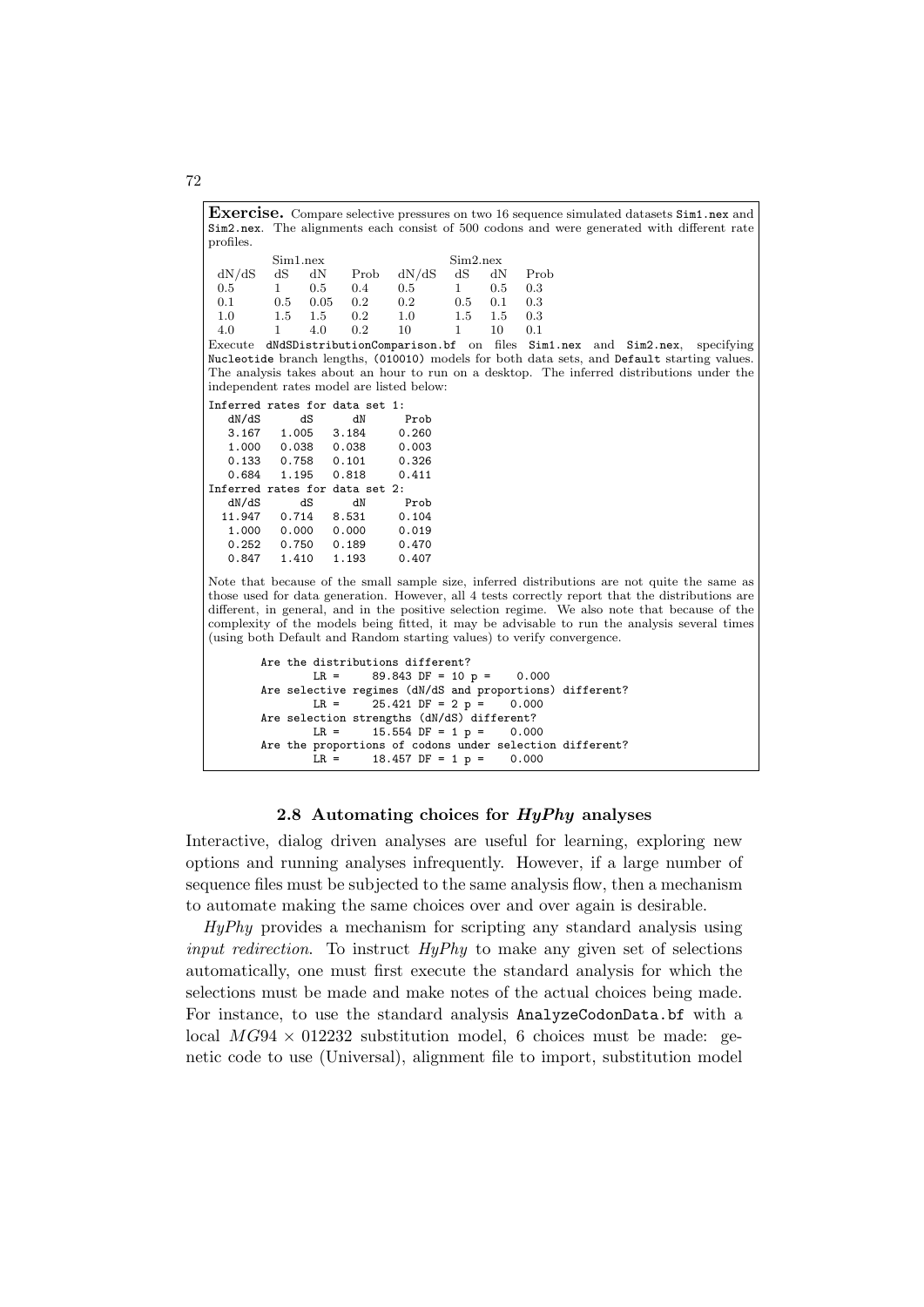**Exercise.** Compare selective pressures on two 16 sequence simulated datasets `Sim1.nex` and `Sim2.nex`. The alignments each consist of 500 codons and were generated with different rate profiles.

| Sim1.nex | | | | Sim2.nex | | | |
|---|---|---|---|---|---|---|---|
| dN/dS | dS | dN | Prob | dN/dS | dS | dN | Prob |
| 0.5 | 1 | 0.5 | 0.4 | 0.5 | 1 | 0.5 | 0.3 |
| 0.1 | 0.5 | 0.05 | 0.2 | 0.2 | 0.5 | 0.1 | 0.3 |
| 1.0 | 1.5 | 1.5 | 0.2 | 1.0 | 1.5 | 1.5 | 0.3 |
| 4.0 | 1 | 4.0 | 0.2 | 10 | 1 | 10 | 0.1 |

Execute `dNdSDistributionComparison.bf` on files `Sim1.nex` and `Sim2.nex`, specifying `Nucleotide` branch lengths, `(010010)` models for both data sets, and `Default` starting values. The analysis takes about an hour to run on a desktop. The inferred distributions under the independent rates model are listed below:

```
Inferred rates for data set 1:
   dN/dS      dS       dN      Prob
   3.167   1.005   3.184     0.260
   1.000   0.038   0.038     0.003
   0.133   0.758   0.101     0.326
   0.684   1.195   0.818     0.411
Inferred rates for data set 2:
   dN/dS      dS       dN      Prob
  11.947   0.714   8.531     0.104
   1.000   0.000   0.000     0.019
   0.252   0.750   0.189     0.470
   0.847   1.410   1.193     0.407
```

Note that because of the small sample size, inferred distributions are not quite the same as those used for data generation. However, all 4 tests correctly report that the distributions are different, in general, and in the positive selection regime. We also note that because of the complexity of the models being fitted, it may be advisable to run the analysis several times (using both Default and Random starting values) to verify convergence.

```
        Are the distributions different?
                LR =     89.843 DF = 10 p =    0.000
        Are selective regimes (dN/dS and proportions) different?
                LR =     25.421 DF = 2 p =    0.000
        Are selection strengths (dN/dS) different?
                LR =     15.554 DF = 1 p =    0.000
        Are the proportions of codons under selection different?
                LR =     18.457 DF = 1 p =    0.000
```

### 2.8 Automating choices for *HyPhy* analyses

Interactive, dialog driven analyses are useful for learning, exploring new options and running analyses infrequently. However, if a large number of sequence files must be subjected to the same analysis flow, then a mechanism to automate making the same choices over and over again is desirable.

*HyPhy* provides a mechanism for scripting any standard analysis using *input redirection*. To instruct *HyPhy* to make any given set of selections automatically, one must first execute the standard analysis for which the selections must be made and make notes of the actual choices being made. For instance, to use the standard analysis `AnalyzeCodonData.bf` with a local $MG94 \times 012232$ substitution model, 6 choices must be made: genetic code to use (Universal), alignment file to import, substitution model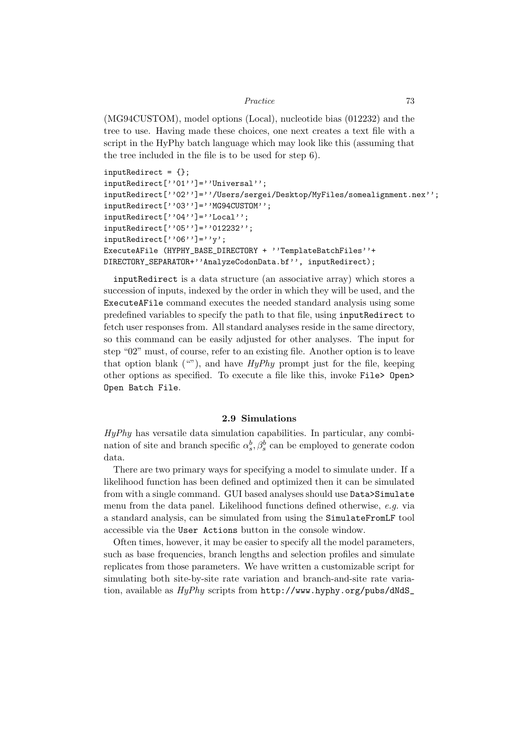(MG94CUSTOM), model options (Local), nucleotide bias (012232) and the tree to use. Having made these choices, one next creates a text file with a script in the HyPhy batch language which may look like this (assuming that the tree included in the file is to be used for step 6).

```
inputRedirect = {};
inputRedirect[''01'']=''Universal'';
inputRedirect[''02'']=''/Users/sergei/Desktop/MyFiles/somealignment.nex'';
inputRedirect[''03'']=''MG94CUSTOM'';
inputRedirect[''04'']=''Local'';
inputRedirect[''05'']=''012232'';
inputRedirect[''06'']=''y';
ExecuteAFile (HYPHY_BASE_DIRECTORY + ''TemplateBatchFiles''+
DIRECTORY_SEPARATOR+''AnalyzeCodonData.bf'', inputRedirect);
```

`inputRedirect` is a data structure (an associative array) which stores a succession of inputs, indexed by the order in which they will be used, and the `ExecuteAFile` command executes the needed standard analysis using some predefined variables to specify the path to that file, using `inputRedirect` to fetch user responses from. All standard analyses reside in the same directory, so this command can be easily adjusted for other analyses. The input for step "02" must, of course, refer to an existing file. Another option is to leave that option blank (""), and have *HyPhy* prompt just for the file, keeping other options as specified. To execute a file like this, invoke `File> Open> Open Batch File`.

### 2.9 Simulations

*HyPhy* has versatile data simulation capabilities. In particular, any combination of site and branch specific $\alpha_s^b, \beta_s^b$ can be employed to generate codon data.

There are two primary ways for specifying a model to simulate under. If a likelihood function has been defined and optimized then it can be simulated from with a single command. GUI based analyses should use `Data>Simulate` menu from the data panel. Likelihood functions defined otherwise, *e.g.* via a standard analysis, can be simulated from using the `SimulateFromLF` tool accessible via the `User Actions` button in the console window.

Often times, however, it may be easier to specify all the model parameters, such as base frequencies, branch lengths and selection profiles and simulate replicates from those parameters. We have written a customizable script for simulating both site-by-site rate variation and branch-and-site rate variation, available as *HyPhy* scripts from `http://www.hyphy.org/pubs/dNdS_`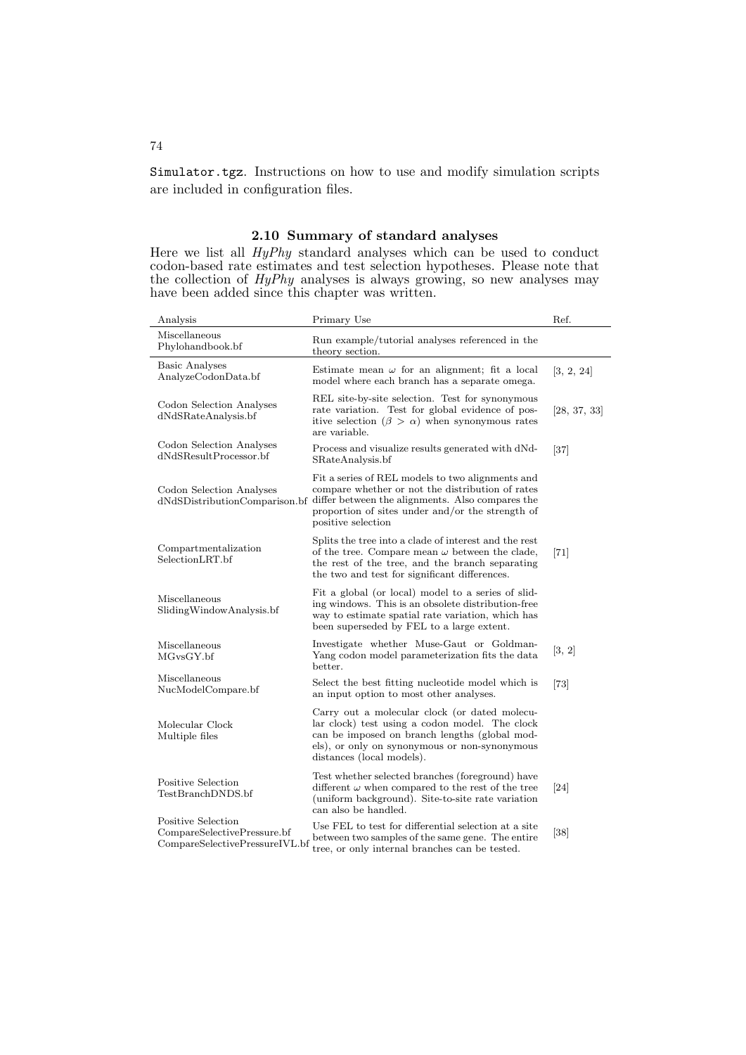Simulator.tgz. Instructions on how to use and modify simulation scripts are included in configuration files.

## 2.10 Summary of standard analyses

Here we list all *HyPhy* standard analyses which can be used to conduct codon-based rate estimates and test selection hypotheses. Please note that the collection of *HyPhy* analyses is always growing, so new analyses may have been added since this chapter was written.

| Analysis | Primary Use | Ref. |
|---|---|---|
| Miscellaneous<br>Phylohandbook.bf | Run example/tutorial analyses referenced in the theory section. | |
| Basic Analyses<br>AnalyzeCodonData.bf | Estimate mean $\omega$ for an alignment; fit a local model where each branch has a separate omega. | [3, 2, 24] |
| Codon Selection Analyses<br>dNdSRateAnalysis.bf | REL site-by-site selection. Test for synonymous rate variation. Test for global evidence of positive selection ($\beta > \alpha$) when synonymous rates are variable. | [28, 37, 33] |
| Codon Selection Analyses<br>dNdSResultProcessor.bf | Process and visualize results generated with dNdSRateAnalysis.bf | [37] |
| Codon Selection Analyses<br>dNdSDistributionComparison.bf | Fit a series of REL models to two alignments and compare whether or not the distribution of rates differ between the alignments. Also compares the proportion of sites under and/or the strength of positive selection | |
| Compartmentalization<br>SelectionLRT.bf | Splits the tree into a clade of interest and the rest of the tree. Compare mean $\omega$ between the clade, the rest of the tree, and the branch separating the two and test for significant differences. | [71] |
| Miscellaneous<br>SlidingWindowAnalysis.bf | Fit a global (or local) model to a series of sliding windows. This is an obsolete distribution-free way to estimate spatial rate variation, which has been superseded by FEL to a large extent. | |
| Miscellaneous<br>MGvsGY.bf | Investigate whether Muse-Gaut or Goldman-Yang codon model parameterization fits the data better. | [3, 2] |
| Miscellaneous<br>NucModelCompare.bf | Select the best fitting nucleotide model which is an input option to most other analyses. | [73] |
| Molecular Clock<br>Multiple files | Carry out a molecular clock (or dated molecular clock) test using a codon model. The clock can be imposed on branch lengths (global models), or only on synonymous or non-synonymous distances (local models). | |
| Positive Selection<br>TestBranchDNDS.bf | Test whether selected branches (foreground) have different $\omega$ when compared to the rest of the tree (uniform background). Site-to-site rate variation can also be handled. | [24] |
| Positive Selection<br>CompareSelectivePressure.bf<br>CompareSelectivePressureIVL.bf | Use FEL to test for differential selection at a site between two samples of the same gene. The entire tree, or only internal branches can be tested. | [38] |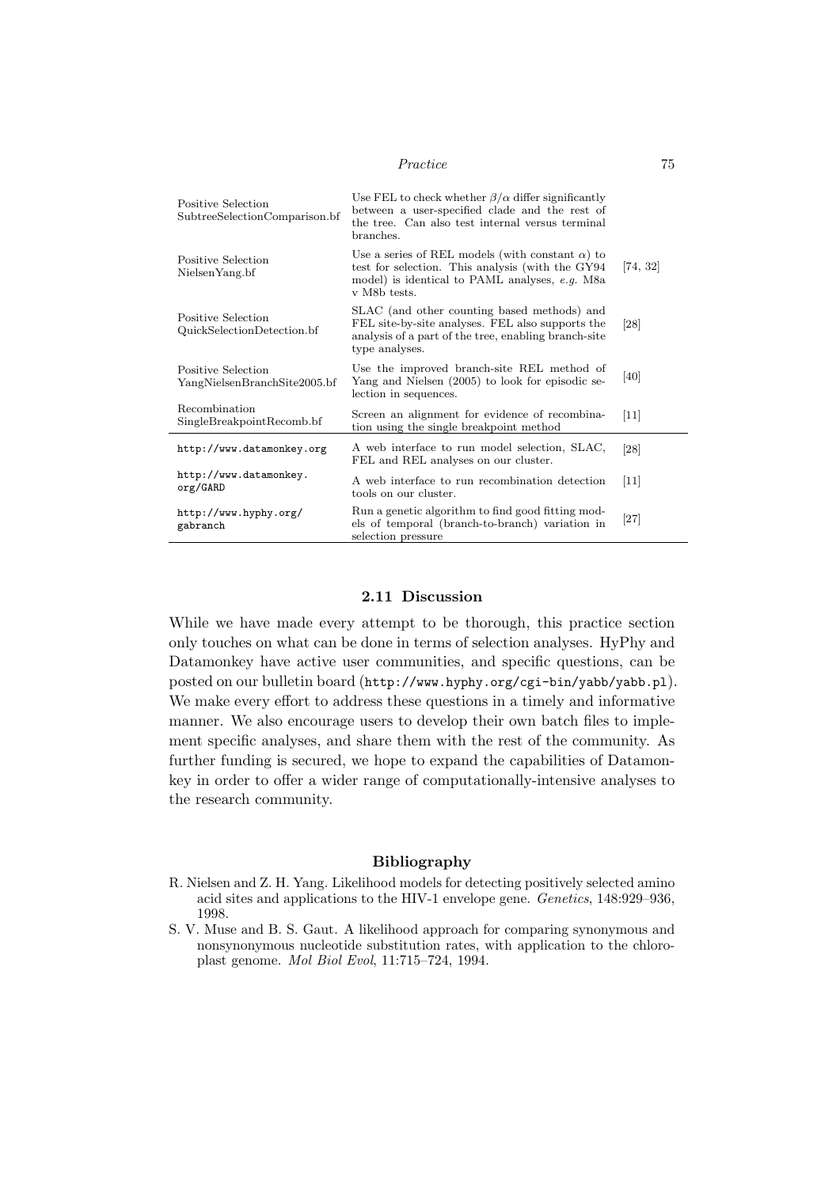| | | |
|---|---|---|
| Positive Selection SubtreeSelectionComparison.bf | Use FEL to check whether $\beta/\alpha$ differ significantly between a user-specified clade and the rest of the tree. Can also test internal versus terminal branches. | |
| Positive Selection NielsenYang.bf | Use a series of REL models (with constant $\alpha$) to test for selection. This analysis (with the GY94 model) is identical to PAML analyses, *e.g.* M8a v M8b tests. | [74, 32] |
| Positive Selection QuickSelectionDetection.bf | SLAC (and other counting based methods) and FEL site-by-site analyses. FEL also supports the analysis of a part of the tree, enabling branch-site type analyses. | [28] |
| Positive Selection YangNielsenBranchSite2005.bf | Use the improved branch-site REL method of Yang and Nielsen (2005) to look for episodic selection in sequences. | [40] |
| Recombination SingleBreakpointRecomb.bf | Screen an alignment for evidence of recombination using the single breakpoint method | [11] |
| `http://www.datamonkey.org` | A web interface to run model selection, SLAC, FEL and REL analyses on our cluster. | [28] |
| `http://www.datamonkey.org/GARD` | A web interface to run recombination detection tools on our cluster. | [11] |
| `http://www.hyphy.org/gabranch` | Run a genetic algorithm to find good fitting models of temporal (branch-to-branch) variation in selection pressure | [27] |

## 2.11 Discussion

While we have made every attempt to be thorough, this practice section only touches on what can be done in terms of selection analyses. HyPhy and Datamonkey have active user communities, and specific questions, can be posted on our bulletin board (`http://www.hyphy.org/cgi-bin/yabb/yabb.pl`). We make every effort to address these questions in a timely and informative manner. We also encourage users to develop their own batch files to implement specific analyses, and share them with the rest of the community. As further funding is secured, we hope to expand the capabilities of Datamonkey in order to offer a wider range of computationally-intensive analyses to the research community.

### Bibliography

R. Nielsen and Z. H. Yang. Likelihood models for detecting positively selected amino acid sites and applications to the HIV-1 envelope gene. *Genetics*, 148:929–936, 1998.

S. V. Muse and B. S. Gaut. A likelihood approach for comparing synonymous and nonsynonymous nucleotide substitution rates, with application to the chloroplast genome. *Mol Biol Evol*, 11:715–724, 1994.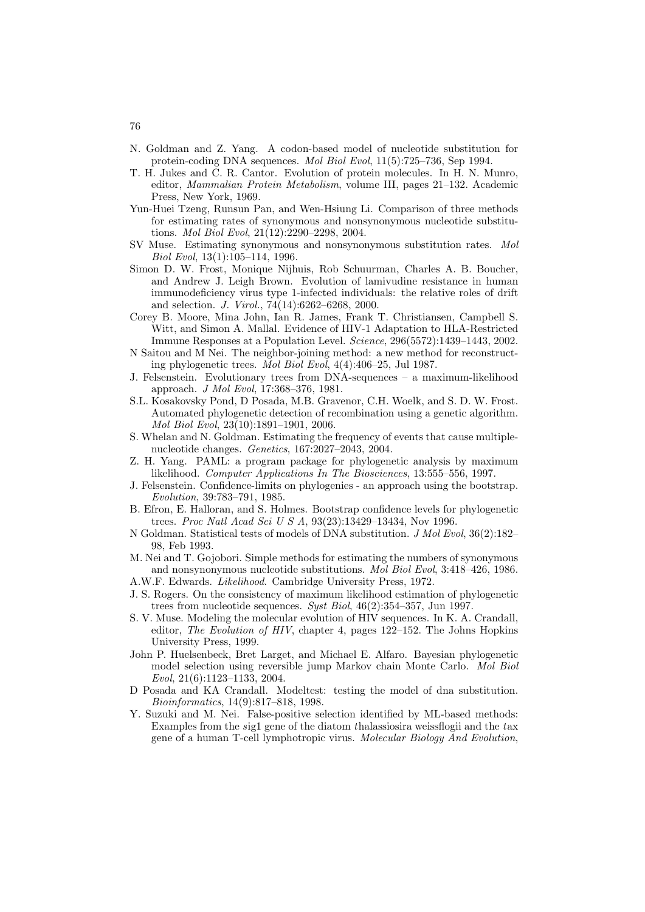N. Goldman and Z. Yang. A codon-based model of nucleotide substitution for protein-coding DNA sequences. *Mol Biol Evol*, 11(5):725–736, Sep 1994.

T. H. Jukes and C. R. Cantor. Evolution of protein molecules. In H. N. Munro, editor, *Mammalian Protein Metabolism*, volume III, pages 21–132. Academic Press, New York, 1969.

Yun-Huei Tzeng, Runsun Pan, and Wen-Hsiung Li. Comparison of three methods for estimating rates of synonymous and nonsynonymous nucleotide substitutions. *Mol Biol Evol*, 21(12):2290–2298, 2004.

SV Muse. Estimating synonymous and nonsynonymous substitution rates. *Mol Biol Evol*, 13(1):105–114, 1996.

Simon D. W. Frost, Monique Nijhuis, Rob Schuurman, Charles A. B. Boucher, and Andrew J. Leigh Brown. Evolution of lamivudine resistance in human immunodeficiency virus type 1-infected individuals: the relative roles of drift and selection. *J. Virol.*, 74(14):6262–6268, 2000.

Corey B. Moore, Mina John, Ian R. James, Frank T. Christiansen, Campbell S. Witt, and Simon A. Mallal. Evidence of HIV-1 Adaptation to HLA-Restricted Immune Responses at a Population Level. *Science*, 296(5572):1439–1443, 2002.

N Saitou and M Nei. The neighbor-joining method: a new method for reconstructing phylogenetic trees. *Mol Biol Evol*, 4(4):406–25, Jul 1987.

J. Felsenstein. Evolutionary trees from DNA-sequences – a maximum-likelihood approach. *J Mol Evol*, 17:368–376, 1981.

S.L. Kosakovsky Pond, D Posada, M.B. Gravenor, C.H. Woelk, and S. D. W. Frost. Automated phylogenetic detection of recombination using a genetic algorithm. *Mol Biol Evol*, 23(10):1891–1901, 2006.

S. Whelan and N. Goldman. Estimating the frequency of events that cause multiple-nucleotide changes. *Genetics*, 167:2027–2043, 2004.

Z. H. Yang. PAML: a program package for phylogenetic analysis by maximum likelihood. *Computer Applications In The Biosciences*, 13:555–556, 1997.

J. Felsenstein. Confidence-limits on phylogenies - an approach using the bootstrap. *Evolution*, 39:783–791, 1985.

B. Efron, E. Halloran, and S. Holmes. Bootstrap confidence levels for phylogenetic trees. *Proc Natl Acad Sci U S A*, 93(23):13429–13434, Nov 1996.

N Goldman. Statistical tests of models of DNA substitution. *J Mol Evol*, 36(2):182–98, Feb 1993.

M. Nei and T. Gojobori. Simple methods for estimating the numbers of synonymous and nonsynonymous nucleotide substitutions. *Mol Biol Evol*, 3:418–426, 1986.

A.W.F. Edwards. *Likelihood*. Cambridge University Press, 1972.

J. S. Rogers. On the consistency of maximum likelihood estimation of phylogenetic trees from nucleotide sequences. *Syst Biol*, 46(2):354–357, Jun 1997.

S. V. Muse. Modeling the molecular evolution of HIV sequences. In K. A. Crandall, editor, *The Evolution of HIV*, chapter 4, pages 122–152. The Johns Hopkins University Press, 1999.

John P. Huelsenbeck, Bret Larget, and Michael E. Alfaro. Bayesian phylogenetic model selection using reversible jump Markov chain Monte Carlo. *Mol Biol Evol*, 21(6):1123–1133, 2004.

D Posada and KA Crandall. Modeltest: testing the model of dna substitution. *Bioinformatics*, 14(9):817–818, 1998.

Y. Suzuki and M. Nei. False-positive selection identified by ML-based methods: Examples from the *s*ig1 gene of the diatom *t*halassiosira weissflogii and the *t*ax gene of a human T-cell lymphotropic virus. *Molecular Biology And Evolution*,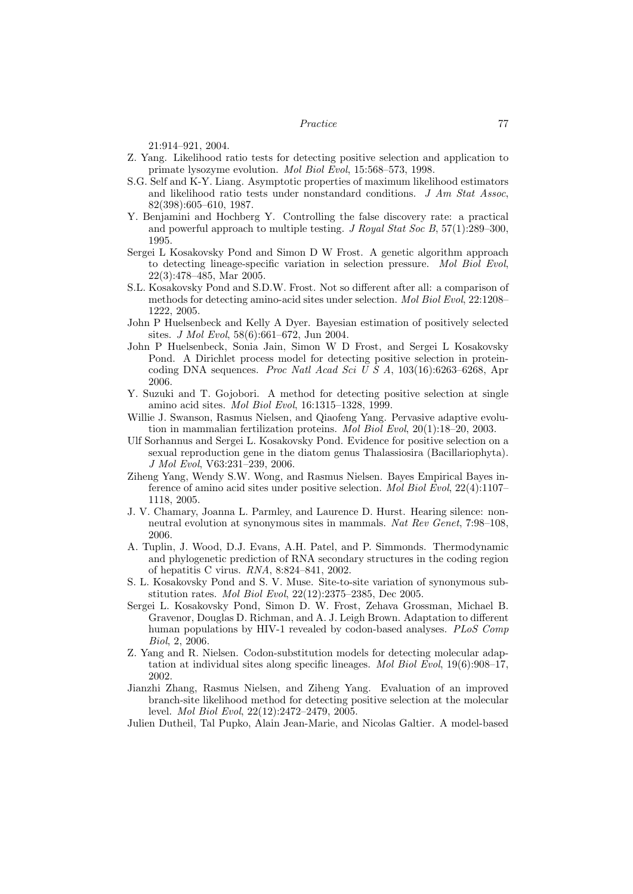21:914–921, 2004.

Z. Yang. Likelihood ratio tests for detecting positive selection and application to primate lysozyme evolution. *Mol Biol Evol*, 15:568–573, 1998.

S.G. Self and K-Y. Liang. Asymptotic properties of maximum likelihood estimators and likelihood ratio tests under nonstandard conditions. *J Am Stat Assoc*, 82(398):605–610, 1987.

Y. Benjamini and Hochberg Y. Controlling the false discovery rate: a practical and powerful approach to multiple testing. *J Royal Stat Soc B*, 57(1):289–300, 1995.

Sergei L Kosakovsky Pond and Simon D W Frost. A genetic algorithm approach to detecting lineage-specific variation in selection pressure. *Mol Biol Evol*, 22(3):478–485, Mar 2005.

S.L. Kosakovsky Pond and S.D.W. Frost. Not so different after all: a comparison of methods for detecting amino-acid sites under selection. *Mol Biol Evol*, 22:1208–1222, 2005.

John P Huelsenbeck and Kelly A Dyer. Bayesian estimation of positively selected sites. *J Mol Evol*, 58(6):661–672, Jun 2004.

John P Huelsenbeck, Sonia Jain, Simon W D Frost, and Sergei L Kosakovsky Pond. A Dirichlet process model for detecting positive selection in protein-coding DNA sequences. *Proc Natl Acad Sci U S A*, 103(16):6263–6268, Apr 2006.

Y. Suzuki and T. Gojobori. A method for detecting positive selection at single amino acid sites. *Mol Biol Evol*, 16:1315–1328, 1999.

Willie J. Swanson, Rasmus Nielsen, and Qiaofeng Yang. Pervasive adaptive evolution in mammalian fertilization proteins. *Mol Biol Evol*, 20(1):18–20, 2003.

Ulf Sorhannus and Sergei L. Kosakovsky Pond. Evidence for positive selection on a sexual reproduction gene in the diatom genus Thalassiosira (Bacillariophyta). *J Mol Evol*, V63:231–239, 2006.

Ziheng Yang, Wendy S.W. Wong, and Rasmus Nielsen. Bayes Empirical Bayes inference of amino acid sites under positive selection. *Mol Biol Evol*, 22(4):1107–1118, 2005.

J. V. Chamary, Joanna L. Parmley, and Laurence D. Hurst. Hearing silence: non-neutral evolution at synonymous sites in mammals. *Nat Rev Genet*, 7:98–108, 2006.

A. Tuplin, J. Wood, D.J. Evans, A.H. Patel, and P. Simmonds. Thermodynamic and phylogenetic prediction of RNA secondary structures in the coding region of hepatitis C virus. *RNA*, 8:824–841, 2002.

S. L. Kosakovsky Pond and S. V. Muse. Site-to-site variation of synonymous substitution rates. *Mol Biol Evol*, 22(12):2375–2385, Dec 2005.

Sergei L. Kosakovsky Pond, Simon D. W. Frost, Zehava Grossman, Michael B. Gravenor, Douglas D. Richman, and A. J. Leigh Brown. Adaptation to different human populations by HIV-1 revealed by codon-based analyses. *PLoS Comp Biol*, 2, 2006.

Z. Yang and R. Nielsen. Codon-substitution models for detecting molecular adaptation at individual sites along specific lineages. *Mol Biol Evol*, 19(6):908–17, 2002.

Jianzhi Zhang, Rasmus Nielsen, and Ziheng Yang. Evaluation of an improved branch-site likelihood method for detecting positive selection at the molecular level. *Mol Biol Evol*, 22(12):2472–2479, 2005.

Julien Dutheil, Tal Pupko, Alain Jean-Marie, and Nicolas Galtier. A model-based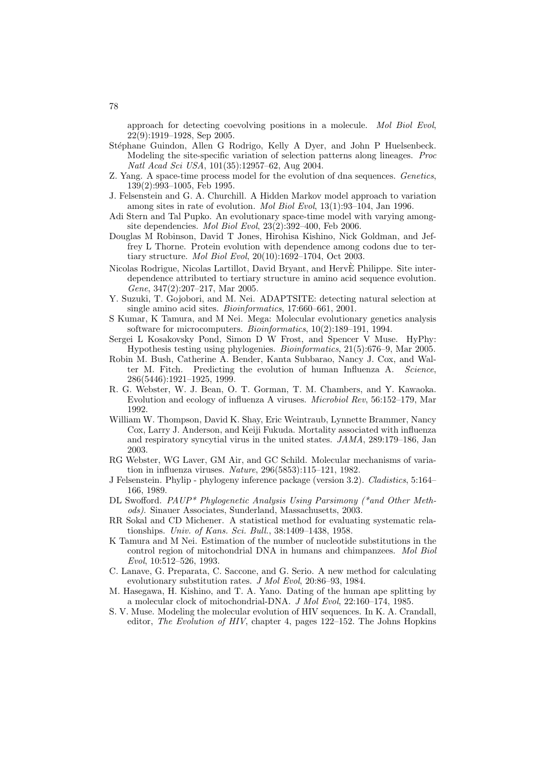approach for detecting coevolving positions in a molecule. *Mol Biol Evol*, 22(9):1919–1928, Sep 2005.

Stéphane Guindon, Allen G Rodrigo, Kelly A Dyer, and John P Huelsenbeck. Modeling the site-specific variation of selection patterns along lineages. *Proc Natl Acad Sci USA*, 101(35):12957–62, Aug 2004.

Z. Yang. A space-time process model for the evolution of dna sequences. *Genetics*, 139(2):993–1005, Feb 1995.

J. Felsenstein and G. A. Churchill. A Hidden Markov model approach to variation among sites in rate of evolution. *Mol Biol Evol*, 13(1):93–104, Jan 1996.

Adi Stern and Tal Pupko. An evolutionary space-time model with varying among-site dependencies. *Mol Biol Evol*, 23(2):392–400, Feb 2006.

Douglas M Robinson, David T Jones, Hirohisa Kishino, Nick Goldman, and Jeffrey L Thorne. Protein evolution with dependence among codons due to tertiary structure. *Mol Biol Evol*, 20(10):1692–1704, Oct 2003.

Nicolas Rodrigue, Nicolas Lartillot, David Bryant, and HervÈ Philippe. Site interdependence attributed to tertiary structure in amino acid sequence evolution. *Gene*, 347(2):207–217, Mar 2005.

Y. Suzuki, T. Gojobori, and M. Nei. ADAPTSITE: detecting natural selection at single amino acid sites. *Bioinformatics*, 17:660–661, 2001.

S Kumar, K Tamura, and M Nei. Mega: Molecular evolutionary genetics analysis software for microcomputers. *Bioinformatics*, 10(2):189–191, 1994.

Sergei L Kosakovsky Pond, Simon D W Frost, and Spencer V Muse. HyPhy: Hypothesis testing using phylogenies. *Bioinformatics*, 21(5):676–9, Mar 2005.

Robin M. Bush, Catherine A. Bender, Kanta Subbarao, Nancy J. Cox, and Walter M. Fitch. Predicting the evolution of human Influenza A. *Science*, 286(5446):1921–1925, 1999.

R. G. Webster, W. J. Bean, O. T. Gorman, T. M. Chambers, and Y. Kawaoka. Evolution and ecology of influenza A viruses. *Microbiol Rev*, 56:152–179, Mar 1992.

William W. Thompson, David K. Shay, Eric Weintraub, Lynnette Brammer, Nancy Cox, Larry J. Anderson, and Keiji Fukuda. Mortality associated with influenza and respiratory syncytial virus in the united states. *JAMA*, 289:179–186, Jan 2003.

RG Webster, WG Laver, GM Air, and GC Schild. Molecular mechanisms of variation in influenza viruses. *Nature*, 296(5853):115–121, 1982.

J Felsenstein. Phylip - phylogeny inference package (version 3.2). *Cladistics*, 5:164–166, 1989.

DL Swofford. *PAUP* Phylogenetic Analysis Using Parsimony (*and Other Methods)*. Sinauer Associates, Sunderland, Massachusetts, 2003.

RR Sokal and CD Michener. A statistical method for evaluating systematic relationships. *Univ. of Kans. Sci. Bull.*, 38:1409–1438, 1958.

K Tamura and M Nei. Estimation of the number of nucleotide substitutions in the control region of mitochondrial DNA in humans and chimpanzees. *Mol Biol Evol*, 10:512–526, 1993.

C. Lanave, G. Preparata, C. Saccone, and G. Serio. A new method for calculating evolutionary substitution rates. *J Mol Evol*, 20:86–93, 1984.

M. Hasegawa, H. Kishino, and T. A. Yano. Dating of the human ape splitting by a molecular clock of mitochondrial-DNA. *J Mol Evol*, 22:160–174, 1985.

S. V. Muse. Modeling the molecular evolution of HIV sequences. In K. A. Crandall, editor, *The Evolution of HIV*, chapter 4, pages 122–152. The Johns Hopkins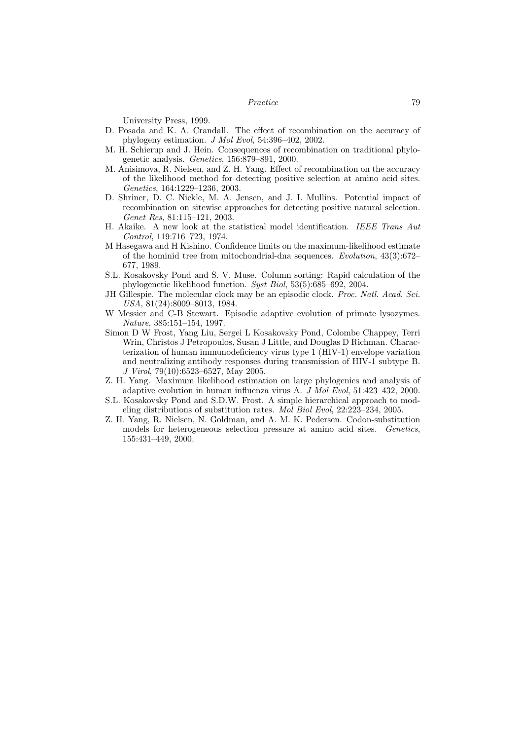University Press, 1999.

D. Posada and K. A. Crandall. The effect of recombination on the accuracy of phylogeny estimation. *J Mol Evol*, 54:396–402, 2002.

M. H. Schierup and J. Hein. Consequences of recombination on traditional phylogenetic analysis. *Genetics*, 156:879–891, 2000.

M. Anisimova, R. Nielsen, and Z. H. Yang. Effect of recombination on the accuracy of the likelihood method for detecting positive selection at amino acid sites. *Genetics*, 164:1229–1236, 2003.

D. Shriner, D. C. Nickle, M. A. Jensen, and J. I. Mullins. Potential impact of recombination on sitewise approaches for detecting positive natural selection. *Genet Res*, 81:115–121, 2003.

H. Akaike. A new look at the statistical model identification. *IEEE Trans Aut Control*, 119:716–723, 1974.

M Hasegawa and H Kishino. Confidence limits on the maximum-likelihood estimate of the hominid tree from mitochondrial-dna sequences. *Evolution*, 43(3):672–677, 1989.

S.L. Kosakovsky Pond and S. V. Muse. Column sorting: Rapid calculation of the phylogenetic likelihood function. *Syst Biol*, 53(5):685–692, 2004.

JH Gillespie. The molecular clock may be an episodic clock. *Proc. Natl. Acad. Sci. USA*, 81(24):8009–8013, 1984.

W Messier and C-B Stewart. Episodic adaptive evolution of primate lysozymes. *Nature*, 385:151–154, 1997.

Simon D W Frost, Yang Liu, Sergei L Kosakovsky Pond, Colombe Chappey, Terri Wrin, Christos J Petropoulos, Susan J Little, and Douglas D Richman. Characterization of human immunodeficiency virus type 1 (HIV-1) envelope variation and neutralizing antibody responses during transmission of HIV-1 subtype B. *J Virol*, 79(10):6523–6527, May 2005.

Z. H. Yang. Maximum likelihood estimation on large phylogenies and analysis of adaptive evolution in human influenza virus A. *J Mol Evol*, 51:423–432, 2000.

S.L. Kosakovsky Pond and S.D.W. Frost. A simple hierarchical approach to modeling distributions of substitution rates. *Mol Biol Evol*, 22:223–234, 2005.

Z. H. Yang, R. Nielsen, N. Goldman, and A. M. K. Pedersen. Codon-substitution models for heterogeneous selection pressure at amino acid sites. *Genetics*, 155:431–449, 2000.